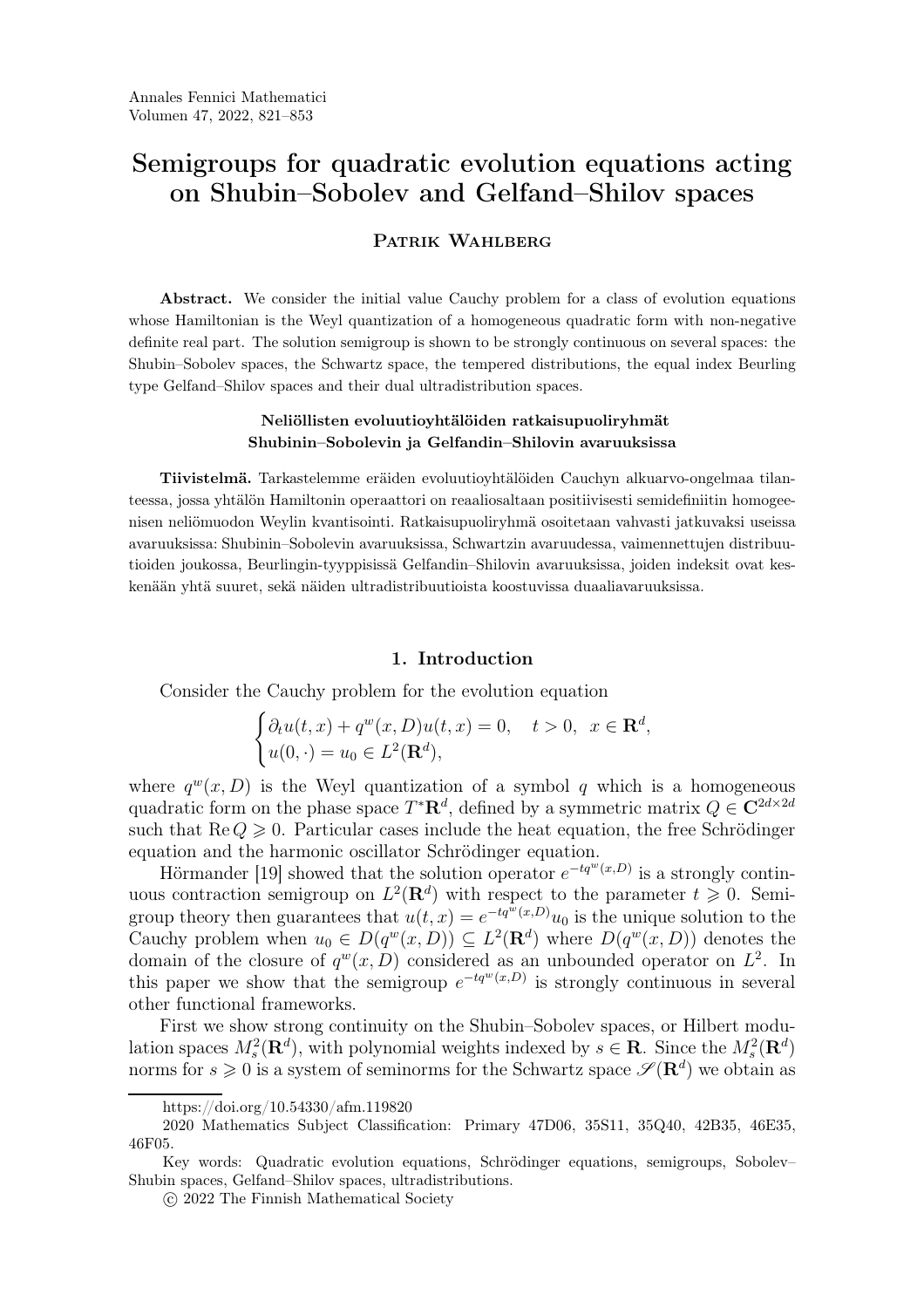# Semigroups for quadratic evolution equations acting on Shubin–Sobolev and Gelfand–Shilov spaces

**Patrik Wahlberg**

**Abstract.** We consider the initial value Cauchy problem for a class of evolution equations whose Hamiltonian is the Weyl quantization of a homogeneous quadratic form with non-negative definite real part. The solution semigroup is shown to be strongly continuous on several spaces: the Shubin–Sobolev spaces, the Schwartz space, the tempered distributions, the equal index Beurling type Gelfand–Shilov spaces and their dual ultradistribution spaces.

**Neliöllisten evoluutioyhtälöiden ratkaisupuoliryhmät Shubinin–Sobolevin ja Gelfandin–Shilovin avaruuksissa**

**Tiivistelmä.** Tarkastelemme eräiden evoluutioyhtälöiden Cauchyn alkuarvo-ongelmaa tilanteessa, jossa yhtälön Hamiltonin operaattori on reaaliosaltaan positiivisesti semidefiniitin homogeenisen neliömuodon Weylin kvantisointi. Ratkaisupuoliryhmä osoitetaan vahvasti jatkuvaksi useissa avaruuksissa: Shubinin–Sobolevin avaruuksissa, Schwartzin avaruudessa, vaimennettujen distribuutioiden joukossa, Beurlingin-tyyppisissä Gelfandin–Shilovin avaruuksissa, joiden indeksit ovat keskenään yhtä suuret, sekä näiden ultradistribuutioista koostuvissa duaaliavaruuksissa.

## 1. Introduction

Consider the Cauchy problem for the evolution equation

$$\begin{cases} \partial_t u(t,x) + q^w(x,D)u(t,x) = 0, \quad t > 0, \ x \in \mathbf{R}^d, \\ u(0,\cdot) = u_0 \in L^2(\mathbf{R}^d), \end{cases}$$

where $q^w(x,D)$ is the Weyl quantization of a symbol $q$ which is a homogeneous quadratic form on the phase space $T^*\mathbf{R}^d$, defined by a symmetric matrix $Q \in \mathbf{C}^{2d \times 2d}$ such that $\operatorname{Re} Q \geqslant 0$. Particular cases include the heat equation, the free Schrödinger equation and the harmonic oscillator Schrödinger equation.

Hörmander [19] showed that the solution operator $e^{-tq^w(x,D)}$ is a strongly continuous contraction semigroup on $L^2(\mathbf{R}^d)$ with respect to the parameter $t \geqslant 0$. Semigroup theory then guarantees that $u(t,x) = e^{-tq^w(x,D)}u_0$ is the unique solution to the Cauchy problem when $u_0 \in D(q^w(x,D)) \subseteq L^2(\mathbf{R}^d)$ where $D(q^w(x,D))$ denotes the domain of the closure of $q^w(x,D)$ considered as an unbounded operator on $L^2$. In this paper we show that the semigroup $e^{-tq^w(x,D)}$ is strongly continuous in several other functional frameworks.

First we show strong continuity on the Shubin–Sobolev spaces, or Hilbert modulation spaces $M_s^2(\mathbf{R}^d)$, with polynomial weights indexed by $s \in \mathbf{R}$. Since the $M_s^2(\mathbf{R}^d)$ norms for $s \geqslant 0$ is a system of seminorms for the Schwartz space $\mathscr{S}(\mathbf{R}^d)$ we obtain as

https://doi.org/10.54330/afm.119820

2020 Mathematics Subject Classification: Primary 47D06, 35S11, 35Q40, 42B35, 46E35, 46F05.

Key words: Quadratic evolution equations, Schrödinger equations, semigroups, Sobolev–Shubin spaces, Gelfand–Shilov spaces, ultradistributions.

© 2022 The Finnish Mathematical Society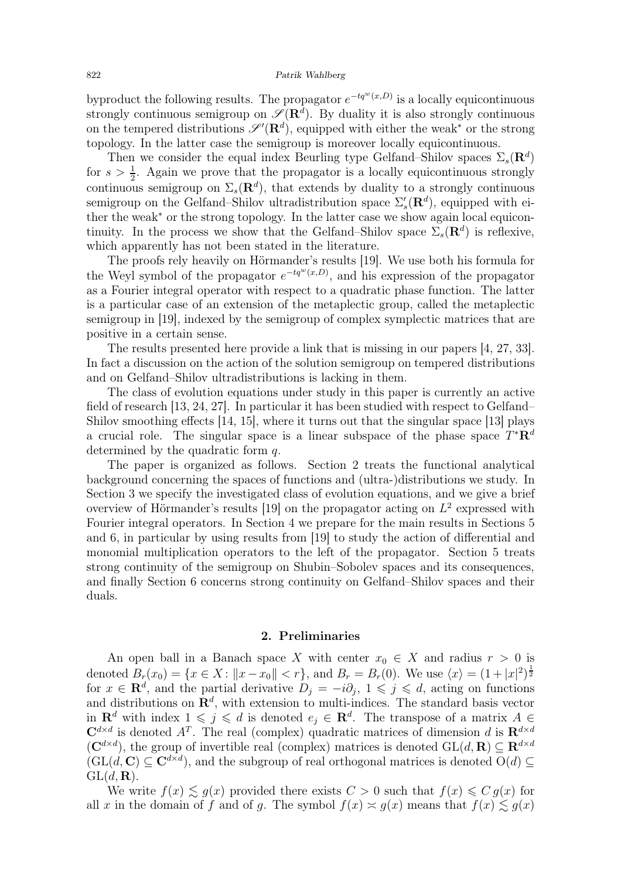byproduct the following results. The propagator $e^{-tq^w(x,D)}$ is a locally equicontinuous strongly continuous semigroup on $\mathscr{S}(\mathbf{R}^d)$. By duality it is also strongly continuous on the tempered distributions $\mathscr{S}'(\mathbf{R}^d)$, equipped with either the weak$^*$ or the strong topology. In the latter case the semigroup is moreover locally equicontinuous.

Then we consider the equal index Beurling type Gelfand–Shilov spaces $\Sigma_s(\mathbf{R}^d)$ for $s > \frac{1}{2}$. Again we prove that the propagator is a locally equicontinuous strongly continuous semigroup on $\Sigma_s(\mathbf{R}^d)$, that extends by duality to a strongly continuous semigroup on the Gelfand–Shilov ultradistribution space $\Sigma_s'(\mathbf{R}^d)$, equipped with either the weak$^*$ or the strong topology. In the latter case we show again local equicontinuity. In the process we show that the Gelfand–Shilov space $\Sigma_s(\mathbf{R}^d)$ is reflexive, which apparently has not been stated in the literature.

The proofs rely heavily on Hörmander's results [19]. We use both his formula for the Weyl symbol of the propagator $e^{-tq^w(x,D)}$, and his expression of the propagator as a Fourier integral operator with respect to a quadratic phase function. The latter is a particular case of an extension of the metaplectic group, called the metaplectic semigroup in [19], indexed by the semigroup of complex symplectic matrices that are positive in a certain sense.

The results presented here provide a link that is missing in our papers [4, 27, 33]. In fact a discussion on the action of the solution semigroup on tempered distributions and on Gelfand–Shilov ultradistributions is lacking in them.

The class of evolution equations under study in this paper is currently an active field of research [13, 24, 27]. In particular it has been studied with respect to Gelfand–Shilov smoothing effects [14, 15], where it turns out that the singular space [13] plays a crucial role. The singular space is a linear subspace of the phase space $T^*\mathbf{R}^d$ determined by the quadratic form $q$.

The paper is organized as follows. Section 2 treats the functional analytical background concerning the spaces of functions and (ultra-)distributions we study. In Section 3 we specify the investigated class of evolution equations, and we give a brief overview of Hörmander's results [19] on the propagator acting on $L^2$ expressed with Fourier integral operators. In Section 4 we prepare for the main results in Sections 5 and 6, in particular by using results from [19] to study the action of differential and monomial multiplication operators to the left of the propagator. Section 5 treats strong continuity of the semigroup on Shubin–Sobolev spaces and its consequences, and finally Section 6 concerns strong continuity on Gelfand–Shilov spaces and their duals.

## 2. Preliminaries

An open ball in a Banach space $X$ with center $x_0 \in X$ and radius $r > 0$ is denoted $B_r(x_0) = \{x \in X : \|x - x_0\| < r\}$, and $B_r = B_r(0)$. We use $\langle x \rangle = (1 + |x|^2)^{\frac{1}{2}}$ for $x \in \mathbf{R}^d$, and the partial derivative $D_j = -i\partial_j$, $1 \leqslant j \leqslant d$, acting on functions and distributions on $\mathbf{R}^d$, with extension to multi-indices. The standard basis vector in $\mathbf{R}^d$ with index $1 \leqslant j \leqslant d$ is denoted $e_j \in \mathbf{R}^d$. The transpose of a matrix $A \in \mathbf{C}^{d\times d}$ is denoted $A^T$. The real (complex) quadratic matrices of dimension $d$ is $\mathbf{R}^{d\times d}$ ($\mathbf{C}^{d\times d}$), the group of invertible real (complex) matrices is denoted $\mathrm{GL}(d, \mathbf{R}) \subseteq \mathbf{R}^{d\times d}$ ($\mathrm{GL}(d, \mathbf{C}) \subseteq \mathbf{C}^{d\times d}$), and the subgroup of real orthogonal matrices is denoted $\mathrm{O}(d) \subseteq \mathrm{GL}(d, \mathbf{R})$.

We write $f(x) \lesssim g(x)$ provided there exists $C > 0$ such that $f(x) \leqslant C\, g(x)$ for all $x$ in the domain of $f$ and of $g$. The symbol $f(x) \asymp g(x)$ means that $f(x) \lesssim g(x)$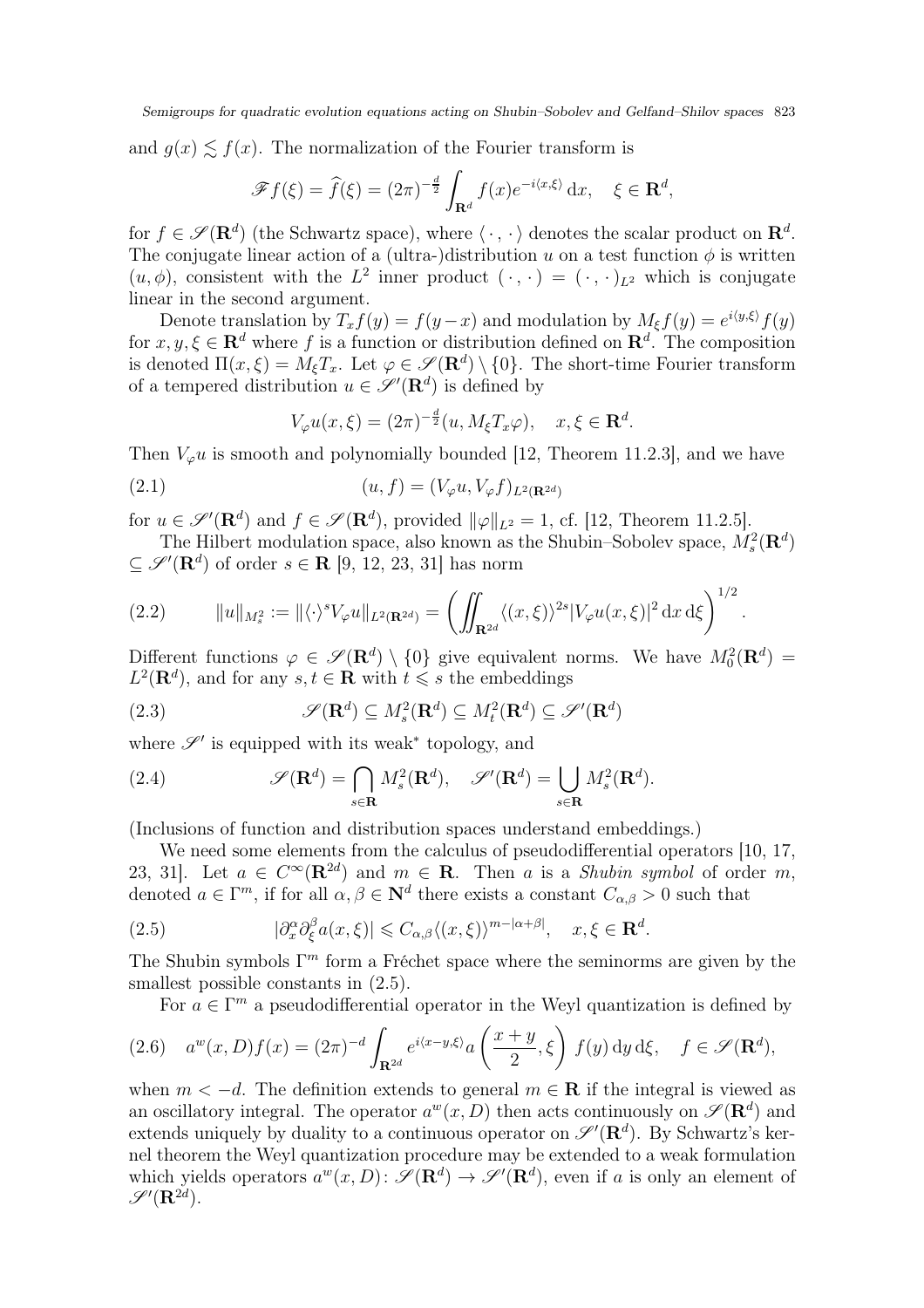and $g(x) \lesssim f(x)$. The normalization of the Fourier transform is

$$\mathscr{F} f(\xi) = \widehat{f}(\xi) = (2\pi)^{-\frac{d}{2}} \int_{\mathbf{R}^d} f(x) e^{-i\langle x, \xi \rangle} \, \mathrm{d}x, \quad \xi \in \mathbf{R}^d,$$

for $f \in \mathscr{S}(\mathbf{R}^d)$ (the Schwartz space), where $\langle \cdot, \cdot \rangle$ denotes the scalar product on $\mathbf{R}^d$. The conjugate linear action of a (ultra-)distribution $u$ on a test function $\phi$ is written $(u, \phi)$, consistent with the $L^2$ inner product $(\cdot, \cdot) = (\cdot, \cdot)_{L^2}$ which is conjugate linear in the second argument.

Denote translation by $T_x f(y) = f(y - x)$ and modulation by $M_\xi f(y) = e^{i\langle y, \xi \rangle} f(y)$ for $x, y, \xi \in \mathbf{R}^d$ where $f$ is a function or distribution defined on $\mathbf{R}^d$. The composition is denoted $\Pi(x, \xi) = M_\xi T_x$. Let $\varphi \in \mathscr{S}(\mathbf{R}^d) \setminus \{0\}$. The short-time Fourier transform of a tempered distribution $u \in \mathscr{S}'(\mathbf{R}^d)$ is defined by

$$V_\varphi u(x, \xi) = (2\pi)^{-\frac{d}{2}} (u, M_\xi T_x \varphi), \quad x, \xi \in \mathbf{R}^d.$$

Then $V_\varphi u$ is smooth and polynomially bounded [12, Theorem 11.2.3], and we have

$$(u, f) = (V_\varphi u, V_\varphi f)_{L^2(\mathbf{R}^{2d})} \tag{2.1}$$

for $u \in \mathscr{S}'(\mathbf{R}^d)$ and $f \in \mathscr{S}(\mathbf{R}^d)$, provided $\|\varphi\|_{L^2} = 1$, cf. [12, Theorem 11.2.5].

The Hilbert modulation space, also known as the Shubin–Sobolev space, $M_s^2(\mathbf{R}^d) \subseteq \mathscr{S}'(\mathbf{R}^d)$ of order $s \in \mathbf{R}$ [9, 12, 23, 31] has norm

$$\|u\|_{M_s^2} := \|\langle \cdot \rangle^s V_\varphi u\|_{L^2(\mathbf{R}^{2d})} = \left( \iint_{\mathbf{R}^{2d}} \langle (x, \xi) \rangle^{2s} |V_\varphi u(x, \xi)|^2 \, \mathrm{d}x \, \mathrm{d}\xi \right)^{1/2}. \tag{2.2}$$

Different functions $\varphi \in \mathscr{S}(\mathbf{R}^d) \setminus \{0\}$ give equivalent norms. We have $M_0^2(\mathbf{R}^d) = L^2(\mathbf{R}^d)$, and for any $s, t \in \mathbf{R}$ with $t \leqslant s$ the embeddings

$$\mathscr{S}(\mathbf{R}^d) \subseteq M_s^2(\mathbf{R}^d) \subseteq M_t^2(\mathbf{R}^d) \subseteq \mathscr{S}'(\mathbf{R}^d) \tag{2.3}$$

where $\mathscr{S}'$ is equipped with its weak$^*$ topology, and

$$\mathscr{S}(\mathbf{R}^d) = \bigcap_{s \in \mathbf{R}} M_s^2(\mathbf{R}^d), \quad \mathscr{S}'(\mathbf{R}^d) = \bigcup_{s \in \mathbf{R}} M_s^2(\mathbf{R}^d). \tag{2.4}$$

(Inclusions of function and distribution spaces understand embeddings.)

We need some elements from the calculus of pseudodifferential operators [10, 17, 23, 31]. Let $a \in C^\infty(\mathbf{R}^{2d})$ and $m \in \mathbf{R}$. Then $a$ is a *Shubin symbol* of order $m$, denoted $a \in \Gamma^m$, if for all $\alpha, \beta \in \mathbf{N}^d$ there exists a constant $C_{\alpha,\beta} > 0$ such that

$$|\partial_x^\alpha \partial_\xi^\beta a(x, \xi)| \leqslant C_{\alpha,\beta} \langle (x, \xi) \rangle^{m - |\alpha + \beta|}, \quad x, \xi \in \mathbf{R}^d. \tag{2.5}$$

The Shubin symbols $\Gamma^m$ form a Fréchet space where the seminorms are given by the smallest possible constants in (2.5).

For $a \in \Gamma^m$ a pseudodifferential operator in the Weyl quantization is defined by

$$a^w(x, D) f(x) = (2\pi)^{-d} \int_{\mathbf{R}^{2d}} e^{i\langle x - y, \xi \rangle} a\left( \frac{x + y}{2}, \xi \right) f(y) \, \mathrm{d}y \, \mathrm{d}\xi, \quad f \in \mathscr{S}(\mathbf{R}^d), \tag{2.6}$$

when $m < -d$. The definition extends to general $m \in \mathbf{R}$ if the integral is viewed as an oscillatory integral. The operator $a^w(x, D)$ then acts continuously on $\mathscr{S}(\mathbf{R}^d)$ and extends uniquely by duality to a continuous operator on $\mathscr{S}'(\mathbf{R}^d)$. By Schwartz's kernel theorem the Weyl quantization procedure may be extended to a weak formulation which yields operators $a^w(x, D) \colon \mathscr{S}(\mathbf{R}^d) \to \mathscr{S}'(\mathbf{R}^d)$, even if $a$ is only an element of $\mathscr{S}'(\mathbf{R}^{2d})$.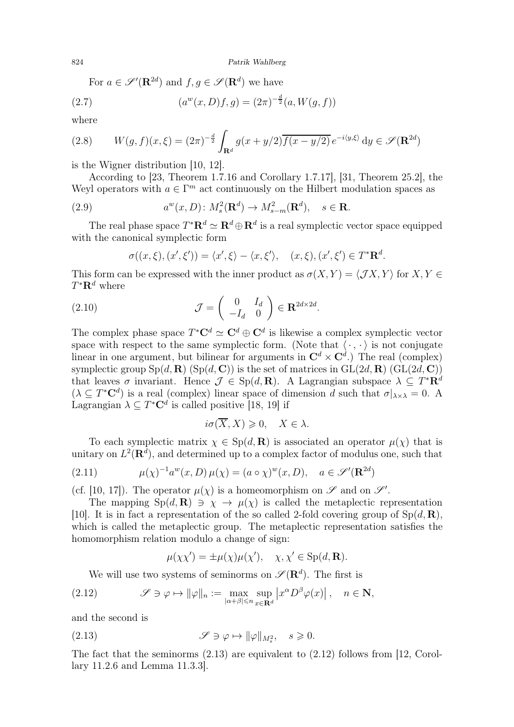For $a \in \mathscr{S}'(\mathbf{R}^{2d})$ and $f, g \in \mathscr{S}(\mathbf{R}^d)$ we have

$$(a^w(x,D)f, g) = (2\pi)^{-\frac{d}{2}}(a, W(g,f)) \tag{2.7}$$

where

$$W(g,f)(x,\xi) = (2\pi)^{-\frac{d}{2}} \int_{\mathbf{R}^d} g(x+y/2)\overline{f(x-y/2)}\, e^{-i\langle y,\xi\rangle}\, \mathrm{d}y \in \mathscr{S}(\mathbf{R}^{2d}) \tag{2.8}$$

is the Wigner distribution [10, 12].

According to [23, Theorem 1.7.16 and Corollary 1.7.17], [31, Theorem 25.2], the Weyl operators with $a \in \Gamma^m$ act continuously on the Hilbert modulation spaces as

$$a^w(x,D)\colon M_s^2(\mathbf{R}^d) \to M_{s-m}^2(\mathbf{R}^d), \quad s \in \mathbf{R}. \tag{2.9}$$

The real phase space $T^*\mathbf{R}^d \simeq \mathbf{R}^d \oplus \mathbf{R}^d$ is a real symplectic vector space equipped with the canonical symplectic form

$$\sigma((x,\xi),(x',\xi')) = \langle x', \xi\rangle - \langle x, \xi'\rangle, \quad (x,\xi),(x',\xi') \in T^*\mathbf{R}^d.$$

This form can be expressed with the inner product as $\sigma(X,Y) = \langle \mathcal{J}X, Y\rangle$ for $X, Y \in T^*\mathbf{R}^d$ where

$$\mathcal{J} = \begin{pmatrix} 0 & I_d \\ -I_d & 0 \end{pmatrix} \in \mathbf{R}^{2d\times 2d}. \tag{2.10}$$

The complex phase space $T^*\mathbf{C}^d \simeq \mathbf{C}^d \oplus \mathbf{C}^d$ is likewise a complex symplectic vector space with respect to the same symplectic form. (Note that $\langle \cdot, \cdot \rangle$ is not conjugate linear in one argument, but bilinear for arguments in $\mathbf{C}^d \times \mathbf{C}^d$.) The real (complex) symplectic group $\mathrm{Sp}(d,\mathbf{R})$ ($\mathrm{Sp}(d,\mathbf{C})$) is the set of matrices in $\mathrm{GL}(2d,\mathbf{R})$ ($\mathrm{GL}(2d,\mathbf{C})$) that leaves $\sigma$ invariant. Hence $\mathcal{J} \in \mathrm{Sp}(d,\mathbf{R})$. A Lagrangian subspace $\lambda \subseteq T^*\mathbf{R}^d$ ($\lambda \subseteq T^*\mathbf{C}^d$) is a real (complex) linear space of dimension $d$ such that $\sigma|_{\lambda\times\lambda} = 0$. A Lagrangian $\lambda \subseteq T^*\mathbf{C}^d$ is called positive [18, 19] if

$$i\sigma(\overline{X}, X) \geqslant 0, \quad X \in \lambda.$$

To each symplectic matrix $\chi \in \mathrm{Sp}(d,\mathbf{R})$ is associated an operator $\mu(\chi)$ that is unitary on $L^2(\mathbf{R}^d)$, and determined up to a complex factor of modulus one, such that

$$\mu(\chi)^{-1} a^w(x,D)\, \mu(\chi) = (a\circ\chi)^w(x,D), \quad a \in \mathscr{S}'(\mathbf{R}^{2d}) \tag{2.11}$$

(cf. [10, 17]). The operator $\mu(\chi)$ is a homeomorphism on $\mathscr{S}$ and on $\mathscr{S}'$.

The mapping $\mathrm{Sp}(d,\mathbf{R}) \ni \chi \to \mu(\chi)$ is called the metaplectic representation [10]. It is in fact a representation of the so called 2-fold covering group of $\mathrm{Sp}(d,\mathbf{R})$, which is called the metaplectic group. The metaplectic representation satisfies the homomorphism relation modulo a change of sign:

$$\mu(\chi\chi') = \pm\mu(\chi)\mu(\chi'), \quad \chi, \chi' \in \mathrm{Sp}(d,\mathbf{R}).$$

We will use two systems of seminorms on $\mathscr{S}(\mathbf{R}^d)$. The first is

$$\mathscr{S} \ni \varphi \mapsto \|\varphi\|_n := \max_{|\alpha+\beta|\leqslant n} \sup_{x\in\mathbf{R}^d} \left| x^\alpha D^\beta \varphi(x)\right|, \quad n \in \mathbf{N}, \tag{2.12}$$

and the second is

$$\mathscr{S} \ni \varphi \mapsto \|\varphi\|_{M_s^2}, \quad s \geqslant 0. \tag{2.13}$$

The fact that the seminorms (2.13) are equivalent to (2.12) follows from [12, Corollary 11.2.6 and Lemma 11.3.3].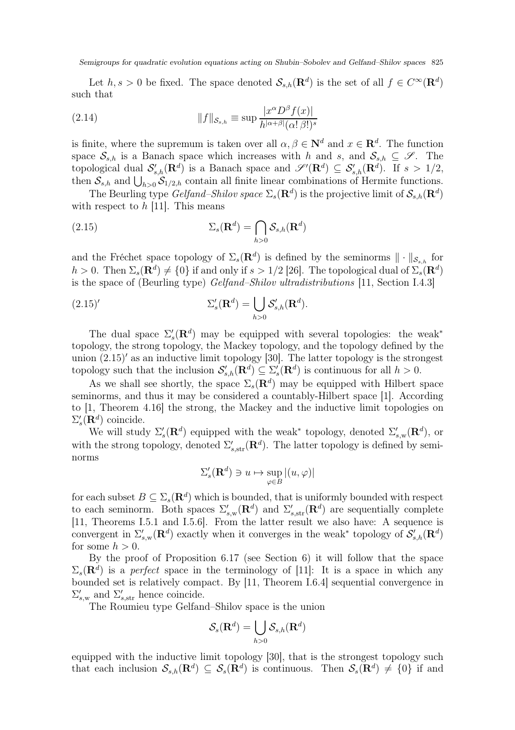Let $h, s > 0$ be fixed. The space denoted $\mathcal{S}_{s,h}(\mathbf{R}^d)$ is the set of all $f \in C^\infty(\mathbf{R}^d)$ such that

$$\|f\|_{\mathcal{S}_{s,h}} \equiv \sup \frac{|x^\alpha D^\beta f(x)|}{h^{|\alpha+\beta|}(\alpha!\,\beta!)^s} \tag{2.14}$$

is finite, where the supremum is taken over all $\alpha, \beta \in \mathbf{N}^d$ and $x \in \mathbf{R}^d$. The function space $\mathcal{S}_{s,h}$ is a Banach space which increases with $h$ and $s$, and $\mathcal{S}_{s,h} \subseteq \mathscr{S}$. The topological dual $\mathcal{S}'_{s,h}(\mathbf{R}^d)$ is a Banach space and $\mathscr{S}'(\mathbf{R}^d) \subseteq \mathcal{S}'_{s,h}(\mathbf{R}^d)$. If $s > 1/2$, then $\mathcal{S}_{s,h}$ and $\bigcup_{h>0} \mathcal{S}_{1/2,h}$ contain all finite linear combinations of Hermite functions.

The Beurling type *Gelfand–Shilov space* $\Sigma_s(\mathbf{R}^d)$ is the projective limit of $\mathcal{S}_{s,h}(\mathbf{R}^d)$ with respect to $h$ [11]. This means

$$\Sigma_s(\mathbf{R}^d) = \bigcap_{h>0} \mathcal{S}_{s,h}(\mathbf{R}^d) \tag{2.15}$$

and the Fréchet space topology of $\Sigma_s(\mathbf{R}^d)$ is defined by the seminorms $\|\cdot\|_{\mathcal{S}_{s,h}}$ for $h > 0$. Then $\Sigma_s(\mathbf{R}^d) \neq \{0\}$ if and only if $s > 1/2$ [26]. The topological dual of $\Sigma_s(\mathbf{R}^d)$ is the space of (Beurling type) *Gelfand–Shilov ultradistributions* [11, Section I.4.3]

$$\Sigma'_s(\mathbf{R}^d) = \bigcup_{h>0} \mathcal{S}'_{s,h}(\mathbf{R}^d). \tag{2.15$'$}$$

The dual space $\Sigma'_s(\mathbf{R}^d)$ may be equipped with several topologies: the weak* topology, the strong topology, the Mackey topology, and the topology defined by the union $(2.15)'$ as an inductive limit topology [30]. The latter topology is the strongest topology such that the inclusion $\mathcal{S}'_{s,h}(\mathbf{R}^d) \subseteq \Sigma'_s(\mathbf{R}^d)$ is continuous for all $h > 0$.

As we shall see shortly, the space $\Sigma_s(\mathbf{R}^d)$ may be equipped with Hilbert space seminorms, and thus it may be considered a countably-Hilbert space [1]. According to [1, Theorem 4.16] the strong, the Mackey and the inductive limit topologies on $\Sigma'_s(\mathbf{R}^d)$ coincide.

We will study $\Sigma'_s(\mathbf{R}^d)$ equipped with the weak* topology, denoted $\Sigma'_{s,\mathrm{w}}(\mathbf{R}^d)$, or with the strong topology, denoted $\Sigma'_{s,\mathrm{str}}(\mathbf{R}^d)$. The latter topology is defined by seminorms

$$\Sigma'_s(\mathbf{R}^d) \ni u \mapsto \sup_{\varphi \in B} |(u, \varphi)|$$

for each subset $B \subseteq \Sigma_s(\mathbf{R}^d)$ which is bounded, that is uniformly bounded with respect to each seminorm. Both spaces $\Sigma'_{s,\mathrm{w}}(\mathbf{R}^d)$ and $\Sigma'_{s,\mathrm{str}}(\mathbf{R}^d)$ are sequentially complete [11, Theorems I.5.1 and I.5.6]. From the latter result we also have: A sequence is convergent in $\Sigma'_{s,\mathrm{w}}(\mathbf{R}^d)$ exactly when it converges in the weak* topology of $\mathcal{S}'_{s,h}(\mathbf{R}^d)$ for some $h > 0$.

By the proof of Proposition 6.17 (see Section 6) it will follow that the space $\Sigma_s(\mathbf{R}^d)$ is a *perfect* space in the terminology of [11]: It is a space in which any bounded set is relatively compact. By [11, Theorem I.6.4] sequential convergence in $\Sigma'_{s,\mathrm{w}}$ and $\Sigma'_{s,\mathrm{str}}$ hence coincide.

The Roumieu type Gelfand–Shilov space is the union

$$\mathcal{S}_s(\mathbf{R}^d) = \bigcup_{h>0} \mathcal{S}_{s,h}(\mathbf{R}^d)$$

equipped with the inductive limit topology [30], that is the strongest topology such that each inclusion $\mathcal{S}_{s,h}(\mathbf{R}^d) \subseteq \mathcal{S}_s(\mathbf{R}^d)$ is continuous. Then $\mathcal{S}_s(\mathbf{R}^d) \neq \{0\}$ if and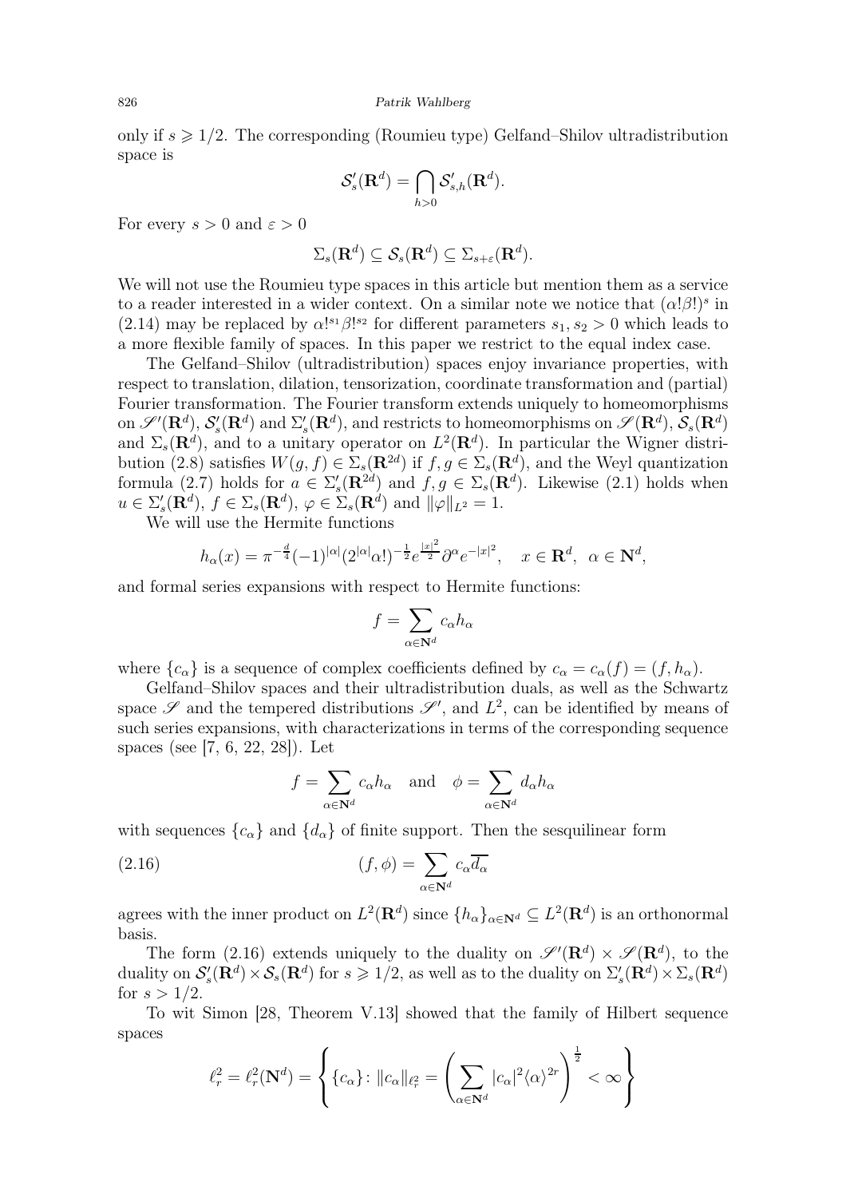only if $s \geqslant 1/2$. The corresponding (Roumieu type) Gelfand–Shilov ultradistribution space is

$$\mathcal{S}_s'(\mathbf{R}^d) = \bigcap_{h>0} \mathcal{S}_{s,h}'(\mathbf{R}^d).$$

For every $s > 0$ and $\varepsilon > 0$

$$\Sigma_s(\mathbf{R}^d) \subseteq \mathcal{S}_s(\mathbf{R}^d) \subseteq \Sigma_{s+\varepsilon}(\mathbf{R}^d).$$

We will not use the Roumieu type spaces in this article but mention them as a service to a reader interested in a wider context. On a similar note we notice that $(\alpha!\beta!)^s$ in (2.14) may be replaced by $\alpha!^{s_1}\beta!^{s_2}$ for different parameters $s_1, s_2 > 0$ which leads to a more flexible family of spaces. In this paper we restrict to the equal index case.

The Gelfand–Shilov (ultradistribution) spaces enjoy invariance properties, with respect to translation, dilation, tensorization, coordinate transformation and (partial) Fourier transformation. The Fourier transform extends uniquely to homeomorphisms on $\mathscr{S}'(\mathbf{R}^d)$, $\mathcal{S}_s'(\mathbf{R}^d)$ and $\Sigma_s'(\mathbf{R}^d)$, and restricts to homeomorphisms on $\mathscr{S}(\mathbf{R}^d)$, $\mathcal{S}_s(\mathbf{R}^d)$ and $\Sigma_s(\mathbf{R}^d)$, and to a unitary operator on $L^2(\mathbf{R}^d)$. In particular the Wigner distribution (2.8) satisfies $W(g,f) \in \Sigma_s(\mathbf{R}^{2d})$ if $f, g \in \Sigma_s(\mathbf{R}^d)$, and the Weyl quantization formula (2.7) holds for $a \in \Sigma_s'(\mathbf{R}^{2d})$ and $f, g \in \Sigma_s(\mathbf{R}^d)$. Likewise (2.1) holds when $u \in \Sigma_s'(\mathbf{R}^d)$, $f \in \Sigma_s(\mathbf{R}^d)$, $\varphi \in \Sigma_s(\mathbf{R}^d)$ and $\|\varphi\|_{L^2} = 1$.

We will use the Hermite functions

$$h_\alpha(x) = \pi^{-\frac{d}{4}}(-1)^{|\alpha|}(2^{|\alpha|}\alpha!)^{-\frac{1}{2}} e^{\frac{|x|^2}{2}} \partial^\alpha e^{-|x|^2}, \quad x \in \mathbf{R}^d, \ \alpha \in \mathbf{N}^d,$$

and formal series expansions with respect to Hermite functions:

$$f = \sum_{\alpha \in \mathbf{N}^d} c_\alpha h_\alpha$$

where $\{c_\alpha\}$ is a sequence of complex coefficients defined by $c_\alpha = c_\alpha(f) = (f, h_\alpha)$.

Gelfand–Shilov spaces and their ultradistribution duals, as well as the Schwartz space $\mathscr{S}$ and the tempered distributions $\mathscr{S}'$, and $L^2$, can be identified by means of such series expansions, with characterizations in terms of the corresponding sequence spaces (see [7, 6, 22, 28]). Let

$$f = \sum_{\alpha \in \mathbf{N}^d} c_\alpha h_\alpha \quad \text{and} \quad \phi = \sum_{\alpha \in \mathbf{N}^d} d_\alpha h_\alpha$$

with sequences $\{c_\alpha\}$ and $\{d_\alpha\}$ of finite support. Then the sesquilinear form

$$(f, \phi) = \sum_{\alpha \in \mathbf{N}^d} c_\alpha \overline{d_\alpha} \tag{2.16}$$

agrees with the inner product on $L^2(\mathbf{R}^d)$ since $\{h_\alpha\}_{\alpha \in \mathbf{N}^d} \subseteq L^2(\mathbf{R}^d)$ is an orthonormal basis.

The form (2.16) extends uniquely to the duality on $\mathscr{S}'(\mathbf{R}^d) \times \mathscr{S}(\mathbf{R}^d)$, to the duality on $\mathcal{S}_s'(\mathbf{R}^d) \times \mathcal{S}_s(\mathbf{R}^d)$ for $s \geqslant 1/2$, as well as to the duality on $\Sigma_s'(\mathbf{R}^d) \times \Sigma_s(\mathbf{R}^d)$ for $s > 1/2$.

To wit Simon [28, Theorem V.13] showed that the family of Hilbert sequence spaces

$$\ell_r^2 = \ell_r^2(\mathbf{N}^d) = \left\{ \{c_\alpha\} \colon \|c_\alpha\|_{\ell_r^2} = \left( \sum_{\alpha \in \mathbf{N}^d} |c_\alpha|^2 \langle \alpha \rangle^{2r} \right)^{\frac{1}{2}} < \infty \right\}$$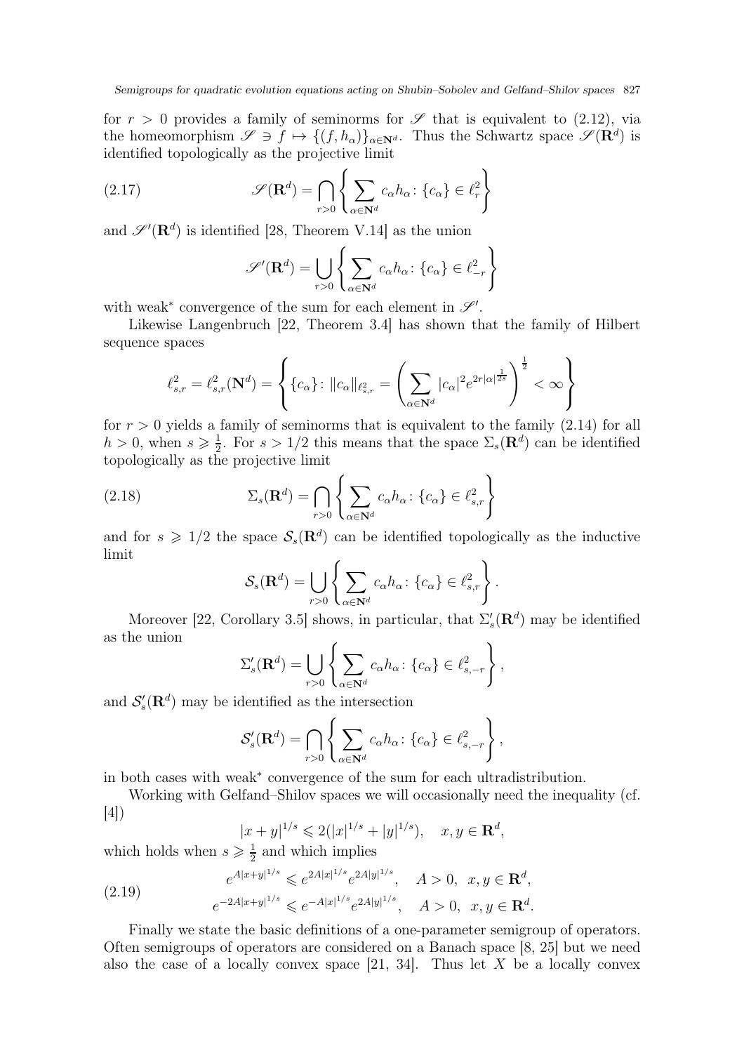for $r > 0$ provides a family of seminorms for $\mathscr{S}$ that is equivalent to (2.12), via the homeomorphism $\mathscr{S} \ni f \mapsto \{(f, h_\alpha)\}_{\alpha \in \mathbf{N}^d}$. Thus the Schwartz space $\mathscr{S}(\mathbf{R}^d)$ is identified topologically as the projective limit

$$\mathscr{S}(\mathbf{R}^d) = \bigcap_{r>0} \left\{ \sum_{\alpha \in \mathbf{N}^d} c_\alpha h_\alpha \colon \{c_\alpha\} \in \ell^2_r \right\} \tag{2.17}$$

and $\mathscr{S}'(\mathbf{R}^d)$ is identified [28, Theorem V.14] as the union

$$\mathscr{S}'(\mathbf{R}^d) = \bigcup_{r>0} \left\{ \sum_{\alpha \in \mathbf{N}^d} c_\alpha h_\alpha \colon \{c_\alpha\} \in \ell^2_{-r} \right\}$$

with weak$^*$ convergence of the sum for each element in $\mathscr{S}'$.

Likewise Langenbruch [22, Theorem 3.4] has shown that the family of Hilbert sequence spaces

$$\ell^2_{s,r} = \ell^2_{s,r}(\mathbf{N}^d) = \left\{ \{c_\alpha\} \colon \|c_\alpha\|_{\ell^2_{s,r}} = \left( \sum_{\alpha \in \mathbf{N}^d} |c_\alpha|^2 e^{2r|\alpha|^{\frac{1}{2s}}} \right)^{\frac{1}{2}} < \infty \right\}$$

for $r > 0$ yields a family of seminorms that is equivalent to the family (2.14) for all $h > 0$, when $s \geqslant \frac{1}{2}$. For $s > 1/2$ this means that the space $\Sigma_s(\mathbf{R}^d)$ can be identified topologically as the projective limit

$$\Sigma_s(\mathbf{R}^d) = \bigcap_{r>0} \left\{ \sum_{\alpha \in \mathbf{N}^d} c_\alpha h_\alpha \colon \{c_\alpha\} \in \ell^2_{s,r} \right\} \tag{2.18}$$

and for $s \geqslant 1/2$ the space $\mathcal{S}_s(\mathbf{R}^d)$ can be identified topologically as the inductive limit

$$\mathcal{S}_s(\mathbf{R}^d) = \bigcup_{r>0} \left\{ \sum_{\alpha \in \mathbf{N}^d} c_\alpha h_\alpha \colon \{c_\alpha\} \in \ell^2_{s,r} \right\}.$$

Moreover [22, Corollary 3.5] shows, in particular, that $\Sigma_s'(\mathbf{R}^d)$ may be identified as the union

$$\Sigma_s'(\mathbf{R}^d) = \bigcup_{r>0} \left\{ \sum_{\alpha \in \mathbf{N}^d} c_\alpha h_\alpha \colon \{c_\alpha\} \in \ell^2_{s,-r} \right\},$$

and $\mathcal{S}_s'(\mathbf{R}^d)$ may be identified as the intersection

$$\mathcal{S}_s'(\mathbf{R}^d) = \bigcap_{r>0} \left\{ \sum_{\alpha \in \mathbf{N}^d} c_\alpha h_\alpha \colon \{c_\alpha\} \in \ell^2_{s,-r} \right\},$$

in both cases with weak$^*$ convergence of the sum for each ultradistribution.

Working with Gelfand–Shilov spaces we will occasionally need the inequality (cf. [4])

$$|x+y|^{1/s} \leqslant 2(|x|^{1/s} + |y|^{1/s}), \quad x, y \in \mathbf{R}^d,$$

which holds when $s \geqslant \frac{1}{2}$ and which implies

$$\begin{aligned} e^{A|x+y|^{1/s}} &\leqslant e^{2A|x|^{1/s}} e^{2A|y|^{1/s}}, \quad A > 0, \ x, y \in \mathbf{R}^d, \\ e^{-2A|x+y|^{1/s}} &\leqslant e^{-A|x|^{1/s}} e^{2A|y|^{1/s}}, \quad A > 0, \ x, y \in \mathbf{R}^d. \end{aligned} \tag{2.19}$$

Finally we state the basic definitions of a one-parameter semigroup of operators. Often semigroups of operators are considered on a Banach space [8, 25] but we need also the case of a locally convex space [21, 34]. Thus let $X$ be a locally convex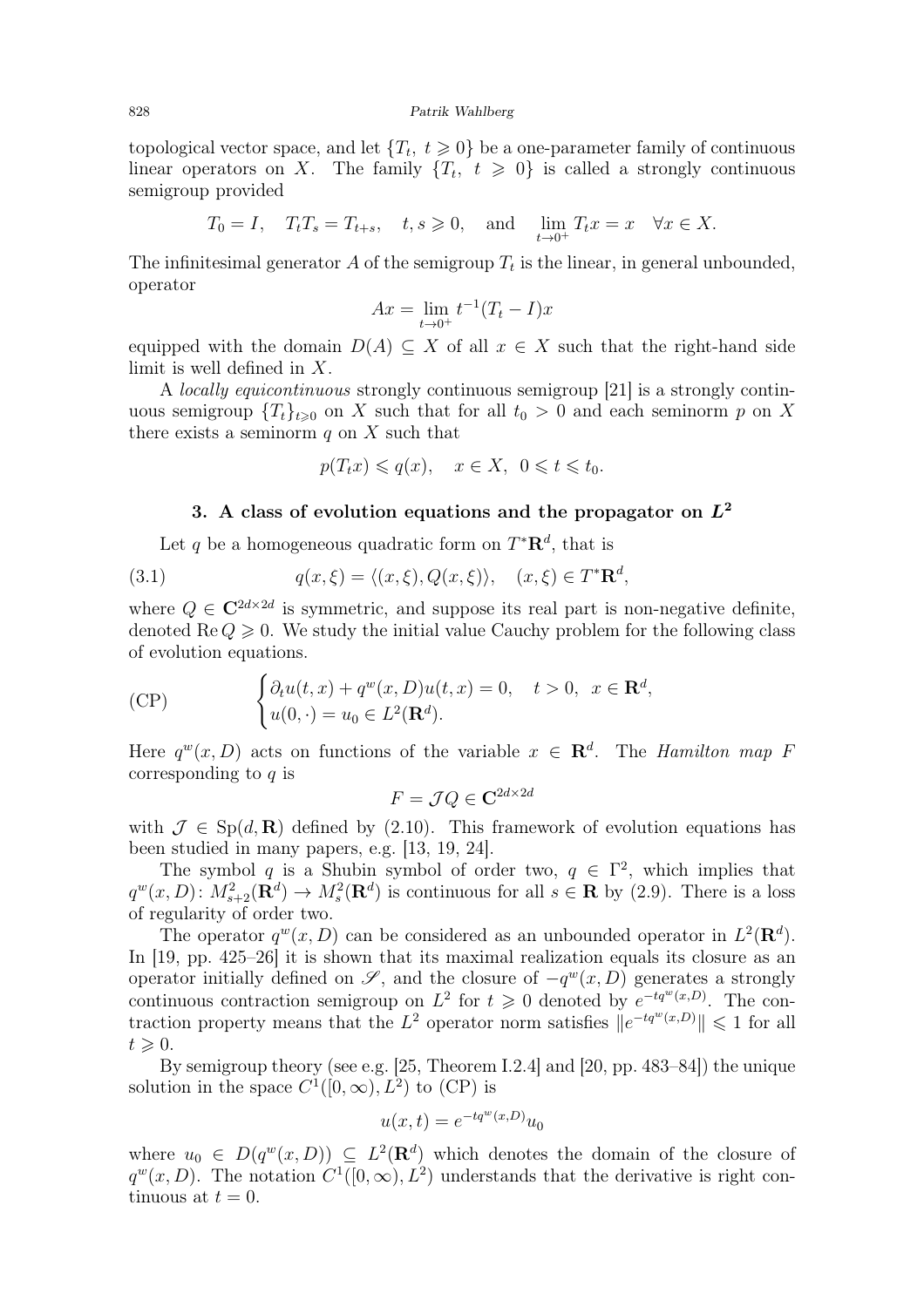topological vector space, and let $\{T_t,\ t \geqslant 0\}$ be a one-parameter family of continuous linear operators on $X$. The family $\{T_t,\ t \geqslant 0\}$ is called a strongly continuous semigroup provided

$$T_0 = I, \quad T_t T_s = T_{t+s}, \quad t, s \geqslant 0, \quad \text{and} \quad \lim_{t \to 0^+} T_t x = x \quad \forall x \in X.$$

The infinitesimal generator $A$ of the semigroup $T_t$ is the linear, in general unbounded, operator

$$Ax = \lim_{t \to 0^+} t^{-1}(T_t - I)x$$

equipped with the domain $D(A) \subseteq X$ of all $x \in X$ such that the right-hand side limit is well defined in $X$.

A *locally equicontinuous* strongly continuous semigroup [21] is a strongly continuous semigroup $\{T_t\}_{t \geqslant 0}$ on $X$ such that for all $t_0 > 0$ and each seminorm $p$ on $X$ there exists a seminorm $q$ on $X$ such that

$$p(T_t x) \leqslant q(x), \quad x \in X, \ \ 0 \leqslant t \leqslant t_0.$$

## 3. A class of evolution equations and the propagator on $L^2$

Let $q$ be a homogeneous quadratic form on $T^*\mathbf{R}^d$, that is

$$q(x,\xi) = \langle (x,\xi), Q(x,\xi) \rangle, \quad (x,\xi) \in T^*\mathbf{R}^d, \tag{3.1}$$

where $Q \in \mathbf{C}^{2d \times 2d}$ is symmetric, and suppose its real part is non-negative definite, denoted $\operatorname{Re} Q \geqslant 0$. We study the initial value Cauchy problem for the following class of evolution equations.

$$\text{(CP)} \qquad \begin{cases} \partial_t u(t,x) + q^w(x,D) u(t,x) = 0, \quad t > 0, \ \ x \in \mathbf{R}^d, \\ u(0,\cdot) = u_0 \in L^2(\mathbf{R}^d). \end{cases}$$

Here $q^w(x,D)$ acts on functions of the variable $x \in \mathbf{R}^d$. The *Hamilton map* $F$ corresponding to $q$ is

$$F = \mathcal{J} Q \in \mathbf{C}^{2d \times 2d}$$

with $\mathcal{J} \in \operatorname{Sp}(d, \mathbf{R})$ defined by (2.10). This framework of evolution equations has been studied in many papers, e.g. [13, 19, 24].

The symbol $q$ is a Shubin symbol of order two, $q \in \Gamma^2$, which implies that $q^w(x,D)\colon M^2_{s+2}(\mathbf{R}^d) \to M^2_s(\mathbf{R}^d)$ is continuous for all $s \in \mathbf{R}$ by (2.9). There is a loss of regularity of order two.

The operator $q^w(x,D)$ can be considered as an unbounded operator in $L^2(\mathbf{R}^d)$. In [19, pp. 425–26] it is shown that its maximal realization equals its closure as an operator initially defined on $\mathscr{S}$, and the closure of $-q^w(x,D)$ generates a strongly continuous contraction semigroup on $L^2$ for $t \geqslant 0$ denoted by $e^{-tq^w(x,D)}$. The contraction property means that the $L^2$ operator norm satisfies $\|e^{-tq^w(x,D)}\| \leqslant 1$ for all $t \geqslant 0$.

By semigroup theory (see e.g. [25, Theorem I.2.4] and [20, pp. 483–84]) the unique solution in the space $C^1([0,\infty), L^2)$ to (CP) is

$$u(x,t) = e^{-tq^w(x,D)} u_0$$

where $u_0 \in D(q^w(x,D)) \subseteq L^2(\mathbf{R}^d)$ which denotes the domain of the closure of $q^w(x,D)$. The notation $C^1([0,\infty), L^2)$ understands that the derivative is right continuous at $t = 0$.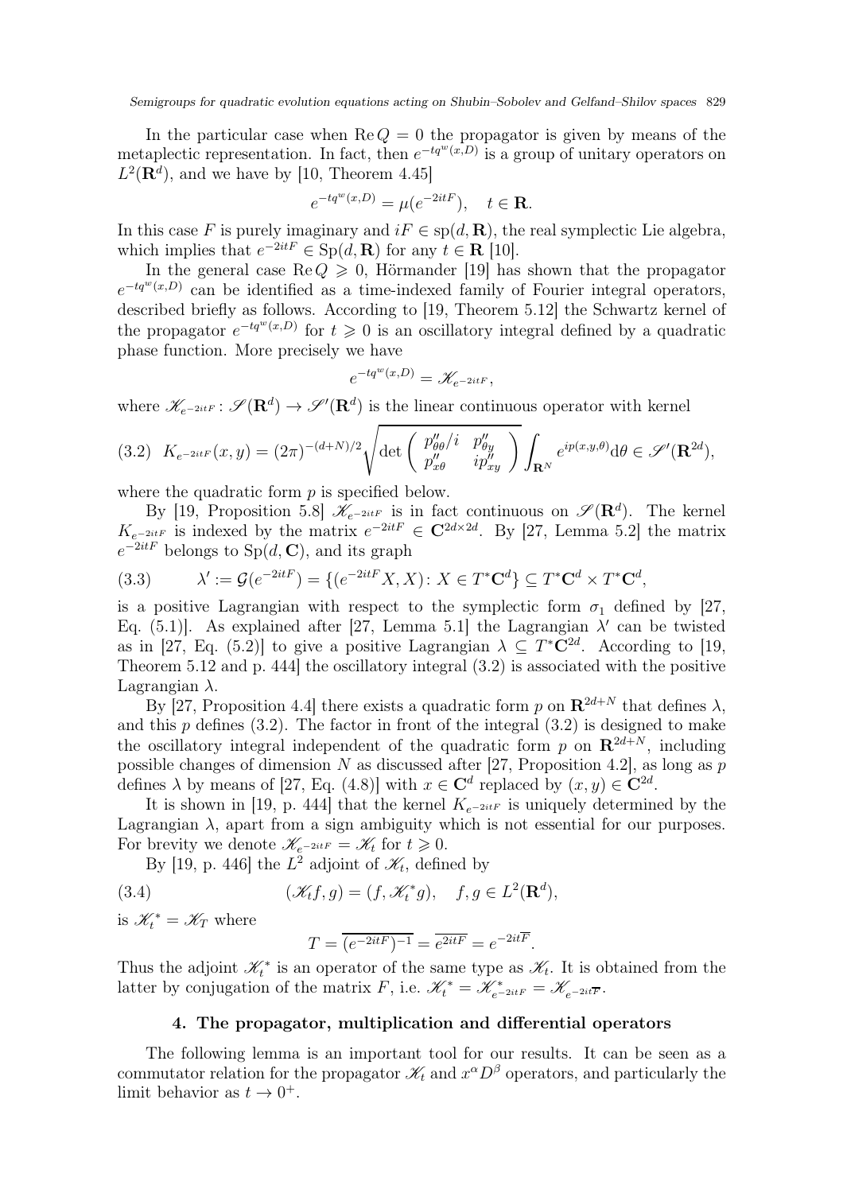In the particular case when $\operatorname{Re} Q = 0$ the propagator is given by means of the metaplectic representation. In fact, then $e^{-tq^w(x,D)}$ is a group of unitary operators on $L^2(\mathbf{R}^d)$, and we have by [10, Theorem 4.45]

$$e^{-tq^w(x,D)} = \mu(e^{-2itF}), \quad t \in \mathbf{R}.$$

In this case $F$ is purely imaginary and $iF \in \operatorname{sp}(d, \mathbf{R})$, the real symplectic Lie algebra, which implies that $e^{-2itF} \in \operatorname{Sp}(d, \mathbf{R})$ for any $t \in \mathbf{R}$ [10].

In the general case $\operatorname{Re} Q \geqslant 0$, Hörmander [19] has shown that the propagator $e^{-tq^w(x,D)}$ can be identified as a time-indexed family of Fourier integral operators, described briefly as follows. According to [19, Theorem 5.12] the Schwartz kernel of the propagator $e^{-tq^w(x,D)}$ for $t \geqslant 0$ is an oscillatory integral defined by a quadratic phase function. More precisely we have

$$e^{-tq^w(x,D)} = \mathscr{K}_{e^{-2itF}},$$

where $\mathscr{K}_{e^{-2itF}} \colon \mathscr{S}(\mathbf{R}^d) \to \mathscr{S}'(\mathbf{R}^d)$ is the linear continuous operator with kernel

$$K_{e^{-2itF}}(x,y) = (2\pi)^{-(d+N)/2} \sqrt{\det \begin{pmatrix} p''_{\theta\theta}/i & p''_{\theta y} \\ p''_{x\theta} & ip''_{xy} \end{pmatrix}} \int_{\mathbf{R}^N} e^{ip(x,y,\theta)} \mathrm{d}\theta \in \mathscr{S}'(\mathbf{R}^{2d}), \tag{3.2}$$

where the quadratic form $p$ is specified below.

By [19, Proposition 5.8] $\mathscr{K}_{e^{-2itF}}$ is in fact continuous on $\mathscr{S}(\mathbf{R}^d)$. The kernel $K_{e^{-2itF}}$ is indexed by the matrix $e^{-2itF} \in \mathbf{C}^{2d \times 2d}$. By [27, Lemma 5.2] the matrix $e^{-2itF}$ belongs to $\operatorname{Sp}(d, \mathbf{C})$, and its graph

$$\lambda' := \mathcal{G}(e^{-2itF}) = \{(e^{-2itF}X, X) \colon X \in T^*\mathbf{C}^d\} \subseteq T^*\mathbf{C}^d \times T^*\mathbf{C}^d, \tag{3.3}$$

is a positive Lagrangian with respect to the symplectic form $\sigma_1$ defined by [27, Eq. (5.1)]. As explained after [27, Lemma 5.1] the Lagrangian $\lambda'$ can be twisted as in [27, Eq. (5.2)] to give a positive Lagrangian $\lambda \subseteq T^*\mathbf{C}^{2d}$. According to [19, Theorem 5.12 and p. 444] the oscillatory integral (3.2) is associated with the positive Lagrangian $\lambda$.

By [27, Proposition 4.4] there exists a quadratic form $p$ on $\mathbf{R}^{2d+N}$ that defines $\lambda$, and this $p$ defines (3.2). The factor in front of the integral (3.2) is designed to make the oscillatory integral independent of the quadratic form $p$ on $\mathbf{R}^{2d+N}$, including possible changes of dimension $N$ as discussed after [27, Proposition 4.2], as long as $p$ defines $\lambda$ by means of [27, Eq. (4.8)] with $x \in \mathbf{C}^d$ replaced by $(x,y) \in \mathbf{C}^{2d}$.

It is shown in [19, p. 444] that the kernel $K_{e^{-2itF}}$ is uniquely determined by the Lagrangian $\lambda$, apart from a sign ambiguity which is not essential for our purposes. For brevity we denote $\mathscr{K}_{e^{-2itF}} = \mathscr{K}_t$ for $t \geqslant 0$.

By [19, p. 446] the $L^2$ adjoint of $\mathscr{K}_t$, defined by

$$(\mathscr{K}_t f, g) = (f, \mathscr{K}_t^* g), \quad f, g \in L^2(\mathbf{R}^d), \tag{3.4}$$

is $\mathscr{K}_t^* = \mathscr{K}_T$ where

$$T = \overline{(e^{-2itF})^{-1}} = \overline{e^{2itF}} = e^{-2it\overline{F}}.$$

Thus the adjoint $\mathscr{K}_t^*$ is an operator of the same type as $\mathscr{K}_t$. It is obtained from the latter by conjugation of the matrix $F$, i.e. $\mathscr{K}_t^* = \mathscr{K}_{e^{-2itF}}^* = \mathscr{K}_{e^{-2it\overline{F}}}$.

## 4. The propagator, multiplication and differential operators

The following lemma is an important tool for our results. It can be seen as a commutator relation for the propagator $\mathscr{K}_t$ and $x^\alpha D^\beta$ operators, and particularly the limit behavior as $t \to 0^+$.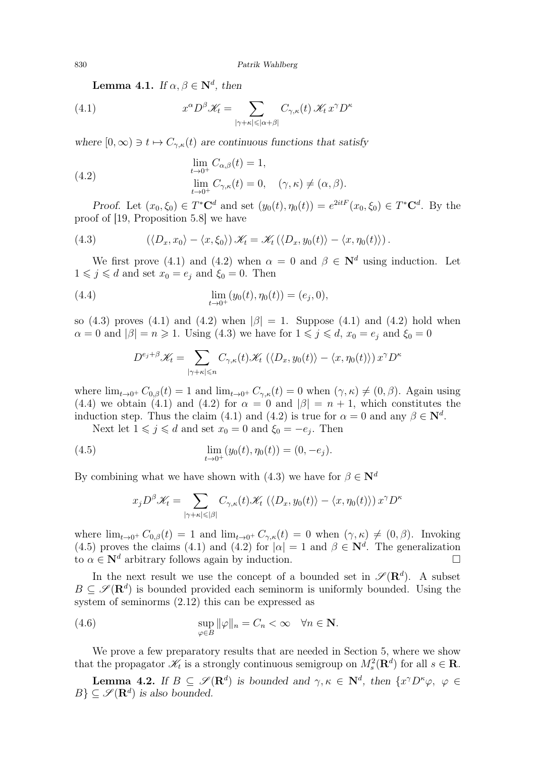**Lemma 4.1.** *If $\alpha, \beta \in \mathbf{N}^d$, then*

$$x^\alpha D^\beta \mathscr{K}_t = \sum_{|\gamma+\kappa| \leqslant |\alpha+\beta|} C_{\gamma,\kappa}(t)\, \mathscr{K}_t\, x^\gamma D^\kappa \tag{4.1}$$

*where $[0,\infty) \ni t \mapsto C_{\gamma,\kappa}(t)$ are continuous functions that satisfy*

$$\begin{aligned} &\lim_{t\to 0^+} C_{\alpha,\beta}(t) = 1, \\ &\lim_{t\to 0^+} C_{\gamma,\kappa}(t) = 0, \quad (\gamma,\kappa) \neq (\alpha,\beta). \end{aligned} \tag{4.2}$$

*Proof.* Let $(x_0,\xi_0) \in T^*\mathbf{C}^d$ and set $(y_0(t),\eta_0(t)) = e^{2itF}(x_0,\xi_0) \in T^*\mathbf{C}^d$. By the proof of [19, Proposition 5.8] we have

$$(\langle D_x, x_0\rangle - \langle x, \xi_0\rangle)\, \mathscr{K}_t = \mathscr{K}_t\, (\langle D_x, y_0(t)\rangle - \langle x, \eta_0(t)\rangle). \tag{4.3}$$

We first prove (4.1) and (4.2) when $\alpha = 0$ and $\beta \in \mathbf{N}^d$ using induction. Let $1 \leqslant j \leqslant d$ and set $x_0 = e_j$ and $\xi_0 = 0$. Then

$$\lim_{t\to 0^+} (y_0(t),\eta_0(t)) = (e_j, 0), \tag{4.4}$$

so (4.3) proves (4.1) and (4.2) when $|\beta| = 1$. Suppose (4.1) and (4.2) hold when $\alpha = 0$ and $|\beta| = n \geqslant 1$. Using (4.3) we have for $1 \leqslant j \leqslant d$, $x_0 = e_j$ and $\xi_0 = 0$

$$D^{e_j+\beta} \mathscr{K}_t = \sum_{|\gamma+\kappa|\leqslant n} C_{\gamma,\kappa}(t) \mathscr{K}_t\, (\langle D_x, y_0(t)\rangle - \langle x, \eta_0(t)\rangle)\, x^\gamma D^\kappa$$

where $\lim_{t\to 0^+} C_{0,\beta}(t) = 1$ and $\lim_{t\to 0^+} C_{\gamma,\kappa}(t) = 0$ when $(\gamma,\kappa) \neq (0,\beta)$. Again using (4.4) we obtain (4.1) and (4.2) for $\alpha = 0$ and $|\beta| = n+1$, which constitutes the induction step. Thus the claim (4.1) and (4.2) is true for $\alpha = 0$ and any $\beta \in \mathbf{N}^d$.

Next let $1 \leqslant j \leqslant d$ and set $x_0 = 0$ and $\xi_0 = -e_j$. Then

$$\lim_{t\to 0^+} (y_0(t),\eta_0(t)) = (0, -e_j). \tag{4.5}$$

By combining what we have shown with (4.3) we have for $\beta \in \mathbf{N}^d$

$$x_j D^\beta \mathscr{K}_t = \sum_{|\gamma+\kappa|\leqslant |\beta|} C_{\gamma,\kappa}(t) \mathscr{K}_t\, (\langle D_x, y_0(t)\rangle - \langle x, \eta_0(t)\rangle)\, x^\gamma D^\kappa$$

where $\lim_{t\to 0^+} C_{0,\beta}(t) = 1$ and $\lim_{t\to 0^+} C_{\gamma,\kappa}(t) = 0$ when $(\gamma,\kappa) \neq (0,\beta)$. Invoking (4.5) proves the claims (4.1) and (4.2) for $|\alpha| = 1$ and $\beta \in \mathbf{N}^d$. The generalization to $\alpha \in \mathbf{N}^d$ arbitrary follows again by induction. $\square$

In the next result we use the concept of a bounded set in $\mathscr{S}(\mathbf{R}^d)$. A subset $B \subseteq \mathscr{S}(\mathbf{R}^d)$ is bounded provided each seminorm is uniformly bounded. Using the system of seminorms (2.12) this can be expressed as

$$\sup_{\varphi\in B} \|\varphi\|_n = C_n < \infty \quad \forall n \in \mathbf{N}. \tag{4.6}$$

We prove a few preparatory results that are needed in Section 5, where we show that the propagator $\mathscr{K}_t$ is a strongly continuous semigroup on $M_s^2(\mathbf{R}^d)$ for all $s \in \mathbf{R}$.

**Lemma 4.2.** *If $B \subseteq \mathscr{S}(\mathbf{R}^d)$ is bounded and $\gamma, \kappa \in \mathbf{N}^d$, then $\{x^\gamma D^\kappa \varphi,\ \varphi \in B\} \subseteq \mathscr{S}(\mathbf{R}^d)$ is also bounded.*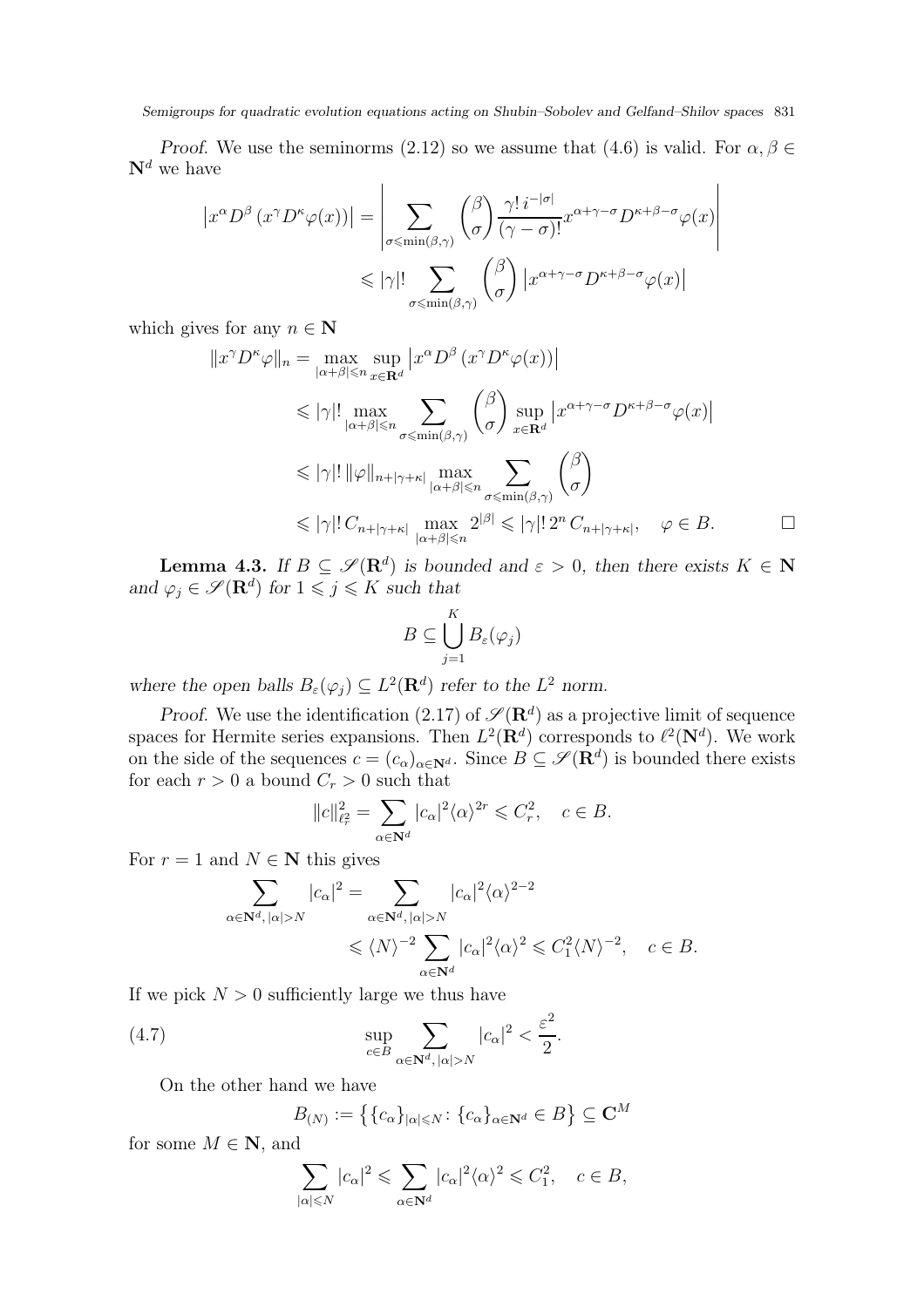*Proof.* We use the seminorms (2.12) so we assume that (4.6) is valid. For $\alpha, \beta \in \mathbf{N}^d$ we have

$$
\begin{aligned}
\left|x^\alpha D^\beta \left(x^\gamma D^\kappa \varphi(x)\right)\right| &= \left|\sum_{\sigma \leqslant \min(\beta,\gamma)} \binom{\beta}{\sigma} \frac{\gamma!\, i^{-|\sigma|}}{(\gamma-\sigma)!} x^{\alpha+\gamma-\sigma} D^{\kappa+\beta-\sigma}\varphi(x)\right| \\
&\leqslant |\gamma|! \sum_{\sigma \leqslant \min(\beta,\gamma)} \binom{\beta}{\sigma} \left|x^{\alpha+\gamma-\sigma} D^{\kappa+\beta-\sigma}\varphi(x)\right|
\end{aligned}
$$

which gives for any $n \in \mathbf{N}$

$$
\begin{aligned}
\|x^\gamma D^\kappa \varphi\|_n &= \max_{|\alpha+\beta|\leqslant n} \sup_{x\in\mathbf{R}^d} \left|x^\alpha D^\beta \left(x^\gamma D^\kappa \varphi(x)\right)\right| \\
&\leqslant |\gamma|! \max_{|\alpha+\beta|\leqslant n} \sum_{\sigma \leqslant \min(\beta,\gamma)} \binom{\beta}{\sigma} \sup_{x\in\mathbf{R}^d} \left|x^{\alpha+\gamma-\sigma} D^{\kappa+\beta-\sigma}\varphi(x)\right| \\
&\leqslant |\gamma|!\, \|\varphi\|_{n+|\gamma+\kappa|} \max_{|\alpha+\beta|\leqslant n} \sum_{\sigma \leqslant \min(\beta,\gamma)} \binom{\beta}{\sigma} \\
&\leqslant |\gamma|!\, C_{n+|\gamma+\kappa|} \max_{|\alpha+\beta|\leqslant n} 2^{|\beta|} \leqslant |\gamma|!\, 2^n\, C_{n+|\gamma+\kappa|}, \quad \varphi \in B. \qquad \square
\end{aligned}
$$

**Lemma 4.3.** *If $B \subseteq \mathscr{S}(\mathbf{R}^d)$ is bounded and $\varepsilon > 0$, then there exists $K \in \mathbf{N}$ and $\varphi_j \in \mathscr{S}(\mathbf{R}^d)$ for $1 \leqslant j \leqslant K$ such that*

$$
B \subseteq \bigcup_{j=1}^K B_\varepsilon(\varphi_j)
$$

*where the open balls $B_\varepsilon(\varphi_j) \subseteq L^2(\mathbf{R}^d)$ refer to the $L^2$ norm.*

*Proof.* We use the identification (2.17) of $\mathscr{S}(\mathbf{R}^d)$ as a projective limit of sequence spaces for Hermite series expansions. Then $L^2(\mathbf{R}^d)$ corresponds to $\ell^2(\mathbf{N}^d)$. We work on the side of the sequences $c = (c_\alpha)_{\alpha\in\mathbf{N}^d}$. Since $B \subseteq \mathscr{S}(\mathbf{R}^d)$ is bounded there exists for each $r > 0$ a bound $C_r > 0$ such that

$$
\|c\|_{\ell^2_r}^2 = \sum_{\alpha\in\mathbf{N}^d} |c_\alpha|^2 \langle\alpha\rangle^{2r} \leqslant C_r^2, \quad c \in B.
$$

For $r = 1$ and $N \in \mathbf{N}$ this gives

$$
\begin{aligned}
\sum_{\alpha\in\mathbf{N}^d,\, |\alpha|>N} |c_\alpha|^2 &= \sum_{\alpha\in\mathbf{N}^d,\, |\alpha|>N} |c_\alpha|^2 \langle\alpha\rangle^{2-2} \\
&\leqslant \langle N\rangle^{-2} \sum_{\alpha\in\mathbf{N}^d} |c_\alpha|^2 \langle\alpha\rangle^2 \leqslant C_1^2 \langle N\rangle^{-2}, \quad c \in B.
\end{aligned}
$$

If we pick $N > 0$ sufficiently large we thus have

$$
\sup_{c\in B} \sum_{\alpha\in\mathbf{N}^d,\, |\alpha|>N} |c_\alpha|^2 < \frac{\varepsilon^2}{2}. \tag{4.7}
$$

On the other hand we have

$$
B_{(N)} := \left\{ \{c_\alpha\}_{|\alpha|\leqslant N} \colon \{c_\alpha\}_{\alpha\in\mathbf{N}^d} \in B \right\} \subseteq \mathbf{C}^M
$$

for some $M \in \mathbf{N}$, and

$$
\sum_{|\alpha|\leqslant N} |c_\alpha|^2 \leqslant \sum_{\alpha\in\mathbf{N}^d} |c_\alpha|^2 \langle\alpha\rangle^2 \leqslant C_1^2, \quad c \in B,
$$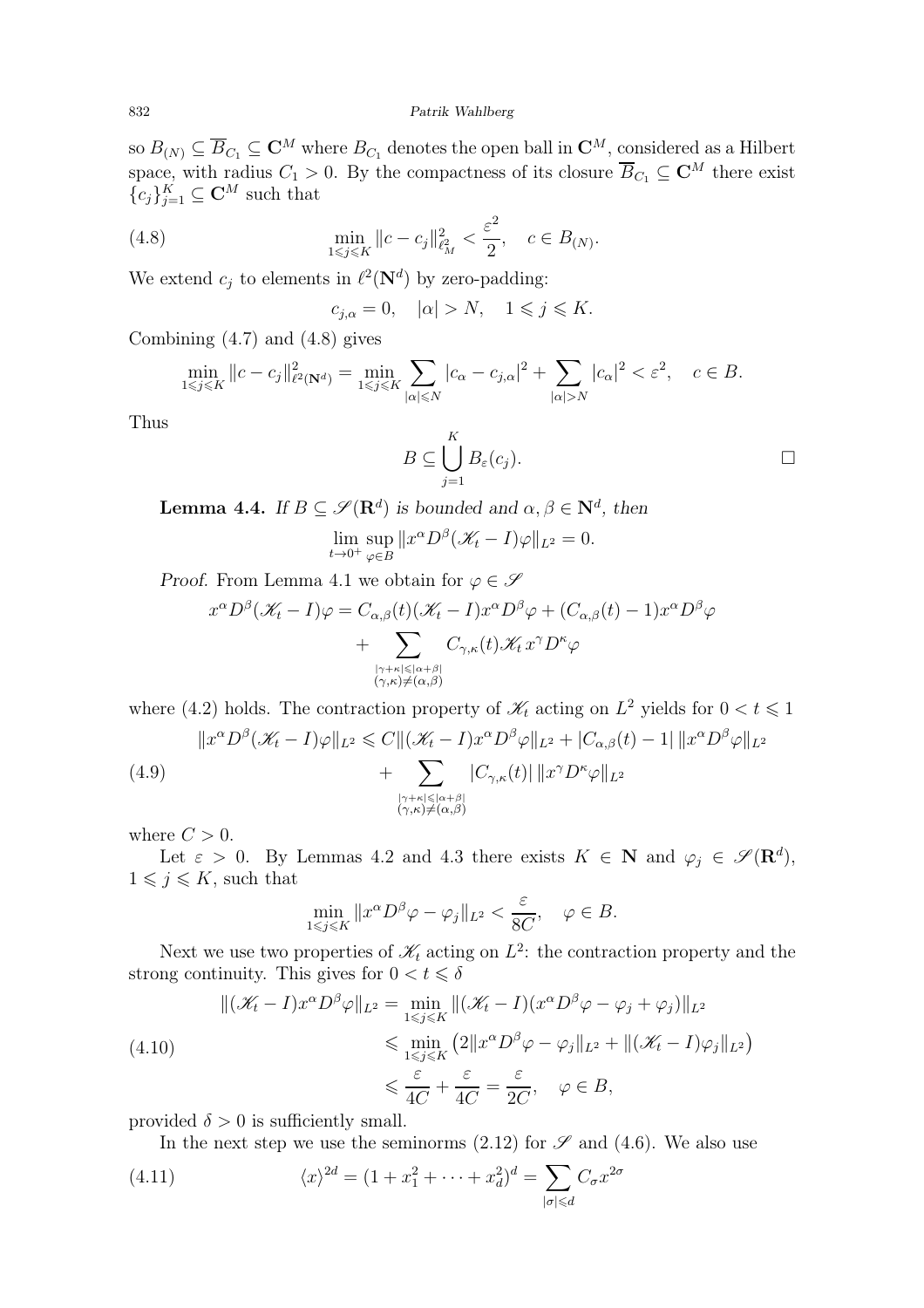so $B_{(N)} \subseteq \overline{B}_{C_1} \subseteq \mathbf{C}^M$ where $B_{C_1}$ denotes the open ball in $\mathbf{C}^M$, considered as a Hilbert space, with radius $C_1 > 0$. By the compactness of its closure $\overline{B}_{C_1} \subseteq \mathbf{C}^M$ there exist $\{c_j\}_{j=1}^K \subseteq \mathbf{C}^M$ such that

$$\min_{1 \leqslant j \leqslant K} \|c - c_j\|_{\ell^2_M}^2 < \frac{\varepsilon^2}{2}, \quad c \in B_{(N)}. \tag{4.8}$$

We extend $c_j$ to elements in $\ell^2(\mathbf{N}^d)$ by zero-padding:

$$c_{j,\alpha} = 0, \quad |\alpha| > N, \quad 1 \leqslant j \leqslant K.$$

Combining (4.7) and (4.8) gives

$$\min_{1 \leqslant j \leqslant K} \|c - c_j\|_{\ell^2(\mathbf{N}^d)}^2 = \min_{1 \leqslant j \leqslant K} \sum_{|\alpha| \leqslant N} |c_\alpha - c_{j,\alpha}|^2 + \sum_{|\alpha| > N} |c_\alpha|^2 < \varepsilon^2, \quad c \in B.$$

Thus

$$B \subseteq \bigcup_{j=1}^K B_\varepsilon(c_j). \qquad \square$$

**Lemma 4.4.** *If $B \subseteq \mathscr{S}(\mathbf{R}^d)$ is bounded and $\alpha, \beta \in \mathbf{N}^d$, then*

$$\lim_{t \to 0^+} \sup_{\varphi \in B} \|x^\alpha D^\beta (\mathscr{K}_t - I)\varphi\|_{L^2} = 0.$$

*Proof.* From Lemma 4.1 we obtain for $\varphi \in \mathscr{S}$

$$x^\alpha D^\beta (\mathscr{K}_t - I)\varphi = C_{\alpha,\beta}(t)(\mathscr{K}_t - I) x^\alpha D^\beta \varphi + (C_{\alpha,\beta}(t) - 1) x^\alpha D^\beta \varphi + \sum_{\substack{|\gamma+\kappa| \leqslant |\alpha+\beta| \\ (\gamma,\kappa) \neq (\alpha,\beta)}} C_{\gamma,\kappa}(t) \mathscr{K}_t x^\gamma D^\kappa \varphi$$

where (4.2) holds. The contraction property of $\mathscr{K}_t$ acting on $L^2$ yields for $0 < t \leqslant 1$

$$\begin{aligned} \|x^\alpha D^\beta (\mathscr{K}_t - I)\varphi\|_{L^2} &\leqslant C \|(\mathscr{K}_t - I) x^\alpha D^\beta \varphi\|_{L^2} + |C_{\alpha,\beta}(t) - 1| \, \|x^\alpha D^\beta \varphi\|_{L^2} \\ &\quad + \sum_{\substack{|\gamma+\kappa| \leqslant |\alpha+\beta| \\ (\gamma,\kappa) \neq (\alpha,\beta)}} |C_{\gamma,\kappa}(t)| \, \|x^\gamma D^\kappa \varphi\|_{L^2} \end{aligned} \tag{4.9}$$

where $C > 0$.

Let $\varepsilon > 0$. By Lemmas 4.2 and 4.3 there exists $K \in \mathbf{N}$ and $\varphi_j \in \mathscr{S}(\mathbf{R}^d)$, $1 \leqslant j \leqslant K$, such that

$$\min_{1 \leqslant j \leqslant K} \|x^\alpha D^\beta \varphi - \varphi_j\|_{L^2} < \frac{\varepsilon}{8C}, \quad \varphi \in B.$$

Next we use two properties of $\mathscr{K}_t$ acting on $L^2$: the contraction property and the strong continuity. This gives for $0 < t \leqslant \delta$

$$\begin{aligned} \|(\mathscr{K}_t - I) x^\alpha D^\beta \varphi\|_{L^2} &= \min_{1 \leqslant j \leqslant K} \|(\mathscr{K}_t - I)(x^\alpha D^\beta \varphi - \varphi_j + \varphi_j)\|_{L^2} \\ &\leqslant \min_{1 \leqslant j \leqslant K} \left( 2\|x^\alpha D^\beta \varphi - \varphi_j\|_{L^2} + \|(\mathscr{K}_t - I)\varphi_j\|_{L^2} \right) \\ &\leqslant \frac{\varepsilon}{4C} + \frac{\varepsilon}{4C} = \frac{\varepsilon}{2C}, \quad \varphi \in B, \end{aligned} \tag{4.10}$$

provided $\delta > 0$ is sufficiently small.

In the next step we use the seminorms (2.12) for $\mathscr{S}$ and (4.6). We also use

$$\langle x \rangle^{2d} = (1 + x_1^2 + \cdots + x_d^2)^d = \sum_{|\sigma| \leqslant d} C_\sigma x^{2\sigma} \tag{4.11}$$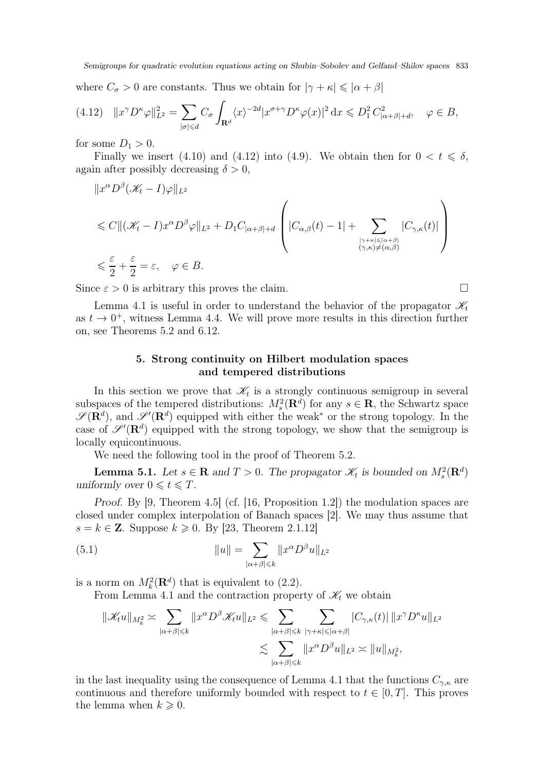where $C_\sigma > 0$ are constants. Thus we obtain for $|\gamma+\kappa| \leqslant |\alpha+\beta|$

$$\|x^\gamma D^\kappa \varphi\|_{L^2}^2 = \sum_{|\sigma|\leqslant d} C_\sigma \int_{\mathbf{R}^d} \langle x\rangle^{-2d} |x^{\sigma+\gamma} D^\kappa \varphi(x)|^2 \, dx \leqslant D_1^2 \, C_{|\alpha+\beta|+d}^2, \quad \varphi \in B, \tag{4.12}$$

for some $D_1 > 0$.

Finally we insert (4.10) and (4.12) into (4.9). We obtain then for $0 < t \leqslant \delta$, again after possibly decreasing $\delta > 0$,

$$\begin{aligned}
&\|x^\alpha D^\beta (\mathscr{K}_t - I)\varphi\|_{L^2} \\
&\leqslant C\|(\mathscr{K}_t - I) x^\alpha D^\beta \varphi\|_{L^2} + D_1 C_{|\alpha+\beta|+d} \left( |C_{\alpha,\beta}(t) - 1| + \sum_{\substack{|\gamma+\kappa|\leqslant|\alpha+\beta| \\ (\gamma,\kappa)\neq(\alpha,\beta)}} |C_{\gamma,\kappa}(t)| \right) \\
&\leqslant \frac{\varepsilon}{2} + \frac{\varepsilon}{2} = \varepsilon, \quad \varphi \in B.
\end{aligned}$$

Since $\varepsilon > 0$ is arbitrary this proves the claim. $\square$

Lemma 4.1 is useful in order to understand the behavior of the propagator $\mathscr{K}_t$ as $t \to 0^+$, witness Lemma 4.4. We will prove more results in this direction further on, see Theorems 5.2 and 6.12.

## 5. Strong continuity on Hilbert modulation spaces and tempered distributions

In this section we prove that $\mathscr{K}_t$ is a strongly continuous semigroup in several subspaces of the tempered distributions: $M_s^2(\mathbf{R}^d)$ for any $s \in \mathbf{R}$, the Schwartz space $\mathscr{S}(\mathbf{R}^d)$, and $\mathscr{S}'(\mathbf{R}^d)$ equipped with either the weak$^*$ or the strong topology. In the case of $\mathscr{S}'(\mathbf{R}^d)$ equipped with the strong topology, we show that the semigroup is locally equicontinuous.

We need the following tool in the proof of Theorem 5.2.

**Lemma 5.1.** *Let $s \in \mathbf{R}$ and $T > 0$. The propagator $\mathscr{K}_t$ is bounded on $M_s^2(\mathbf{R}^d)$ uniformly over $0 \leqslant t \leqslant T$.*

*Proof.* By [9, Theorem 4.5] (cf. [16, Proposition 1.2]) the modulation spaces are closed under complex interpolation of Banach spaces [2]. We may thus assume that $s = k \in \mathbf{Z}$. Suppose $k \geqslant 0$. By [23, Theorem 2.1.12]

$$\|u\| = \sum_{|\alpha+\beta|\leqslant k} \|x^\alpha D^\beta u\|_{L^2} \tag{5.1}$$

is a norm on $M_k^2(\mathbf{R}^d)$ that is equivalent to (2.2).

From Lemma 4.1 and the contraction property of $\mathscr{K}_t$ we obtain

$$\begin{aligned}
\|\mathscr{K}_t u\|_{M_k^2} \asymp \sum_{|\alpha+\beta|\leqslant k} \|x^\alpha D^\beta \mathscr{K}_t u\|_{L^2} &\leqslant \sum_{|\alpha+\beta|\leqslant k} \sum_{|\gamma+\kappa|\leqslant|\alpha+\beta|} |C_{\gamma,\kappa}(t)| \, \|x^\gamma D^\kappa u\|_{L^2} \\
&\lesssim \sum_{|\alpha+\beta|\leqslant k} \|x^\alpha D^\beta u\|_{L^2} \asymp \|u\|_{M_k^2},
\end{aligned}$$

in the last inequality using the consequence of Lemma 4.1 that the functions $C_{\gamma,\kappa}$ are continuous and therefore uniformly bounded with respect to $t \in [0,T]$. This proves the lemma when $k \geqslant 0$.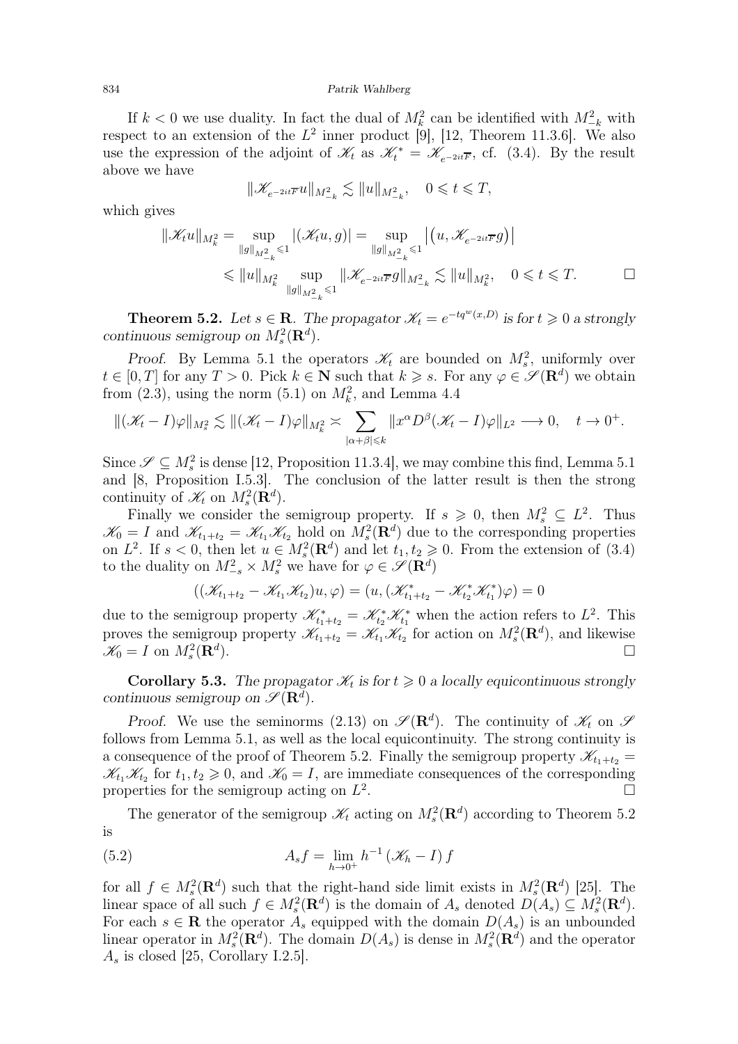If $k < 0$ we use duality. In fact the dual of $M_k^2$ can be identified with $M_{-k}^2$ with respect to an extension of the $L^2$ inner product [9], [12, Theorem 11.3.6]. We also use the expression of the adjoint of $\mathscr{K}_t$ as $\mathscr{K}_t^* = \mathscr{K}_{e^{-2it\overline{F}}}$, cf. (3.4). By the result above we have

$$\|\mathscr{K}_{e^{-2it\overline{F}}} u\|_{M_{-k}^2} \lesssim \|u\|_{M_{-k}^2}, \quad 0 \leqslant t \leqslant T,$$

which gives

$$\begin{aligned}
\|\mathscr{K}_t u\|_{M_k^2} &= \sup_{\|g\|_{M_{-k}^2} \leqslant 1} |(\mathscr{K}_t u, g)| = \sup_{\|g\|_{M_{-k}^2} \leqslant 1} \left|\left(u, \mathscr{K}_{e^{-2it\overline{F}}} g\right)\right| \\
&\leqslant \|u\|_{M_k^2} \sup_{\|g\|_{M_{-k}^2} \leqslant 1} \|\mathscr{K}_{e^{-2it\overline{F}}} g\|_{M_{-k}^2} \lesssim \|u\|_{M_k^2}, \quad 0 \leqslant t \leqslant T. \qquad \square
\end{aligned}$$

**Theorem 5.2.** *Let $s \in \mathbf{R}$. The propagator $\mathscr{K}_t = e^{-tq^w(x,D)}$ is for $t \geqslant 0$ a strongly continuous semigroup on $M_s^2(\mathbf{R}^d)$.*

*Proof.* By Lemma 5.1 the operators $\mathscr{K}_t$ are bounded on $M_s^2$, uniformly over $t \in [0, T]$ for any $T > 0$. Pick $k \in \mathbf{N}$ such that $k \geqslant s$. For any $\varphi \in \mathscr{S}(\mathbf{R}^d)$ we obtain from (2.3), using the norm (5.1) on $M_k^2$, and Lemma 4.4

$$\|(\mathscr{K}_t - I)\varphi\|_{M_s^2} \lesssim \|(\mathscr{K}_t - I)\varphi\|_{M_k^2} \asymp \sum_{|\alpha+\beta| \leqslant k} \|x^\alpha D^\beta (\mathscr{K}_t - I)\varphi\|_{L^2} \longrightarrow 0, \quad t \to 0^+.$$

Since $\mathscr{S} \subseteq M_s^2$ is dense [12, Proposition 11.3.4], we may combine this find, Lemma 5.1 and [8, Proposition I.5.3]. The conclusion of the latter result is then the strong continuity of $\mathscr{K}_t$ on $M_s^2(\mathbf{R}^d)$.

Finally we consider the semigroup property. If $s \geqslant 0$, then $M_s^2 \subseteq L^2$. Thus $\mathscr{K}_0 = I$ and $\mathscr{K}_{t_1+t_2} = \mathscr{K}_{t_1}\mathscr{K}_{t_2}$ hold on $M_s^2(\mathbf{R}^d)$ due to the corresponding properties on $L^2$. If $s < 0$, then let $u \in M_s^2(\mathbf{R}^d)$ and let $t_1, t_2 \geqslant 0$. From the extension of (3.4) to the duality on $M_{-s}^2 \times M_s^2$ we have for $\varphi \in \mathscr{S}(\mathbf{R}^d)$

$$((\mathscr{K}_{t_1+t_2} - \mathscr{K}_{t_1}\mathscr{K}_{t_2})u, \varphi) = (u, (\mathscr{K}_{t_1+t_2}^* - \mathscr{K}_{t_2}^*\mathscr{K}_{t_1}^*)\varphi) = 0$$

due to the semigroup property $\mathscr{K}_{t_1+t_2}^* = \mathscr{K}_{t_2}^*\mathscr{K}_{t_1}^*$ when the action refers to $L^2$. This proves the semigroup property $\mathscr{K}_{t_1+t_2} = \mathscr{K}_{t_1}\mathscr{K}_{t_2}$ for action on $M_s^2(\mathbf{R}^d)$, and likewise $\mathscr{K}_0 = I$ on $M_s^2(\mathbf{R}^d)$. $\square$

**Corollary 5.3.** *The propagator $\mathscr{K}_t$ is for $t \geqslant 0$ a locally equicontinuous strongly continuous semigroup on $\mathscr{S}(\mathbf{R}^d)$.*

*Proof.* We use the seminorms (2.13) on $\mathscr{S}(\mathbf{R}^d)$. The continuity of $\mathscr{K}_t$ on $\mathscr{S}$ follows from Lemma 5.1, as well as the local equicontinuity. The strong continuity is a consequence of the proof of Theorem 5.2. Finally the semigroup property $\mathscr{K}_{t_1+t_2} = \mathscr{K}_{t_1}\mathscr{K}_{t_2}$ for $t_1, t_2 \geqslant 0$, and $\mathscr{K}_0 = I$, are immediate consequences of the corresponding properties for the semigroup acting on $L^2$. $\square$

The generator of the semigroup $\mathscr{K}_t$ acting on $M_s^2(\mathbf{R}^d)$ according to Theorem 5.2 is

$$A_s f = \lim_{h \to 0^+} h^{-1} (\mathscr{K}_h - I) f \tag{5.2}$$

for all $f \in M_s^2(\mathbf{R}^d)$ such that the right-hand side limit exists in $M_s^2(\mathbf{R}^d)$ [25]. The linear space of all such $f \in M_s^2(\mathbf{R}^d)$ is the domain of $A_s$ denoted $D(A_s) \subseteq M_s^2(\mathbf{R}^d)$. For each $s \in \mathbf{R}$ the operator $A_s$ equipped with the domain $D(A_s)$ is an unbounded linear operator in $M_s^2(\mathbf{R}^d)$. The domain $D(A_s)$ is dense in $M_s^2(\mathbf{R}^d)$ and the operator $A_s$ is closed [25, Corollary I.2.5].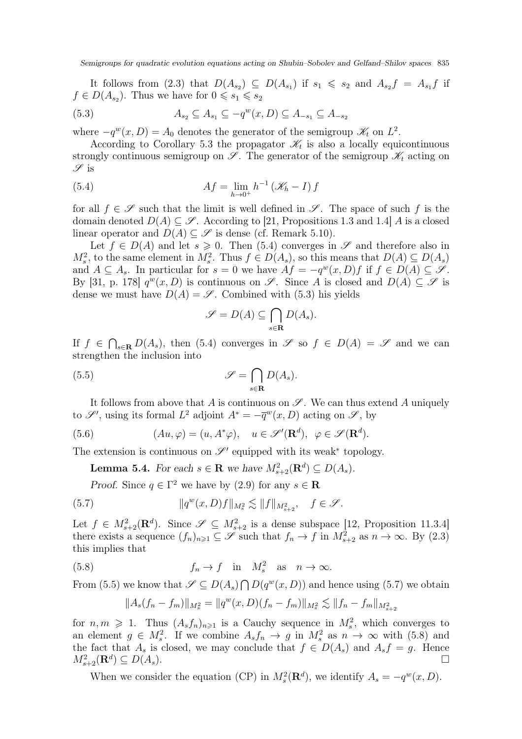It follows from (2.3) that $D(A_{s_2}) \subseteq D(A_{s_1})$ if $s_1 \leqslant s_2$ and $A_{s_2} f = A_{s_1} f$ if $f \in D(A_{s_2})$. Thus we have for $0 \leqslant s_1 \leqslant s_2$

$$A_{s_2} \subseteq A_{s_1} \subseteq -q^w(x,D) \subseteq A_{-s_1} \subseteq A_{-s_2} \tag{5.3}$$

where $-q^w(x,D) = A_0$ denotes the generator of the semigroup $\mathscr{K}_t$ on $L^2$.

According to Corollary 5.3 the propagator $\mathscr{K}_t$ is also a locally equicontinuous strongly continuous semigroup on $\mathscr{S}$. The generator of the semigroup $\mathscr{K}_t$ acting on $\mathscr{S}$ is

$$Af = \lim_{h \to 0^+} h^{-1} \left( \mathscr{K}_h - I \right) f \tag{5.4}$$

for all $f \in \mathscr{S}$ such that the limit is well defined in $\mathscr{S}$. The space of such $f$ is the domain denoted $D(A) \subseteq \mathscr{S}$. According to [21, Propositions 1.3 and 1.4] $A$ is a closed linear operator and $D(A) \subseteq \mathscr{S}$ is dense (cf. Remark 5.10).

Let $f \in D(A)$ and let $s \geqslant 0$. Then (5.4) converges in $\mathscr{S}$ and therefore also in $M_s^2$, to the same element in $M_s^2$. Thus $f \in D(A_s)$, so this means that $D(A) \subseteq D(A_s)$ and $A \subseteq A_s$. In particular for $s = 0$ we have $Af = -q^w(x,D)f$ if $f \in D(A) \subseteq \mathscr{S}$. By [31, p. 178] $q^w(x,D)$ is continuous on $\mathscr{S}$. Since $A$ is closed and $D(A) \subseteq \mathscr{S}$ is dense we must have $D(A) = \mathscr{S}$. Combined with (5.3) his yields

$$\mathscr{S} = D(A) \subseteq \bigcap_{s \in \mathbf{R}} D(A_s).$$

If $f \in \bigcap_{s \in \mathbf{R}} D(A_s)$, then (5.4) converges in $\mathscr{S}$ so $f \in D(A) = \mathscr{S}$ and we can strengthen the inclusion into

$$\mathscr{S} = \bigcap_{s \in \mathbf{R}} D(A_s). \tag{5.5}$$

It follows from above that $A$ is continuous on $\mathscr{S}$. We can thus extend $A$ uniquely to $\mathscr{S}'$, using its formal $L^2$ adjoint $A^* = -\overline{q}^w(x,D)$ acting on $\mathscr{S}$, by

$$(Au, \varphi) = (u, A^* \varphi), \quad u \in \mathscr{S}'(\mathbf{R}^d), \ \ \varphi \in \mathscr{S}(\mathbf{R}^d). \tag{5.6}$$

The extension is continuous on $\mathscr{S}'$ equipped with its weak$^*$ topology.

**Lemma 5.4.** *For each $s \in \mathbf{R}$ we have $M_{s+2}^2(\mathbf{R}^d) \subseteq D(A_s)$.*

*Proof.* Since $q \in \Gamma^2$ we have by (2.9) for any $s \in \mathbf{R}$

$$\| q^w(x,D) f \|_{M_s^2} \lesssim \| f \|_{M_{s+2}^2}, \quad f \in \mathscr{S}. \tag{5.7}$$

Let $f \in M_{s+2}^2(\mathbf{R}^d)$. Since $\mathscr{S} \subseteq M_{s+2}^2$ is a dense subspace [12, Proposition 11.3.4] there exists a sequence $(f_n)_{n \geqslant 1} \subseteq \mathscr{S}$ such that $f_n \to f$ in $M_{s+2}^2$ as $n \to \infty$. By (2.3) this implies that

$$f_n \to f \quad \text{in} \quad M_s^2 \quad \text{as} \quad n \to \infty. \tag{5.8}$$

From (5.5) we know that $\mathscr{S} \subseteq D(A_s) \bigcap D(q^w(x,D))$ and hence using (5.7) we obtain

$$\| A_s (f_n - f_m) \|_{M_s^2} = \| q^w(x,D)(f_n - f_m) \|_{M_s^2} \lesssim \| f_n - f_m \|_{M_{s+2}^2}$$

for $n, m \geqslant 1$. Thus $(A_s f_n)_{n \geqslant 1}$ is a Cauchy sequence in $M_s^2$, which converges to an element $g \in M_s^2$. If we combine $A_s f_n \to g$ in $M_s^2$ as $n \to \infty$ with (5.8) and the fact that $A_s$ is closed, we may conclude that $f \in D(A_s)$ and $A_s f = g$. Hence $M_{s+2}^2(\mathbf{R}^d) \subseteq D(A_s)$. $\square$

When we consider the equation (CP) in $M_s^2(\mathbf{R}^d)$, we identify $A_s = -q^w(x,D)$.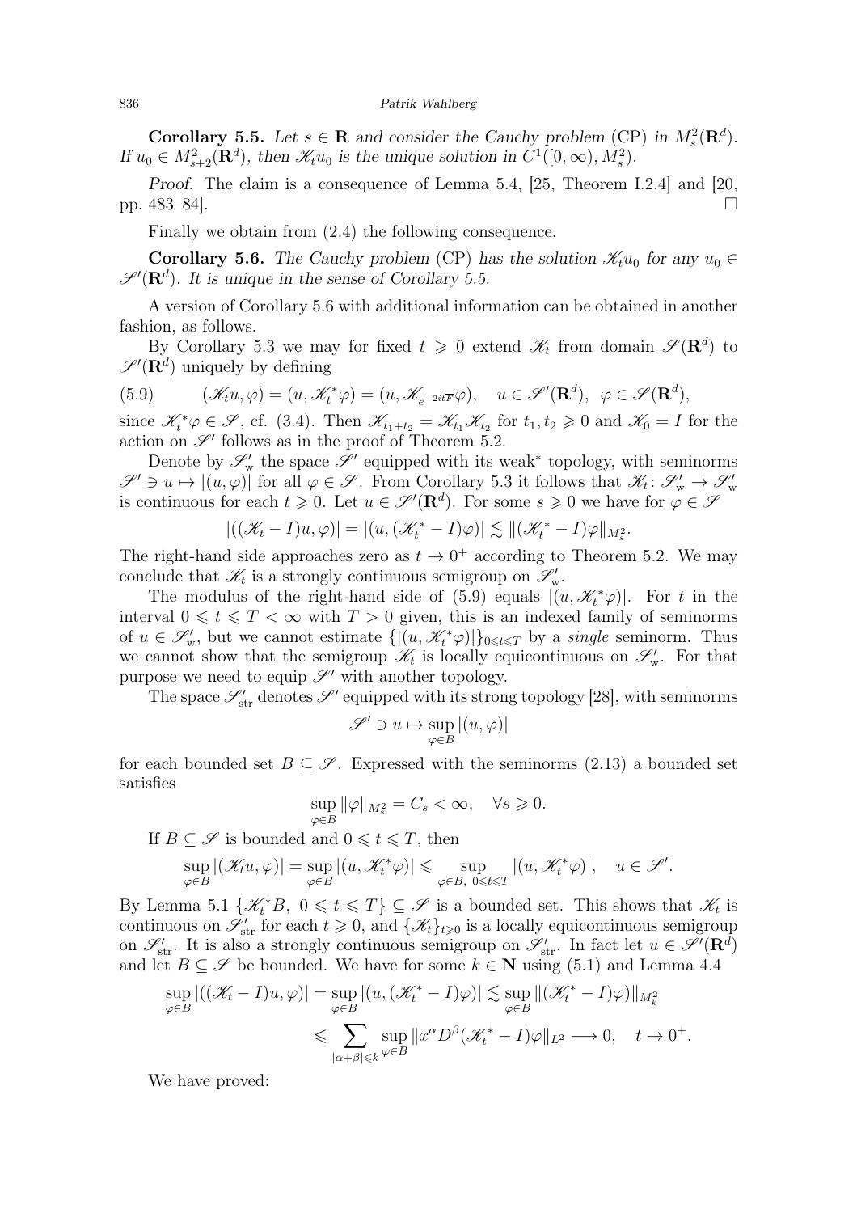**Corollary 5.5.** *Let $s \in \mathbf{R}$ and consider the Cauchy problem* (CP) *in $M_s^2(\mathbf{R}^d)$. If $u_0 \in M_{s+2}^2(\mathbf{R}^d)$, then $\mathscr{K}_t u_0$ is the unique solution in $C^1([0,\infty), M_s^2)$.*

*Proof.* The claim is a consequence of Lemma 5.4, [25, Theorem I.2.4] and [20, pp. 483–84]. $\square$

Finally we obtain from (2.4) the following consequence.

**Corollary 5.6.** *The Cauchy problem* (CP) *has the solution $\mathscr{K}_t u_0$ for any $u_0 \in \mathscr{S}'(\mathbf{R}^d)$. It is unique in the sense of Corollary 5.5.*

A version of Corollary 5.6 with additional information can be obtained in another fashion, as follows.

By Corollary 5.3 we may for fixed $t \geqslant 0$ extend $\mathscr{K}_t$ from domain $\mathscr{S}(\mathbf{R}^d)$ to $\mathscr{S}'(\mathbf{R}^d)$ uniquely by defining

$$
(\mathscr{K}_t u, \varphi) = (u, \mathscr{K}_t^* \varphi) = (u, \mathscr{K}_{e^{-2it\overline{F}}} \varphi), \quad u \in \mathscr{S}'(\mathbf{R}^d), \ \varphi \in \mathscr{S}(\mathbf{R}^d), \tag{5.9}
$$

since $\mathscr{K}_t^* \varphi \in \mathscr{S}$, cf. (3.4). Then $\mathscr{K}_{t_1+t_2} = \mathscr{K}_{t_1}\mathscr{K}_{t_2}$ for $t_1, t_2 \geqslant 0$ and $\mathscr{K}_0 = I$ for the action on $\mathscr{S}'$ follows as in the proof of Theorem 5.2.

Denote by $\mathscr{S}'_{\rm w}$ the space $\mathscr{S}'$ equipped with its weak$^*$ topology, with seminorms $\mathscr{S}' \ni u \mapsto |(u,\varphi)|$ for all $\varphi \in \mathscr{S}$. From Corollary 5.3 it follows that $\mathscr{K}_t \colon \mathscr{S}'_{\rm w} \to \mathscr{S}'_{\rm w}$ is continuous for each $t \geqslant 0$. Let $u \in \mathscr{S}'(\mathbf{R}^d)$. For some $s \geqslant 0$ we have for $\varphi \in \mathscr{S}$

$$
|((\mathscr{K}_t - I)u, \varphi)| = |(u, (\mathscr{K}_t^* - I)\varphi)| \lesssim \|(\mathscr{K}_t^* - I)\varphi\|_{M_s^2}.
$$

The right-hand side approaches zero as $t \to 0^+$ according to Theorem 5.2. We may conclude that $\mathscr{K}_t$ is a strongly continuous semigroup on $\mathscr{S}'_{\rm w}$.

The modulus of the right-hand side of (5.9) equals $|(u, \mathscr{K}_t^* \varphi)|$. For $t$ in the interval $0 \leqslant t \leqslant T < \infty$ with $T > 0$ given, this is an indexed family of seminorms of $u \in \mathscr{S}'_{\rm w}$, but we cannot estimate $\{|(u, \mathscr{K}_t^* \varphi)|\}_{0 \leqslant t \leqslant T}$ by a *single* seminorm. Thus we cannot show that the semigroup $\mathscr{K}_t$ is locally equicontinuous on $\mathscr{S}'_{\rm w}$. For that purpose we need to equip $\mathscr{S}'$ with another topology.

The space $\mathscr{S}'_{\rm str}$ denotes $\mathscr{S}'$ equipped with its strong topology [28], with seminorms

$$
\mathscr{S}' \ni u \mapsto \sup_{\varphi \in B} |(u, \varphi)|
$$

for each bounded set $B \subseteq \mathscr{S}$. Expressed with the seminorms (2.13) a bounded set satisfies

$$
\sup_{\varphi \in B} \|\varphi\|_{M_s^2} = C_s < \infty, \quad \forall s \geqslant 0.
$$

If $B \subseteq \mathscr{S}$ is bounded and $0 \leqslant t \leqslant T$, then

$$
\sup_{\varphi \in B} |(\mathscr{K}_t u, \varphi)| = \sup_{\varphi \in B} |(u, \mathscr{K}_t^* \varphi)| \leqslant \sup_{\varphi \in B, \ 0 \leqslant t \leqslant T} |(u, \mathscr{K}_t^* \varphi)|, \quad u \in \mathscr{S}'.
$$

By Lemma 5.1 $\{\mathscr{K}_t^* B, \ 0 \leqslant t \leqslant T\} \subseteq \mathscr{S}$ is a bounded set. This shows that $\mathscr{K}_t$ is continuous on $\mathscr{S}'_{\rm str}$ for each $t \geqslant 0$, and $\{\mathscr{K}_t\}_{t \geqslant 0}$ is a locally equicontinuous semigroup on $\mathscr{S}'_{\rm str}$. It is also a strongly continuous semigroup on $\mathscr{S}'_{\rm str}$. In fact let $u \in \mathscr{S}'(\mathbf{R}^d)$ and let $B \subseteq \mathscr{S}$ be bounded. We have for some $k \in \mathbf{N}$ using (5.1) and Lemma 4.4

$$
\begin{aligned}
\sup_{\varphi \in B} |((\mathscr{K}_t - I)u, \varphi)| &= \sup_{\varphi \in B} |(u, (\mathscr{K}_t^* - I)\varphi)| \lesssim \sup_{\varphi \in B} \|(\mathscr{K}_t^* - I)\varphi\|_{M_k^2} \\
&\leqslant \sum_{|\alpha+\beta| \leqslant k} \sup_{\varphi \in B} \|x^\alpha D^\beta (\mathscr{K}_t^* - I)\varphi\|_{L^2} \longrightarrow 0, \quad t \to 0^+.
\end{aligned}
$$

We have proved: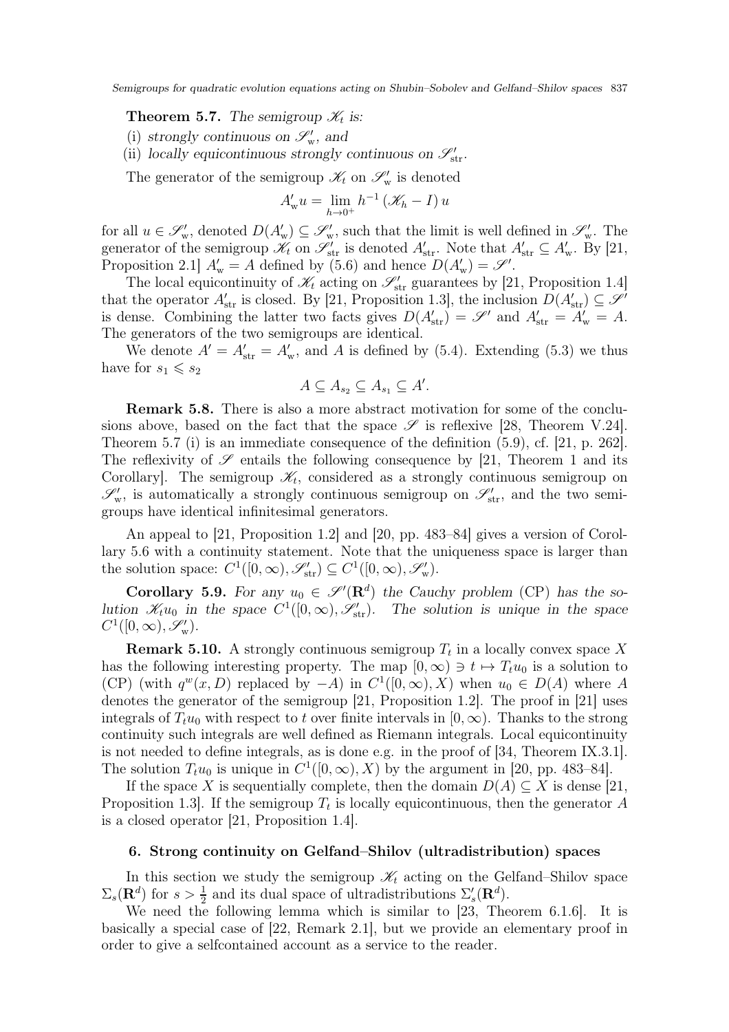**Theorem 5.7.** *The semigroup $\mathscr{K}_t$ is:*

(i) *strongly continuous on $\mathscr{S}'_{\rm w}$, and*

(ii) *locally equicontinuous strongly continuous on $\mathscr{S}'_{\rm str}$.*

The generator of the semigroup $\mathscr{K}_t$ on $\mathscr{S}'_{\rm w}$ is denoted

$$A'_{\rm w} u = \lim_{h \to 0^+} h^{-1} \left( \mathscr{K}_h - I \right) u$$

for all $u \in \mathscr{S}'_{\rm w}$, denoted $D(A'_{\rm w}) \subseteq \mathscr{S}'_{\rm w}$, such that the limit is well defined in $\mathscr{S}'_{\rm w}$. The generator of the semigroup $\mathscr{K}_t$ on $\mathscr{S}'_{\rm str}$ is denoted $A'_{\rm str}$. Note that $A'_{\rm str} \subseteq A'_{\rm w}$. By [21, Proposition 2.1] $A'_{\rm w} = A$ defined by (5.6) and hence $D(A'_{\rm w}) = \mathscr{S}'$.

The local equicontinuity of $\mathscr{K}_t$ acting on $\mathscr{S}'_{\rm str}$ guarantees by [21, Proposition 1.4] that the operator $A'_{\rm str}$ is closed. By [21, Proposition 1.3], the inclusion $D(A'_{\rm str}) \subseteq \mathscr{S}'$ is dense. Combining the latter two facts gives $D(A'_{\rm str}) = \mathscr{S}'$ and $A'_{\rm str} = A'_{\rm w} = A$. The generators of the two semigroups are identical.

We denote $A' = A'_{\rm str} = A'_{\rm w}$, and $A$ is defined by (5.4). Extending (5.3) we thus have for $s_1 \leqslant s_2$

$$A \subseteq A_{s_2} \subseteq A_{s_1} \subseteq A'.$$

**Remark 5.8.** There is also a more abstract motivation for some of the conclusions above, based on the fact that the space $\mathscr{S}$ is reflexive [28, Theorem V.24]. Theorem 5.7 (i) is an immediate consequence of the definition (5.9), cf. [21, p. 262]. The reflexivity of $\mathscr{S}$ entails the following consequence by [21, Theorem 1 and its Corollary]. The semigroup $\mathscr{K}_t$, considered as a strongly continuous semigroup on $\mathscr{S}'_{\rm w}$, is automatically a strongly continuous semigroup on $\mathscr{S}'_{\rm str}$, and the two semigroups have identical infinitesimal generators.

An appeal to [21, Proposition 1.2] and [20, pp. 483–84] gives a version of Corollary 5.6 with a continuity statement. Note that the uniqueness space is larger than the solution space: $C^1([0,\infty), \mathscr{S}'_{\rm str}) \subseteq C^1([0,\infty), \mathscr{S}'_{\rm w})$.

**Corollary 5.9.** *For any $u_0 \in \mathscr{S}'(\mathbf{R}^d)$ the Cauchy problem* (CP) *has the solution $\mathscr{K}_t u_0$ in the space $C^1([0,\infty), \mathscr{S}'_{\rm str})$. The solution is unique in the space $C^1([0,\infty), \mathscr{S}'_{\rm w})$.*

**Remark 5.10.** A strongly continuous semigroup $T_t$ in a locally convex space $X$ has the following interesting property. The map $[0,\infty) \ni t \mapsto T_t u_0$ is a solution to (CP) (with $q^w(x,D)$ replaced by $-A$) in $C^1([0,\infty), X)$ when $u_0 \in D(A)$ where $A$ denotes the generator of the semigroup [21, Proposition 1.2]. The proof in [21] uses integrals of $T_t u_0$ with respect to $t$ over finite intervals in $[0,\infty)$. Thanks to the strong continuity such integrals are well defined as Riemann integrals. Local equicontinuity is not needed to define integrals, as is done e.g. in the proof of [34, Theorem IX.3.1]. The solution $T_t u_0$ is unique in $C^1([0,\infty), X)$ by the argument in [20, pp. 483–84].

If the space $X$ is sequentially complete, then the domain $D(A) \subseteq X$ is dense [21, Proposition 1.3]. If the semigroup $T_t$ is locally equicontinuous, then the generator $A$ is a closed operator [21, Proposition 1.4].

## 6. Strong continuity on Gelfand–Shilov (ultradistribution) spaces

In this section we study the semigroup $\mathscr{K}_t$ acting on the Gelfand–Shilov space $\Sigma_s(\mathbf{R}^d)$ for $s > \frac{1}{2}$ and its dual space of ultradistributions $\Sigma'_s(\mathbf{R}^d)$.

We need the following lemma which is similar to [23, Theorem 6.1.6]. It is basically a special case of [22, Remark 2.1], but we provide an elementary proof in order to give a selfcontained account as a service to the reader.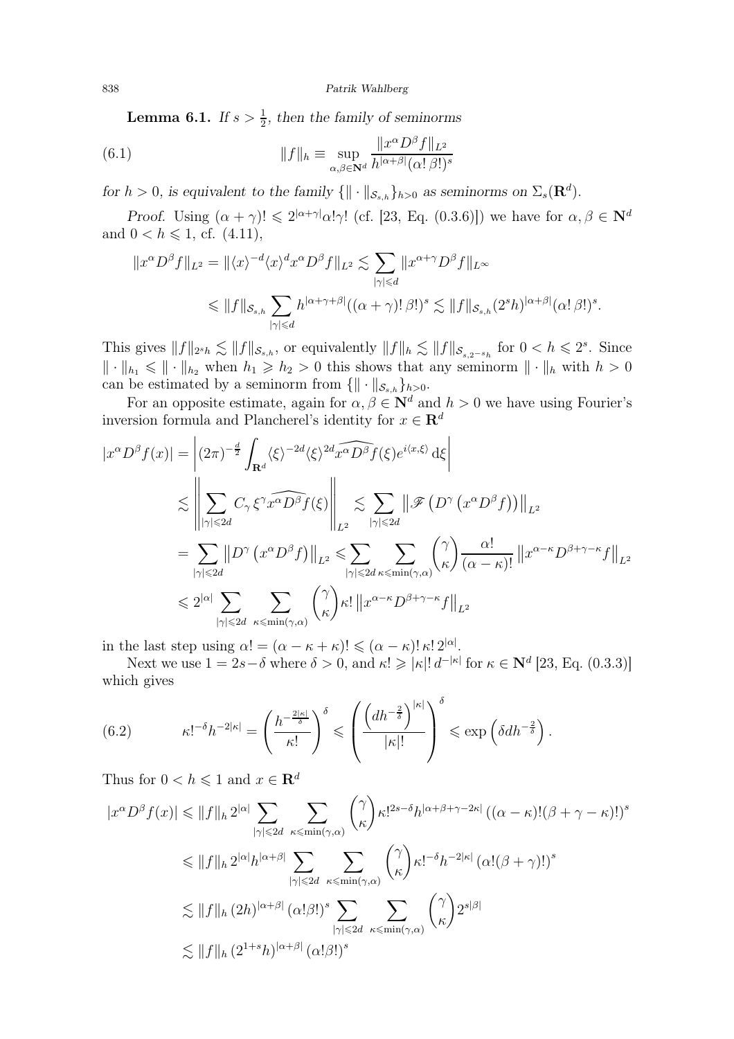**Lemma 6.1.** *If $s > \frac{1}{2}$, then the family of seminorms*

$$\|f\|_h \equiv \sup_{\alpha,\beta \in \mathbf{N}^d} \frac{\|x^\alpha D^\beta f\|_{L^2}}{h^{|\alpha+\beta|}(\alpha!\,\beta!)^s} \tag{6.1}$$

*for $h > 0$, is equivalent to the family $\{\|\cdot\|_{\mathcal{S}_{s,h}}\}_{h>0}$ as seminorms on $\Sigma_s(\mathbf{R}^d)$.*

*Proof.* Using $(\alpha+\gamma)! \leqslant 2^{|\alpha+\gamma|}\alpha!\gamma!$ (cf. [23, Eq. (0.3.6)]) we have for $\alpha, \beta \in \mathbf{N}^d$ and $0 < h \leqslant 1$, cf. (4.11),

$$\begin{aligned}
\|x^\alpha D^\beta f\|_{L^2} &= \|\langle x\rangle^{-d}\langle x\rangle^d x^\alpha D^\beta f\|_{L^2} \lesssim \sum_{|\gamma|\leqslant d} \|x^{\alpha+\gamma} D^\beta f\|_{L^\infty} \\
&\leqslant \|f\|_{\mathcal{S}_{s,h}} \sum_{|\gamma|\leqslant d} h^{|\alpha+\gamma+\beta|}((\alpha+\gamma)!\,\beta!)^s \lesssim \|f\|_{\mathcal{S}_{s,h}} (2^s h)^{|\alpha+\beta|}(\alpha!\,\beta!)^s.
\end{aligned}$$

This gives $\|f\|_{2^s h} \lesssim \|f\|_{\mathcal{S}_{s,h}}$, or equivalently $\|f\|_h \lesssim \|f\|_{\mathcal{S}_{s,2^{-s}h}}$ for $0 < h \leqslant 2^s$. Since $\|\cdot\|_{h_1} \leqslant \|\cdot\|_{h_2}$ when $h_1 \geqslant h_2 > 0$ this shows that any seminorm $\|\cdot\|_h$ with $h > 0$ can be estimated by a seminorm from $\{\|\cdot\|_{\mathcal{S}_{s,h}}\}_{h>0}$.

For an opposite estimate, again for $\alpha, \beta \in \mathbf{N}^d$ and $h > 0$ we have using Fourier's inversion formula and Plancherel's identity for $x \in \mathbf{R}^d$

$$\begin{aligned}
|x^\alpha D^\beta f(x)| &= \left| (2\pi)^{-\frac{d}{2}} \int_{\mathbf{R}^d} \langle\xi\rangle^{-2d}\langle\xi\rangle^{2d}\widehat{x^\alpha D^\beta f}(\xi) e^{i\langle x,\xi\rangle}\,\mathrm{d}\xi \right| \\
&\lesssim \left\| \sum_{|\gamma|\leqslant 2d} C_\gamma\, \xi^\gamma \widehat{x^\alpha D^\beta f}(\xi) \right\|_{L^2} \lesssim \sum_{|\gamma|\leqslant 2d} \left\| \mathscr{F}\left(D^\gamma\left(x^\alpha D^\beta f\right)\right)\right\|_{L^2} \\
&= \sum_{|\gamma|\leqslant 2d} \left\| D^\gamma\left(x^\alpha D^\beta f\right)\right\|_{L^2} \leqslant \sum_{|\gamma|\leqslant 2d} \sum_{\kappa \leqslant \min(\gamma,\alpha)} \binom{\gamma}{\kappa} \frac{\alpha!}{(\alpha-\kappa)!} \left\| x^{\alpha-\kappa} D^{\beta+\gamma-\kappa} f\right\|_{L^2} \\
&\leqslant 2^{|\alpha|} \sum_{|\gamma|\leqslant 2d} \sum_{\kappa \leqslant \min(\gamma,\alpha)} \binom{\gamma}{\kappa} \kappa! \left\| x^{\alpha-\kappa} D^{\beta+\gamma-\kappa} f\right\|_{L^2}
\end{aligned}$$

in the last step using $\alpha! = (\alpha-\kappa+\kappa)! \leqslant (\alpha-\kappa)!\,\kappa!\,2^{|\alpha|}$.

Next we use $1 = 2s - \delta$ where $\delta > 0$, and $\kappa! \geqslant |\kappa|!\,d^{-|\kappa|}$ for $\kappa \in \mathbf{N}^d$ [23, Eq. (0.3.3)] which gives

$$\kappa!^{-\delta} h^{-2|\kappa|} = \left( \frac{h^{-\frac{2|\kappa|}{\delta}}}{\kappa!} \right)^\delta \leqslant \left( \frac{\left(d h^{-\frac{2}{\delta}}\right)^{|\kappa|}}{|\kappa|!} \right)^\delta \leqslant \exp\left(\delta d h^{-\frac{2}{\delta}}\right). \tag{6.2}$$

Thus for $0 < h \leqslant 1$ and $x \in \mathbf{R}^d$

$$\begin{aligned}
|x^\alpha D^\beta f(x)| &\leqslant \|f\|_h\, 2^{|\alpha|} \sum_{|\gamma|\leqslant 2d} \sum_{\kappa \leqslant \min(\gamma,\alpha)} \binom{\gamma}{\kappa} \kappa!^{2s-\delta} h^{|\alpha+\beta+\gamma-2\kappa|} \left((\alpha-\kappa)!(\beta+\gamma-\kappa)!\right)^s \\
&\leqslant \|f\|_h\, 2^{|\alpha|} h^{|\alpha+\beta|} \sum_{|\gamma|\leqslant 2d} \sum_{\kappa \leqslant \min(\gamma,\alpha)} \binom{\gamma}{\kappa} \kappa!^{-\delta} h^{-2|\kappa|} \left(\alpha!(\beta+\gamma)!\right)^s \\
&\lesssim \|f\|_h\, (2h)^{|\alpha+\beta|} \left(\alpha!\beta!\right)^s \sum_{|\gamma|\leqslant 2d} \sum_{\kappa \leqslant \min(\gamma,\alpha)} \binom{\gamma}{\kappa} 2^{s|\beta|} \\
&\lesssim \|f\|_h\, (2^{1+s}h)^{|\alpha+\beta|} \left(\alpha!\beta!\right)^s
\end{aligned}$$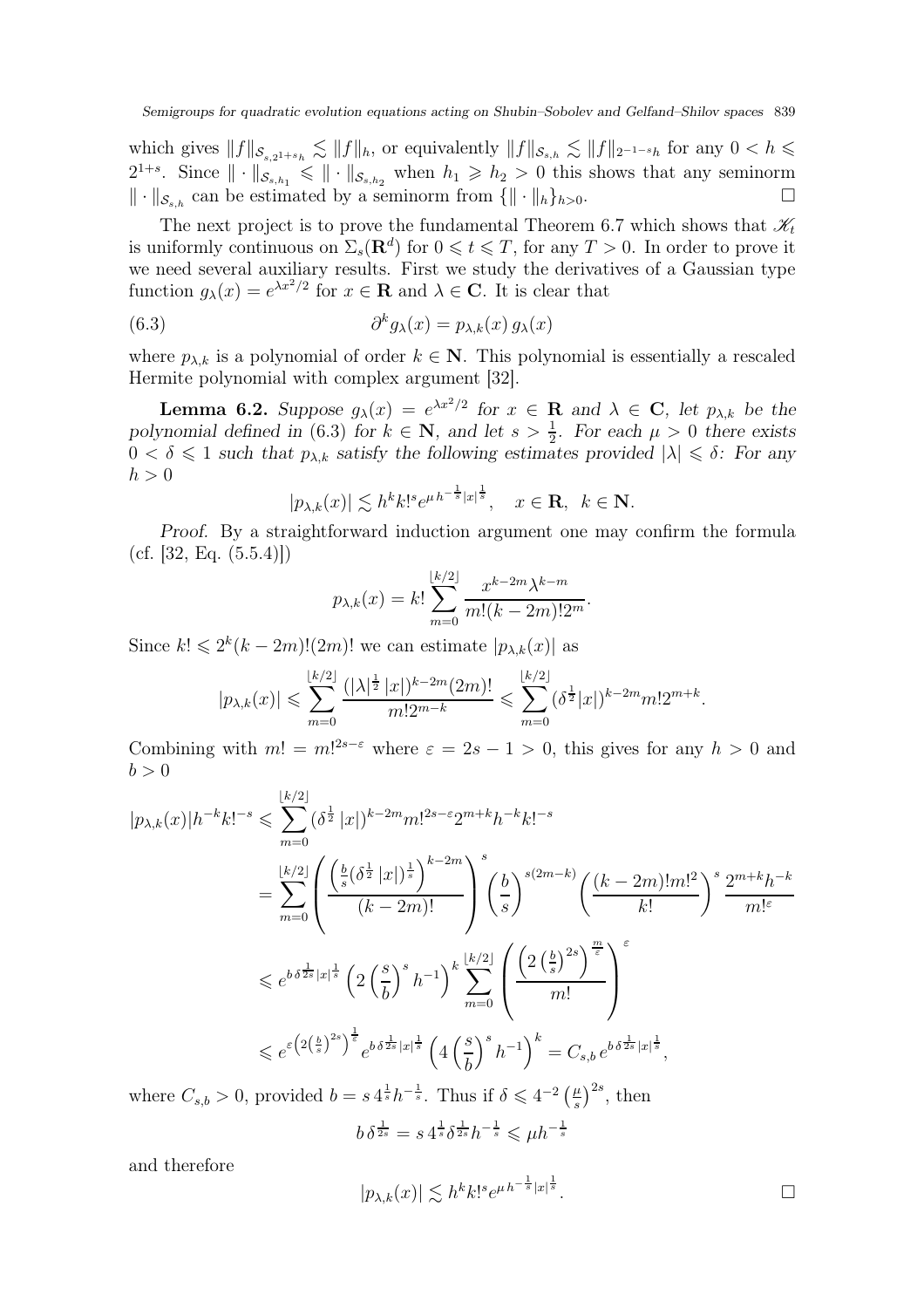which gives $\|f\|_{\mathcal{S}_{s,2^{1+s}h}} \lesssim \|f\|_h$, or equivalently $\|f\|_{\mathcal{S}_{s,h}} \lesssim \|f\|_{2^{-1-s}h}$ for any $0 < h \leqslant 2^{1+s}$. Since $\|\cdot\|_{\mathcal{S}_{s,h_1}} \leqslant \|\cdot\|_{\mathcal{S}_{s,h_2}}$ when $h_1 \geqslant h_2 > 0$ this shows that any seminorm $\|\cdot\|_{\mathcal{S}_{s,h}}$ can be estimated by a seminorm from $\{\|\cdot\|_h\}_{h>0}$. $\square$

The next project is to prove the fundamental Theorem 6.7 which shows that $\mathscr{K}_t$ is uniformly continuous on $\Sigma_s(\mathbf{R}^d)$ for $0 \leqslant t \leqslant T$, for any $T > 0$. In order to prove it we need several auxiliary results. First we study the derivatives of a Gaussian type function $g_\lambda(x) = e^{\lambda x^2/2}$ for $x \in \mathbf{R}$ and $\lambda \in \mathbf{C}$. It is clear that

$$\partial^k g_\lambda(x) = p_{\lambda,k}(x)\, g_\lambda(x) \tag{6.3}$$

where $p_{\lambda,k}$ is a polynomial of order $k \in \mathbf{N}$. This polynomial is essentially a rescaled Hermite polynomial with complex argument [32].

**Lemma 6.2.** *Suppose $g_\lambda(x) = e^{\lambda x^2/2}$ for $x \in \mathbf{R}$ and $\lambda \in \mathbf{C}$, let $p_{\lambda,k}$ be the polynomial defined in (6.3) for $k \in \mathbf{N}$, and let $s > \frac{1}{2}$. For each $\mu > 0$ there exists $0 < \delta \leqslant 1$ such that $p_{\lambda,k}$ satisfy the following estimates provided $|\lambda| \leqslant \delta$: For any $h > 0$*

$$|p_{\lambda,k}(x)| \lesssim h^k k!^s e^{\mu h^{-\frac{1}{s}} |x|^{\frac{1}{s}}}, \quad x \in \mathbf{R}, \ \ k \in \mathbf{N}.$$

*Proof.* By a straightforward induction argument one may confirm the formula (cf. [32, Eq. (5.5.4)])

$$p_{\lambda,k}(x) = k! \sum_{m=0}^{\lfloor k/2 \rfloor} \frac{x^{k-2m} \lambda^{k-m}}{m!(k-2m)!2^m}.$$

Since $k! \leqslant 2^k (k-2m)!(2m)!$ we can estimate $|p_{\lambda,k}(x)|$ as

$$|p_{\lambda,k}(x)| \leqslant \sum_{m=0}^{\lfloor k/2 \rfloor} \frac{(|\lambda|^{\frac{1}{2}} |x|)^{k-2m} (2m)!}{m! 2^{m-k}} \leqslant \sum_{m=0}^{\lfloor k/2 \rfloor} (\delta^{\frac{1}{2}} |x|)^{k-2m} m! 2^{m+k}.$$

Combining with $m! = m!^{2s-\varepsilon}$ where $\varepsilon = 2s - 1 > 0$, this gives for any $h > 0$ and $b > 0$

$$\begin{aligned}
|p_{\lambda,k}(x)| h^{-k} k!^{-s} &\leqslant \sum_{m=0}^{\lfloor k/2 \rfloor} (\delta^{\frac{1}{2}} |x|)^{k-2m} m!^{2s-\varepsilon} 2^{m+k} h^{-k} k!^{-s} \\
&= \sum_{m=0}^{\lfloor k/2 \rfloor} \left( \frac{\left( \frac{b}{s} (\delta^{\frac{1}{2}} |x|)^{\frac{1}{s}} \right)^{k-2m}}{(k-2m)!} \right)^s \left( \frac{b}{s} \right)^{s(2m-k)} \left( \frac{(k-2m)! m!^2}{k!} \right)^s \frac{2^{m+k} h^{-k}}{m!^{\varepsilon}} \\
&\leqslant e^{b\, \delta^{\frac{1}{2s}} |x|^{\frac{1}{s}}} \left( 2 \left( \frac{s}{b} \right)^s h^{-1} \right)^k \sum_{m=0}^{\lfloor k/2 \rfloor} \left( \frac{\left( 2 \left( \frac{b}{s} \right)^{2s} \right)^{\frac{m}{\varepsilon}}}{m!} \right)^{\varepsilon} \\
&\leqslant e^{\varepsilon \left( 2 \left( \frac{b}{s} \right)^{2s} \right)^{\frac{1}{\varepsilon}}} e^{b\, \delta^{\frac{1}{2s}} |x|^{\frac{1}{s}}} \left( 4 \left( \frac{s}{b} \right)^s h^{-1} \right)^k = C_{s,b}\, e^{b\, \delta^{\frac{1}{2s}} |x|^{\frac{1}{s}}},
\end{aligned}$$

where $C_{s,b} > 0$, provided $b = s\, 4^{\frac{1}{s}} h^{-\frac{1}{s}}$. Thus if $\delta \leqslant 4^{-2} \left( \frac{\mu}{s} \right)^{2s}$, then

$$b\, \delta^{\frac{1}{2s}} = s\, 4^{\frac{1}{s}} \delta^{\frac{1}{2s}} h^{-\frac{1}{s}} \leqslant \mu h^{-\frac{1}{s}}$$

and therefore

$$|p_{\lambda,k}(x)| \lesssim h^k k!^s e^{\mu h^{-\frac{1}{s}} |x|^{\frac{1}{s}}}.$$

$\square$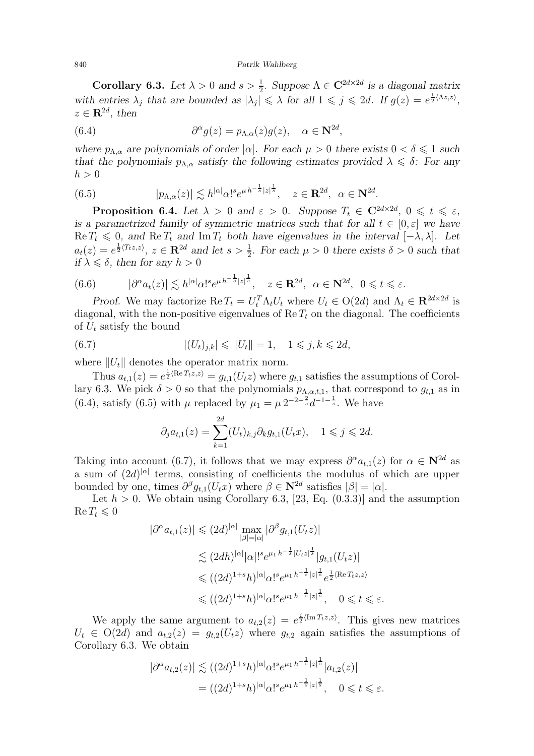**Corollary 6.3.** *Let $\lambda > 0$ and $s > \frac{1}{2}$. Suppose $\Lambda \in \mathbf{C}^{2d\times 2d}$ is a diagonal matrix with entries $\lambda_j$ that are bounded as $|\lambda_j| \leqslant \lambda$ for all $1 \leqslant j \leqslant 2d$. If $g(z) = e^{\frac{1}{2}\langle \Lambda z, z\rangle}$, $z \in \mathbf{R}^{2d}$, then*

$$\partial^\alpha g(z) = p_{\Lambda,\alpha}(z) g(z), \quad \alpha \in \mathbf{N}^{2d}, \tag{6.4}$$

*where $p_{\Lambda,\alpha}$ are polynomials of order $|\alpha|$. For each $\mu > 0$ there exists $0 < \delta \leqslant 1$ such that the polynomials $p_{\Lambda,\alpha}$ satisfy the following estimates provided $\lambda \leqslant \delta$: For any $h > 0$*

$$|p_{\Lambda,\alpha}(z)| \lesssim h^{|\alpha|} \alpha!^s e^{\mu\, h^{-\frac{1}{s}} |z|^{\frac{1}{s}}}, \quad z \in \mathbf{R}^{2d}, \ \alpha \in \mathbf{N}^{2d}. \tag{6.5}$$

**Proposition 6.4.** *Let $\lambda > 0$ and $\varepsilon > 0$. Suppose $T_t \in \mathbf{C}^{2d\times 2d}$, $0 \leqslant t \leqslant \varepsilon$, is a parametrized family of symmetric matrices such that for all $t \in [0, \varepsilon]$ we have $\operatorname{Re} T_t \leqslant 0$, and $\operatorname{Re} T_t$ and $\operatorname{Im} T_t$ both have eigenvalues in the interval $[-\lambda, \lambda]$. Let $a_t(z) = e^{\frac{1}{2}\langle T_t z, z\rangle}$, $z \in \mathbf{R}^{2d}$ and let $s > \frac{1}{2}$. For each $\mu > 0$ there exists $\delta > 0$ such that if $\lambda \leqslant \delta$, then for any $h > 0$*

$$|\partial^\alpha a_t(z)| \lesssim h^{|\alpha|} \alpha!^s e^{\mu\, h^{-\frac{1}{s}} |z|^{\frac{1}{s}}}, \quad z \in \mathbf{R}^{2d}, \ \alpha \in \mathbf{N}^{2d}, \ 0 \leqslant t \leqslant \varepsilon. \tag{6.6}$$

*Proof.* We may factorize $\operatorname{Re} T_t = U_t^T \Lambda_t U_t$ where $U_t \in \mathrm{O}(2d)$ and $\Lambda_t \in \mathbf{R}^{2d\times 2d}$ is diagonal, with the non-positive eigenvalues of $\operatorname{Re} T_t$ on the diagonal. The coefficients of $U_t$ satisfy the bound

$$|(U_t)_{j,k}| \leqslant \|U_t\| = 1, \quad 1 \leqslant j, k \leqslant 2d, \tag{6.7}$$

where $\|U_t\|$ denotes the operator matrix norm.

Thus $a_{t,1}(z) = e^{\frac{1}{2}\langle \operatorname{Re} T_t z, z\rangle} = g_{t,1}(U_t z)$ where $g_{t,1}$ satisfies the assumptions of Corollary 6.3. We pick $\delta > 0$ so that the polynomials $p_{\Lambda,\alpha,t,1}$, that correspond to $g_{t,1}$ as in (6.4), satisfy (6.5) with $\mu$ replaced by $\mu_1 = \mu\, 2^{-2-\frac{2}{s}} d^{-1-\frac{1}{s}}$. We have

$$\partial_j a_{t,1}(z) = \sum_{k=1}^{2d} (U_t)_{k,j} \partial_k g_{t,1}(U_t x), \quad 1 \leqslant j \leqslant 2d.$$

Taking into account (6.7), it follows that we may express $\partial^\alpha a_{t,1}(z)$ for $\alpha \in \mathbf{N}^{2d}$ as a sum of $(2d)^{|\alpha|}$ terms, consisting of coefficients the modulus of which are upper bounded by one, times $\partial^\beta g_{t,1}(U_t x)$ where $\beta \in \mathbf{N}^{2d}$ satisfies $|\beta| = |\alpha|$.

Let $h > 0$. We obtain using Corollary 6.3, [23, Eq. (0.3.3)] and the assumption $\operatorname{Re} T_t \leqslant 0$

$$\begin{aligned}
|\partial^\alpha a_{t,1}(z)| &\leqslant (2d)^{|\alpha|} \max_{|\beta|=|\alpha|} |\partial^\beta g_{t,1}(U_t z)| \\
&\lesssim (2dh)^{|\alpha|} |\alpha|!^s e^{\mu_1\, h^{-\frac{1}{s}} |U_t z|^{\frac{1}{s}}} |g_{t,1}(U_t z)| \\
&\leqslant ((2d)^{1+s} h)^{|\alpha|} \alpha!^s e^{\mu_1\, h^{-\frac{1}{s}} |z|^{\frac{1}{s}}} e^{\frac{1}{2}\langle \operatorname{Re} T_t z, z\rangle} \\
&\leqslant ((2d)^{1+s} h)^{|\alpha|} \alpha!^s e^{\mu_1\, h^{-\frac{1}{s}} |z|^{\frac{1}{s}}}, \quad 0 \leqslant t \leqslant \varepsilon.
\end{aligned}$$

We apply the same argument to $a_{t,2}(z) = e^{\frac{i}{2}\langle \operatorname{Im} T_t z, z\rangle}$. This gives new matrices $U_t \in \mathrm{O}(2d)$ and $a_{t,2}(z) = g_{t,2}(U_t z)$ where $g_{t,2}$ again satisfies the assumptions of Corollary 6.3. We obtain

$$\begin{aligned}
|\partial^\alpha a_{t,2}(z)| &\lesssim ((2d)^{1+s} h)^{|\alpha|} \alpha!^s e^{\mu_1\, h^{-\frac{1}{s}} |z|^{\frac{1}{s}}} |a_{t,2}(z)| \\
&= ((2d)^{1+s} h)^{|\alpha|} \alpha!^s e^{\mu_1\, h^{-\frac{1}{s}} |z|^{\frac{1}{s}}}, \quad 0 \leqslant t \leqslant \varepsilon.
\end{aligned}$$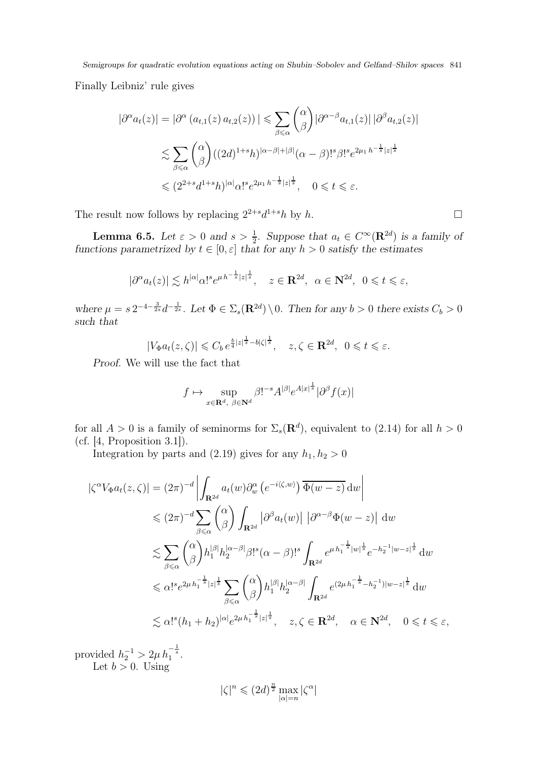Finally Leibniz' rule gives

$$
\begin{aligned}
|\partial^\alpha a_t(z)| &= |\partial^\alpha \left( a_{t,1}(z)\, a_{t,2}(z)\right)| \leqslant \sum_{\beta \leqslant \alpha} \binom{\alpha}{\beta} |\partial^{\alpha-\beta} a_{t,1}(z)|\, |\partial^\beta a_{t,2}(z)| \\
&\lesssim \sum_{\beta \leqslant \alpha} \binom{\alpha}{\beta} ((2d)^{1+s} h)^{|\alpha-\beta|+|\beta|} (\alpha-\beta)!^s \beta!^s e^{2\mu_1 h^{-\frac{1}{s}} |z|^{\frac{1}{s}}} \\
&\leqslant (2^{2+s} d^{1+s} h)^{|\alpha|} \alpha!^s e^{2\mu_1 h^{-\frac{1}{s}} |z|^{\frac{1}{s}}}, \quad 0 \leqslant t \leqslant \varepsilon.
\end{aligned}
$$

The result now follows by replacing $2^{2+s} d^{1+s} h$ by $h$. $\square$

**Lemma 6.5.** *Let $\varepsilon > 0$ and $s > \frac{1}{2}$. Suppose that $a_t \in C^\infty(\mathbf{R}^{2d})$ is a family of functions parametrized by $t \in [0, \varepsilon]$ that for any $h > 0$ satisfy the estimates*

$$
|\partial^\alpha a_t(z)| \lesssim h^{|\alpha|} \alpha!^s e^{\mu h^{-\frac{1}{s}} |z|^{\frac{1}{s}}}, \quad z \in \mathbf{R}^{2d}, \ \alpha \in \mathbf{N}^{2d}, \ 0 \leqslant t \leqslant \varepsilon,
$$

*where $\mu = s\, 2^{-4-\frac{3}{2s}} d^{-\frac{1}{2s}}$. Let $\Phi \in \Sigma_s(\mathbf{R}^{2d}) \setminus 0$. Then for any $b > 0$ there exists $C_b > 0$ such that*

$$
|V_\Phi a_t(z, \zeta)| \leqslant C_b\, e^{\frac{b}{4}|z|^{\frac{1}{s}} - b|\zeta|^{\frac{1}{s}}}, \quad z, \zeta \in \mathbf{R}^{2d}, \ 0 \leqslant t \leqslant \varepsilon.
$$

*Proof.* We will use the fact that

$$
f \mapsto \sup_{x \in \mathbf{R}^d, \ \beta \in \mathbf{N}^d} \beta!^{-s} A^{|\beta|} e^{A|x|^{\frac{1}{s}}} |\partial^\beta f(x)|
$$

for all $A > 0$ is a family of seminorms for $\Sigma_s(\mathbf{R}^d)$, equivalent to (2.14) for all $h > 0$ (cf. [4, Proposition 3.1]).

Integration by parts and (2.19) gives for any $h_1, h_2 > 0$

$$
\begin{aligned}
|\zeta^\alpha V_\Phi a_t(z, \zeta)| &= (2\pi)^{-d} \left| \int_{\mathbf{R}^{2d}} a_t(w) \partial_w^\alpha \left( e^{-i\langle \zeta, w \rangle} \right) \overline{\Phi(w-z)}\, \mathrm{d}w \right| \\
&\leqslant (2\pi)^{-d} \sum_{\beta \leqslant \alpha} \binom{\alpha}{\beta} \int_{\mathbf{R}^{2d}} \left| \partial^\beta a_t(w) \right| \left| \partial^{\alpha-\beta} \Phi(w-z) \right| \, \mathrm{d}w \\
&\lesssim \sum_{\beta \leqslant \alpha} \binom{\alpha}{\beta} h_1^{|\beta|} h_2^{|\alpha-\beta|} \beta!^s (\alpha-\beta)!^s \int_{\mathbf{R}^{2d}} e^{\mu h_1^{-\frac{1}{s}} |w|^{\frac{1}{s}}} e^{-h_2^{-1} |w-z|^{\frac{1}{s}}} \, \mathrm{d}w \\
&\leqslant \alpha!^s e^{2\mu h_1^{-\frac{1}{s}} |z|^{\frac{1}{s}}} \sum_{\beta \leqslant \alpha} \binom{\alpha}{\beta} h_1^{|\beta|} h_2^{|\alpha-\beta|} \int_{\mathbf{R}^{2d}} e^{(2\mu h_1^{-\frac{1}{s}} - h_2^{-1}) |w-z|^{\frac{1}{s}}} \, \mathrm{d}w \\
&\lesssim \alpha!^s (h_1 + h_2)^{|\alpha|} e^{2\mu h_1^{-\frac{1}{s}} |z|^{\frac{1}{s}}}, \quad z, \zeta \in \mathbf{R}^{2d}, \quad \alpha \in \mathbf{N}^{2d}, \quad 0 \leqslant t \leqslant \varepsilon,
\end{aligned}
$$

provided $h_2^{-1} > 2\mu\, h_1^{-\frac{1}{s}}$.

Let $b > 0$. Using

$$
|\zeta|^n \leqslant (2d)^{\frac{n}{2}} \max_{|\alpha| = n} |\zeta^\alpha|
$$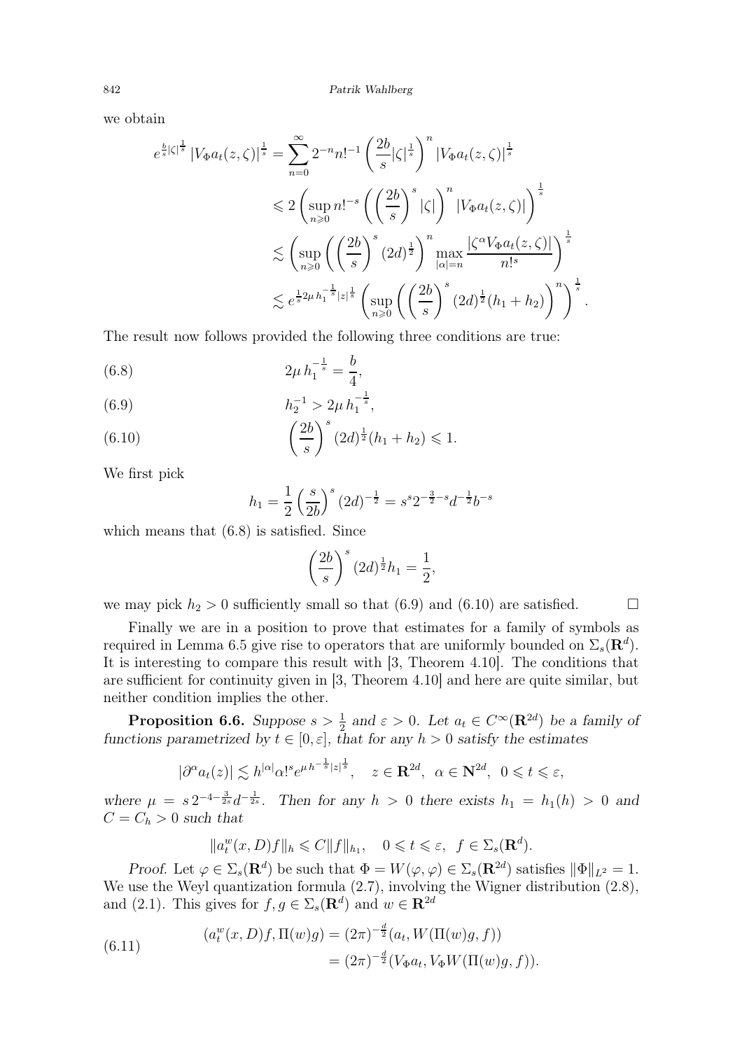we obtain

$$
\begin{aligned}
e^{\frac{b}{s}|\zeta|^{\frac{1}{s}}} |V_\Phi a_t(z,\zeta)|^{\frac{1}{s}} &= \sum_{n=0}^{\infty} 2^{-n} n!^{-1} \left( \frac{2b}{s} |\zeta|^{\frac{1}{s}} \right)^n |V_\Phi a_t(z,\zeta)|^{\frac{1}{s}} \\
&\leqslant 2 \left( \sup_{n \geqslant 0} n!^{-s} \left( \left( \frac{2b}{s} \right)^s |\zeta| \right)^n |V_\Phi a_t(z,\zeta)| \right)^{\frac{1}{s}} \\
&\lesssim \left( \sup_{n \geqslant 0} \left( \left( \frac{2b}{s} \right)^s (2d)^{\frac{1}{2}} \right)^n \max_{|\alpha|=n} \frac{|\zeta^\alpha V_\Phi a_t(z,\zeta)|}{n!^s} \right)^{\frac{1}{s}} \\
&\lesssim e^{\frac{1}{s} 2\mu h_1^{-\frac{1}{s}} |z|^{\frac{1}{s}}} \left( \sup_{n \geqslant 0} \left( \left( \frac{2b}{s} \right)^s (2d)^{\frac{1}{2}} (h_1 + h_2) \right)^n \right)^{\frac{1}{s}}.
\end{aligned}
$$

The result now follows provided the following three conditions are true:

$$
2\mu \, h_1^{-\frac{1}{s}} = \frac{b}{4}, \tag{6.8}
$$

$$
h_2^{-1} > 2\mu \, h_1^{-\frac{1}{s}}, \tag{6.9}
$$

$$
\left( \frac{2b}{s} \right)^s (2d)^{\frac{1}{2}} (h_1 + h_2) \leqslant 1. \tag{6.10}
$$

We first pick

$$
h_1 = \frac{1}{2} \left( \frac{s}{2b} \right)^s (2d)^{-\frac{1}{2}} = s^s 2^{-\frac{3}{2}-s} d^{-\frac{1}{2}} b^{-s}
$$

which means that (6.8) is satisfied. Since

$$
\left( \frac{2b}{s} \right)^s (2d)^{\frac{1}{2}} h_1 = \frac{1}{2},
$$

we may pick $h_2 > 0$ sufficiently small so that (6.9) and (6.10) are satisfied. $\square$

Finally we are in a position to prove that estimates for a family of symbols as required in Lemma 6.5 give rise to operators that are uniformly bounded on $\Sigma_s(\mathbf{R}^d)$. It is interesting to compare this result with [3, Theorem 4.10]. The conditions that are sufficient for continuity given in [3, Theorem 4.10] and here are quite similar, but neither condition implies the other.

**Proposition 6.6.** *Suppose $s > \frac{1}{2}$ and $\varepsilon > 0$. Let $a_t \in C^\infty(\mathbf{R}^{2d})$ be a family of functions parametrized by $t \in [0, \varepsilon]$, that for any $h > 0$ satisfy the estimates*

$$
|\partial^\alpha a_t(z)| \lesssim h^{|\alpha|} \alpha!^s e^{\mu h^{-\frac{1}{s}} |z|^{\frac{1}{s}}}, \quad z \in \mathbf{R}^{2d}, \ \alpha \in \mathbf{N}^{2d}, \ 0 \leqslant t \leqslant \varepsilon,
$$

*where $\mu = s\, 2^{-4-\frac{3}{2s}} d^{-\frac{1}{2s}}$. Then for any $h > 0$ there exists $h_1 = h_1(h) > 0$ and $C = C_h > 0$ such that*

$$
\|a_t^w(x,D) f\|_h \leqslant C \|f\|_{h_1}, \quad 0 \leqslant t \leqslant \varepsilon, \ \ f \in \Sigma_s(\mathbf{R}^d).
$$

*Proof.* Let $\varphi \in \Sigma_s(\mathbf{R}^d)$ be such that $\Phi = W(\varphi, \varphi) \in \Sigma_s(\mathbf{R}^{2d})$ satisfies $\|\Phi\|_{L^2} = 1$. We use the Weyl quantization formula (2.7), involving the Wigner distribution (2.8), and (2.1). This gives for $f, g \in \Sigma_s(\mathbf{R}^d)$ and $w \in \mathbf{R}^{2d}$

$$
\begin{aligned}
(a_t^w(x,D) f, \Pi(w) g) &= (2\pi)^{-\frac{d}{2}} (a_t, W(\Pi(w) g, f)) \\
&= (2\pi)^{-\frac{d}{2}} (V_\Phi a_t, V_\Phi W(\Pi(w) g, f)).
\end{aligned} \tag{6.11}
$$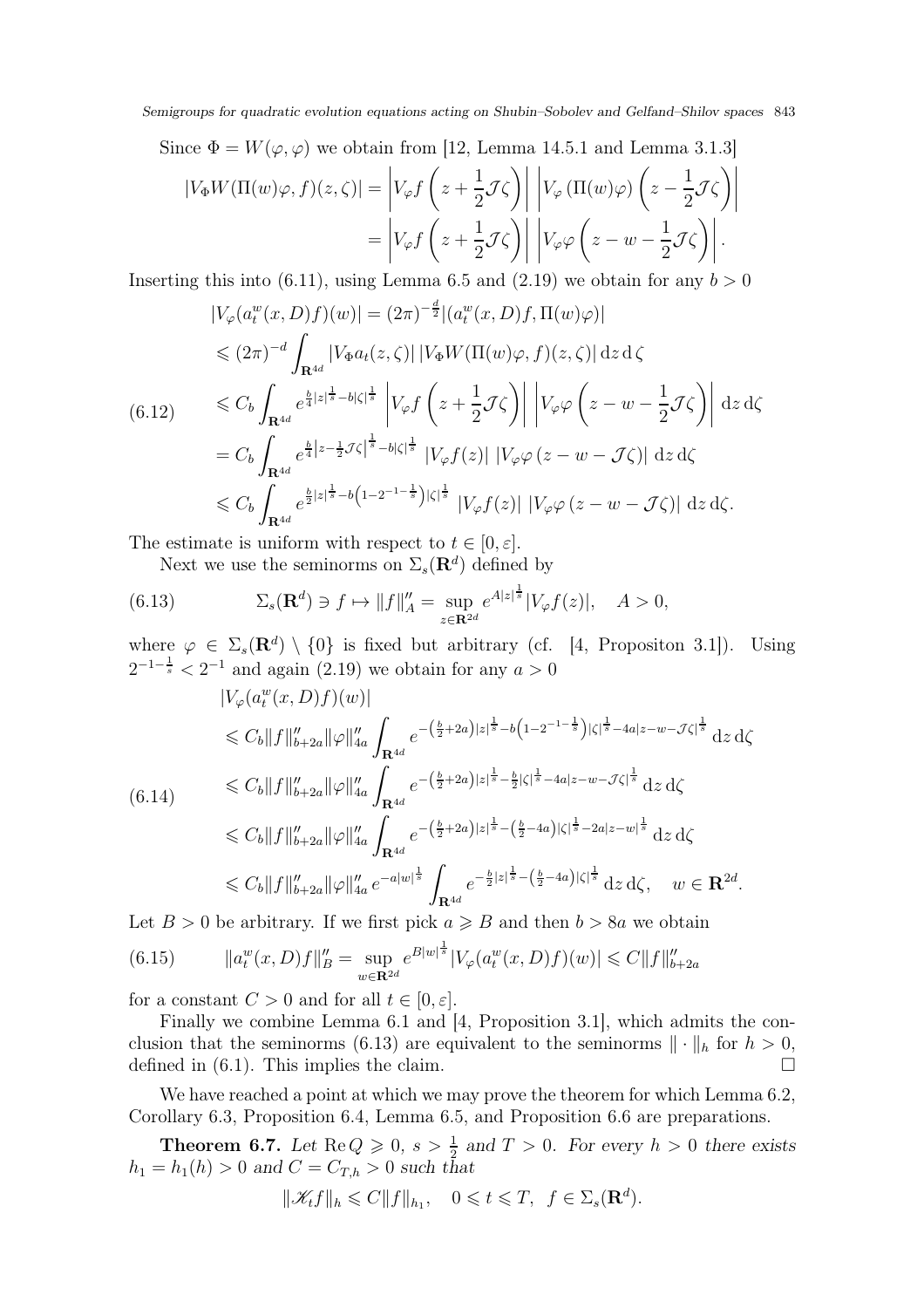Since $\Phi = W(\varphi,\varphi)$ we obtain from [12, Lemma 14.5.1 and Lemma 3.1.3]

$$
\begin{aligned}
|V_\Phi W(\Pi(w)\varphi, f)(z,\zeta)| &= \left| V_\varphi f\left(z + \frac{1}{2}\mathcal{J}\zeta\right)\right| \left| V_\varphi\left(\Pi(w)\varphi\right)\left(z - \frac{1}{2}\mathcal{J}\zeta\right)\right| \\
&= \left| V_\varphi f\left(z + \frac{1}{2}\mathcal{J}\zeta\right)\right| \left| V_\varphi \varphi\left(z - w - \frac{1}{2}\mathcal{J}\zeta\right)\right|.
\end{aligned}
$$

Inserting this into (6.11), using Lemma 6.5 and (2.19) we obtain for any $b > 0$

$$
\begin{aligned}
|V_\varphi(a_t^w(x,D)f)(w)| &= (2\pi)^{-\frac{d}{2}} |(a_t^w(x,D)f, \Pi(w)\varphi)| \\
&\leqslant (2\pi)^{-d} \int_{\mathbf{R}^{4d}} |V_\Phi a_t(z,\zeta)|\, |V_\Phi W(\Pi(w)\varphi, f)(z,\zeta)| \,\mathrm{d}z \,\mathrm{d}\,\zeta \\
&\leqslant C_b \int_{\mathbf{R}^{4d}} e^{\frac{b}{4}|z|^{\frac{1}{s}} - b|\zeta|^{\frac{1}{s}}} \left| V_\varphi f\left(z + \frac{1}{2}\mathcal{J}\zeta\right)\right| \left| V_\varphi \varphi\left(z - w - \frac{1}{2}\mathcal{J}\zeta\right)\right| \mathrm{d}z\,\mathrm{d}\zeta \\
&= C_b \int_{\mathbf{R}^{4d}} e^{\frac{b}{4}\left|z - \frac{1}{2}\mathcal{J}\zeta\right|^{\frac{1}{s}} - b|\zeta|^{\frac{1}{s}}} \, |V_\varphi f(z)|\, |V_\varphi \varphi\left(z - w - \mathcal{J}\zeta\right)| \,\mathrm{d}z\,\mathrm{d}\zeta \\
&\leqslant C_b \int_{\mathbf{R}^{4d}} e^{\frac{b}{2}|z|^{\frac{1}{s}} - b\left(1 - 2^{-1-\frac{1}{s}}\right)|\zeta|^{\frac{1}{s}}} \, |V_\varphi f(z)|\, |V_\varphi \varphi\left(z - w - \mathcal{J}\zeta\right)| \,\mathrm{d}z\,\mathrm{d}\zeta.
\end{aligned} \tag{6.12}
$$

The estimate is uniform with respect to $t \in [0,\varepsilon]$.

Next we use the seminorms on $\Sigma_s(\mathbf{R}^d)$ defined by

$$
\Sigma_s(\mathbf{R}^d) \ni f \mapsto \|f\|''_A = \sup_{z \in \mathbf{R}^{2d}} e^{A|z|^{\frac{1}{s}}} |V_\varphi f(z)|, \quad A > 0, \tag{6.13}
$$

where $\varphi \in \Sigma_s(\mathbf{R}^d) \setminus \{0\}$ is fixed but arbitrary (cf. [4, Propositon 3.1]). Using $2^{-1-\frac{1}{s}} < 2^{-1}$ and again (2.19) we obtain for any $a > 0$

$$
\begin{aligned}
&|V_\varphi(a_t^w(x,D)f)(w)| \\
&\leqslant C_b \|f\|''_{b+2a} \|\varphi\|''_{4a} \int_{\mathbf{R}^{4d}} e^{-\left(\frac{b}{2}+2a\right)|z|^{\frac{1}{s}} - b\left(1 - 2^{-1-\frac{1}{s}}\right)|\zeta|^{\frac{1}{s}} - 4a|z - w - \mathcal{J}\zeta|^{\frac{1}{s}}} \,\mathrm{d}z\,\mathrm{d}\zeta \\
&\leqslant C_b \|f\|''_{b+2a} \|\varphi\|''_{4a} \int_{\mathbf{R}^{4d}} e^{-\left(\frac{b}{2}+2a\right)|z|^{\frac{1}{s}} - \frac{b}{2}|\zeta|^{\frac{1}{s}} - 4a|z - w - \mathcal{J}\zeta|^{\frac{1}{s}}} \,\mathrm{d}z\,\mathrm{d}\zeta \\
&\leqslant C_b \|f\|''_{b+2a} \|\varphi\|''_{4a} \int_{\mathbf{R}^{4d}} e^{-\left(\frac{b}{2}+2a\right)|z|^{\frac{1}{s}} - \left(\frac{b}{2} - 4a\right)|\zeta|^{\frac{1}{s}} - 2a|z - w|^{\frac{1}{s}}} \,\mathrm{d}z\,\mathrm{d}\zeta \\
&\leqslant C_b \|f\|''_{b+2a} \|\varphi\|''_{4a} \, e^{-a|w|^{\frac{1}{s}}} \int_{\mathbf{R}^{4d}} e^{-\frac{b}{2}|z|^{\frac{1}{s}} - \left(\frac{b}{2} - 4a\right)|\zeta|^{\frac{1}{s}}} \,\mathrm{d}z\,\mathrm{d}\zeta, \quad w \in \mathbf{R}^{2d}.
\end{aligned} \tag{6.14}
$$

Let $B > 0$ be arbitrary. If we first pick $a \geqslant B$ and then $b > 8a$ we obtain

$$
\|a_t^w(x,D)f\|''_B = \sup_{w \in \mathbf{R}^{2d}} e^{B|w|^{\frac{1}{s}}} |V_\varphi(a_t^w(x,D)f)(w)| \leqslant C \|f\|''_{b+2a} \tag{6.15}
$$

for a constant $C > 0$ and for all $t \in [0,\varepsilon]$.

Finally we combine Lemma 6.1 and [4, Proposition 3.1], which admits the conclusion that the seminorms (6.13) are equivalent to the seminorms $\|\cdot\|_h$ for $h > 0$, defined in (6.1). This implies the claim. $\square$

We have reached a point at which we may prove the theorem for which Lemma 6.2, Corollary 6.3, Proposition 6.4, Lemma 6.5, and Proposition 6.6 are preparations.

**Theorem 6.7.** *Let* $\operatorname{Re} Q \geqslant 0$, $s > \frac{1}{2}$ *and* $T > 0$. *For every* $h > 0$ *there exists* $h_1 = h_1(h) > 0$ *and* $C = C_{T,h} > 0$ *such that*

$$
\|\mathscr{K}_t f\|_h \leqslant C \|f\|_{h_1}, \quad 0 \leqslant t \leqslant T, \ \ f \in \Sigma_s(\mathbf{R}^d).
$$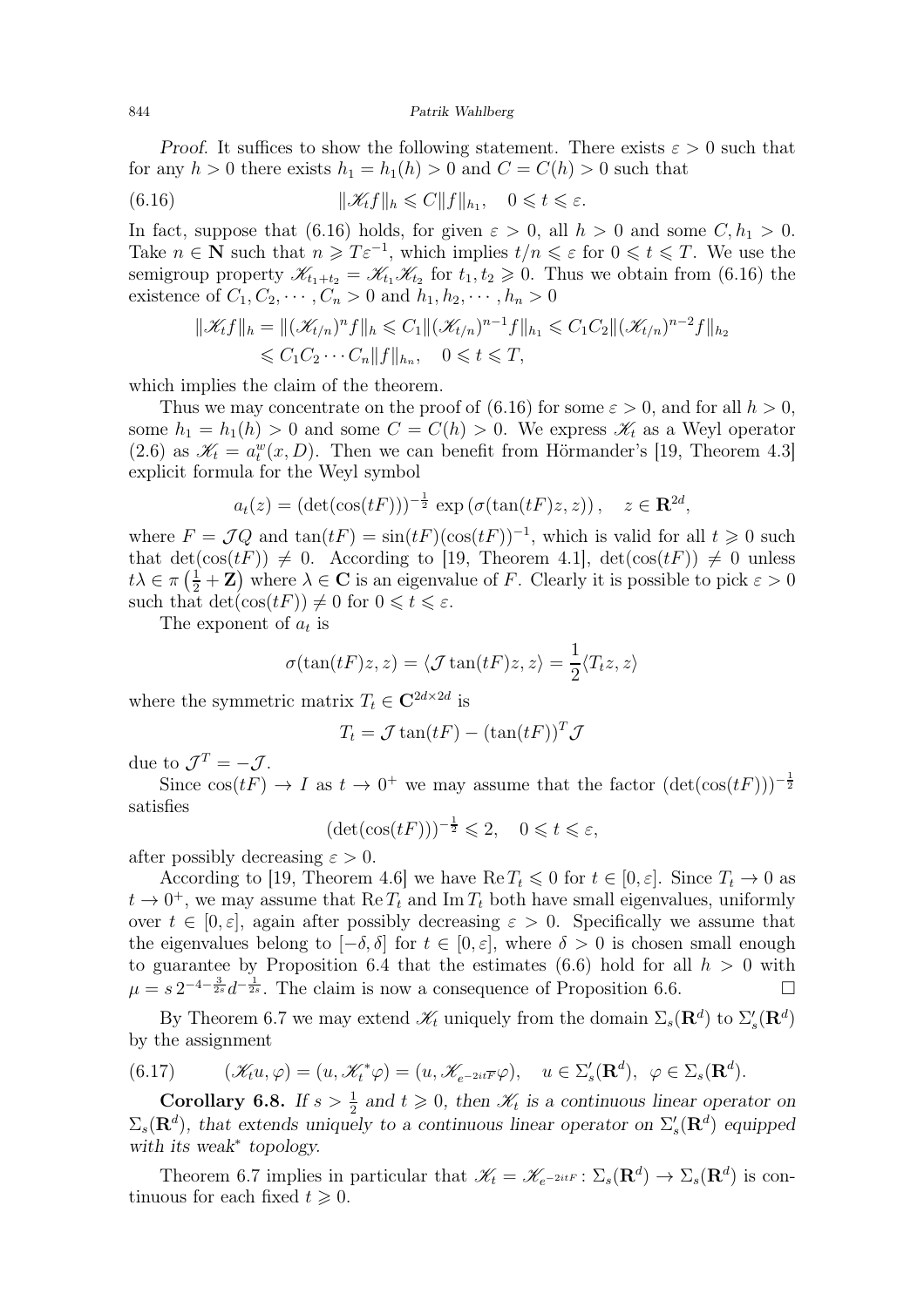*Proof.* It suffices to show the following statement. There exists $\varepsilon > 0$ such that for any $h > 0$ there exists $h_1 = h_1(h) > 0$ and $C = C(h) > 0$ such that

$$\|\mathscr{K}_t f\|_h \leqslant C \|f\|_{h_1}, \quad 0 \leqslant t \leqslant \varepsilon. \tag{6.16}$$

In fact, suppose that (6.16) holds, for given $\varepsilon > 0$, all $h > 0$ and some $C, h_1 > 0$. Take $n \in \mathbf{N}$ such that $n \geqslant T\varepsilon^{-1}$, which implies $t/n \leqslant \varepsilon$ for $0 \leqslant t \leqslant T$. We use the semigroup property $\mathscr{K}_{t_1+t_2} = \mathscr{K}_{t_1}\mathscr{K}_{t_2}$ for $t_1, t_2 \geqslant 0$. Thus we obtain from (6.16) the existence of $C_1, C_2, \cdots, C_n > 0$ and $h_1, h_2, \cdots, h_n > 0$

$$\begin{aligned}\|\mathscr{K}_t f\|_h = \|(\mathscr{K}_{t/n})^n f\|_h \leqslant C_1 \|(\mathscr{K}_{t/n})^{n-1} f\|_{h_1} \leqslant C_1 C_2 \|(\mathscr{K}_{t/n})^{n-2} f\|_{h_2} \\ \leqslant C_1 C_2 \cdots C_n \|f\|_{h_n}, \quad 0 \leqslant t \leqslant T,\end{aligned}$$

which implies the claim of the theorem.

Thus we may concentrate on the proof of (6.16) for some $\varepsilon > 0$, and for all $h > 0$, some $h_1 = h_1(h) > 0$ and some $C = C(h) > 0$. We express $\mathscr{K}_t$ as a Weyl operator (2.6) as $\mathscr{K}_t = a_t^w(x, D)$. Then we can benefit from Hörmander's [19, Theorem 4.3] explicit formula for the Weyl symbol

$$a_t(z) = (\det(\cos(tF)))^{-\frac{1}{2}} \exp\left(\sigma(\tan(tF)z, z)\right), \quad z \in \mathbf{R}^{2d},$$

where $F = \mathcal{J}Q$ and $\tan(tF) = \sin(tF)(\cos(tF))^{-1}$, which is valid for all $t \geqslant 0$ such that $\det(\cos(tF)) \neq 0$. According to [19, Theorem 4.1], $\det(\cos(tF)) \neq 0$ unless $t\lambda \in \pi\left(\frac{1}{2} + \mathbf{Z}\right)$ where $\lambda \in \mathbf{C}$ is an eigenvalue of $F$. Clearly it is possible to pick $\varepsilon > 0$ such that $\det(\cos(tF)) \neq 0$ for $0 \leqslant t \leqslant \varepsilon$.

The exponent of $a_t$ is

$$\sigma(\tan(tF)z, z) = \langle \mathcal{J} \tan(tF)z, z\rangle = \frac{1}{2}\langle T_t z, z\rangle$$

where the symmetric matrix $T_t \in \mathbf{C}^{2d \times 2d}$ is

$$T_t = \mathcal{J}\tan(tF) - (\tan(tF))^T \mathcal{J}$$

due to $\mathcal{J}^T = -\mathcal{J}$.

Since $\cos(tF) \to I$ as $t \to 0^+$ we may assume that the factor $(\det(\cos(tF)))^{-\frac{1}{2}}$ satisfies

$$(\det(\cos(tF)))^{-\frac{1}{2}} \leqslant 2, \quad 0 \leqslant t \leqslant \varepsilon,$$

after possibly decreasing $\varepsilon > 0$.

According to [19, Theorem 4.6] we have $\operatorname{Re} T_t \leqslant 0$ for $t \in [0, \varepsilon]$. Since $T_t \to 0$ as $t \to 0^+$, we may assume that $\operatorname{Re} T_t$ and $\operatorname{Im} T_t$ both have small eigenvalues, uniformly over $t \in [0, \varepsilon]$, again after possibly decreasing $\varepsilon > 0$. Specifically we assume that the eigenvalues belong to $[-\delta, \delta]$ for $t \in [0, \varepsilon]$, where $\delta > 0$ is chosen small enough to guarantee by Proposition 6.4 that the estimates (6.6) hold for all $h > 0$ with $\mu = s\, 2^{-4-\frac{3}{2s}} d^{-\frac{1}{2s}}$. The claim is now a consequence of Proposition 6.6. $\square$

By Theorem 6.7 we may extend $\mathscr{K}_t$ uniquely from the domain $\Sigma_s(\mathbf{R}^d)$ to $\Sigma_s'(\mathbf{R}^d)$ by the assignment

$$(\mathscr{K}_t u, \varphi) = (u, \mathscr{K}_t^* \varphi) = (u, \mathscr{K}_{e^{-2it\overline{F}}}\varphi), \quad u \in \Sigma_s'(\mathbf{R}^d), \ \varphi \in \Sigma_s(\mathbf{R}^d). \tag{6.17}$$

**Corollary 6.8.** *If $s > \frac{1}{2}$ and $t \geqslant 0$, then $\mathscr{K}_t$ is a continuous linear operator on $\Sigma_s(\mathbf{R}^d)$, that extends uniquely to a continuous linear operator on $\Sigma_s'(\mathbf{R}^d)$ equipped with its weak$^*$ topology.*

Theorem 6.7 implies in particular that $\mathscr{K}_t = \mathscr{K}_{e^{-2itF}} \colon \Sigma_s(\mathbf{R}^d) \to \Sigma_s(\mathbf{R}^d)$ is continuous for each fixed $t \geqslant 0$.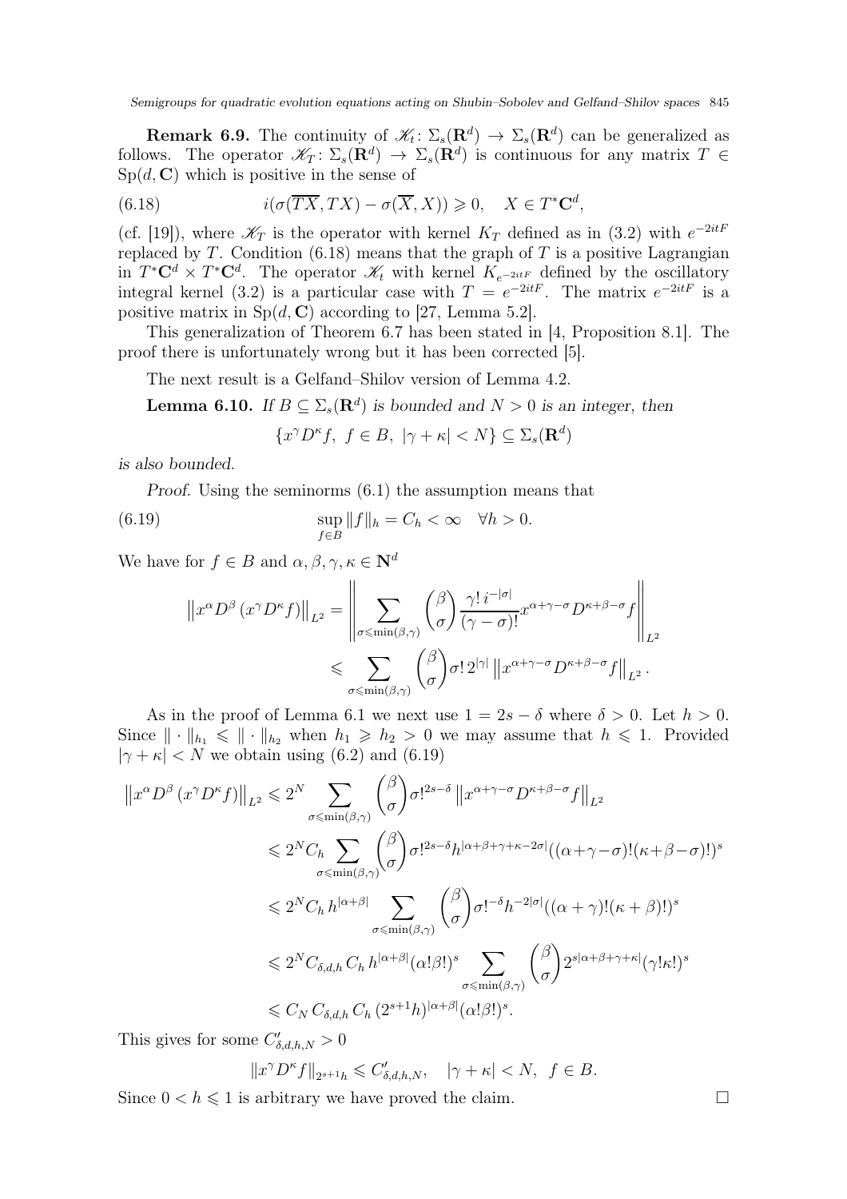**Remark 6.9.** The continuity of $\mathscr{K}_t \colon \Sigma_s(\mathbf{R}^d) \to \Sigma_s(\mathbf{R}^d)$ can be generalized as follows. The operator $\mathscr{K}_T \colon \Sigma_s(\mathbf{R}^d) \to \Sigma_s(\mathbf{R}^d)$ is continuous for any matrix $T \in \mathrm{Sp}(d, \mathbf{C})$ which is positive in the sense of

$$
i(\sigma(\overline{TX}, TX) - \sigma(\overline{X}, X)) \geqslant 0, \quad X \in T^*\mathbf{C}^d, \tag{6.18}
$$

(cf. [19]), where $\mathscr{K}_T$ is the operator with kernel $K_T$ defined as in (3.2) with $e^{-2itF}$ replaced by $T$. Condition (6.18) means that the graph of $T$ is a positive Lagrangian in $T^*\mathbf{C}^d \times T^*\mathbf{C}^d$. The operator $\mathscr{K}_t$ with kernel $K_{e^{-2itF}}$ defined by the oscillatory integral kernel (3.2) is a particular case with $T = e^{-2itF}$. The matrix $e^{-2itF}$ is a positive matrix in $\mathrm{Sp}(d, \mathbf{C})$ according to [27, Lemma 5.2].

This generalization of Theorem 6.7 has been stated in [4, Proposition 8.1]. The proof there is unfortunately wrong but it has been corrected [5].

The next result is a Gelfand–Shilov version of Lemma 4.2.

**Lemma 6.10.** *If $B \subseteq \Sigma_s(\mathbf{R}^d)$ is bounded and $N > 0$ is an integer, then*

$$
\{x^\gamma D^\kappa f, \ f \in B, \ |\gamma + \kappa| < N\} \subseteq \Sigma_s(\mathbf{R}^d)
$$

*is also bounded.*

*Proof.* Using the seminorms (6.1) the assumption means that

$$
\sup_{f \in B} \|f\|_h = C_h < \infty \quad \forall h > 0. \tag{6.19}
$$

We have for $f \in B$ and $\alpha, \beta, \gamma, \kappa \in \mathbf{N}^d$

$$
\begin{aligned}
\left\| x^\alpha D^\beta \left( x^\gamma D^\kappa f \right) \right\|_{L^2} &= \left\| \sum_{\sigma \leqslant \min(\beta, \gamma)} \binom{\beta}{\sigma} \frac{\gamma! \, i^{-|\sigma|}}{(\gamma - \sigma)!} x^{\alpha + \gamma - \sigma} D^{\kappa + \beta - \sigma} f \right\|_{L^2} \\
&\leqslant \sum_{\sigma \leqslant \min(\beta, \gamma)} \binom{\beta}{\sigma} \sigma! \, 2^{|\gamma|} \left\| x^{\alpha + \gamma - \sigma} D^{\kappa + \beta - \sigma} f \right\|_{L^2}.
\end{aligned}
$$

As in the proof of Lemma 6.1 we next use $1 = 2s - \delta$ where $\delta > 0$. Let $h > 0$. Since $\| \cdot \|_{h_1} \leqslant \| \cdot \|_{h_2}$ when $h_1 \geqslant h_2 > 0$ we may assume that $h \leqslant 1$. Provided $|\gamma + \kappa| < N$ we obtain using (6.2) and (6.19)

$$
\begin{aligned}
\left\| x^\alpha D^\beta \left( x^\gamma D^\kappa f \right) \right\|_{L^2} &\leqslant 2^N \sum_{\sigma \leqslant \min(\beta, \gamma)} \binom{\beta}{\sigma} \sigma!^{2s - \delta} \left\| x^{\alpha + \gamma - \sigma} D^{\kappa + \beta - \sigma} f \right\|_{L^2} \\
&\leqslant 2^N C_h \sum_{\sigma \leqslant \min(\beta, \gamma)} \binom{\beta}{\sigma} \sigma!^{2s - \delta} h^{|\alpha + \beta + \gamma + \kappa - 2\sigma|} ((\alpha + \gamma - \sigma)! (\kappa + \beta - \sigma)!)^s \\
&\leqslant 2^N C_h \, h^{|\alpha + \beta|} \sum_{\sigma \leqslant \min(\beta, \gamma)} \binom{\beta}{\sigma} \sigma!^{-\delta} h^{-2|\sigma|} ((\alpha + \gamma)! (\kappa + \beta)!)^s \\
&\leqslant 2^N C_{\delta, d, h} \, C_h \, h^{|\alpha + \beta|} (\alpha! \beta!)^s \sum_{\sigma \leqslant \min(\beta, \gamma)} \binom{\beta}{\sigma} 2^{s|\alpha + \beta + \gamma + \kappa|} (\gamma! \kappa!)^s \\
&\leqslant C_N \, C_{\delta, d, h} \, C_h \, (2^{s+1} h)^{|\alpha + \beta|} (\alpha! \beta!)^s.
\end{aligned}
$$

This gives for some $C'_{\delta, d, h, N} > 0$

$$
\|x^\gamma D^\kappa f\|_{2^{s+1} h} \leqslant C'_{\delta, d, h, N}, \quad |\gamma + \kappa| < N, \ \ f \in B.
$$

Since $0 < h \leqslant 1$ is arbitrary we have proved the claim. $\square$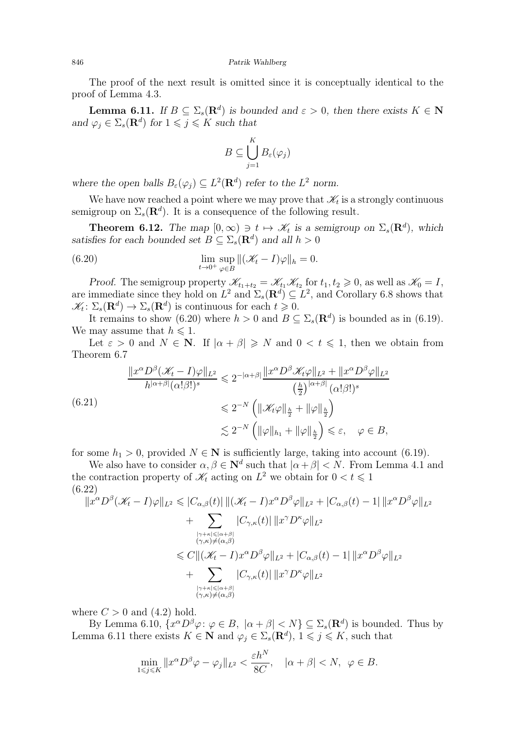The proof of the next result is omitted since it is conceptually identical to the proof of Lemma 4.3.

**Lemma 6.11.** *If $B \subseteq \Sigma_s(\mathbf{R}^d)$ is bounded and $\varepsilon > 0$, then there exists $K \in \mathbf{N}$ and $\varphi_j \in \Sigma_s(\mathbf{R}^d)$ for $1 \leqslant j \leqslant K$ such that*

$$B \subseteq \bigcup_{j=1}^{K} B_\varepsilon(\varphi_j)$$

*where the open balls $B_\varepsilon(\varphi_j) \subseteq L^2(\mathbf{R}^d)$ refer to the $L^2$ norm.*

We have now reached a point where we may prove that $\mathscr{K}_t$ is a strongly continuous semigroup on $\Sigma_s(\mathbf{R}^d)$. It is a consequence of the following result.

**Theorem 6.12.** *The map $[0,\infty) \ni t \mapsto \mathscr{K}_t$ is a semigroup on $\Sigma_s(\mathbf{R}^d)$, which satisfies for each bounded set $B \subseteq \Sigma_s(\mathbf{R}^d)$ and all $h > 0$*

$$\lim_{t \to 0^+} \sup_{\varphi \in B} \|(\mathscr{K}_t - I)\varphi\|_h = 0. \tag{6.20}$$

*Proof.* The semigroup property $\mathscr{K}_{t_1+t_2} = \mathscr{K}_{t_1}\mathscr{K}_{t_2}$ for $t_1, t_2 \geqslant 0$, as well as $\mathscr{K}_0 = I$, are immediate since they hold on $L^2$ and $\Sigma_s(\mathbf{R}^d) \subseteq L^2$, and Corollary 6.8 shows that $\mathscr{K}_t \colon \Sigma_s(\mathbf{R}^d) \to \Sigma_s(\mathbf{R}^d)$ is continuous for each $t \geqslant 0$.

It remains to show (6.20) where $h > 0$ and $B \subseteq \Sigma_s(\mathbf{R}^d)$ is bounded as in (6.19). We may assume that $h \leqslant 1$.

Let $\varepsilon > 0$ and $N \in \mathbf{N}$. If $|\alpha + \beta| \geqslant N$ and $0 < t \leqslant 1$, then we obtain from Theorem 6.7

$$\begin{aligned}
\frac{\|x^\alpha D^\beta (\mathscr{K}_t - I)\varphi\|_{L^2}}{h^{|\alpha+\beta|}(\alpha!\beta!)^s} &\leqslant 2^{-|\alpha+\beta|} \frac{\|x^\alpha D^\beta \mathscr{K}_t \varphi\|_{L^2} + \|x^\alpha D^\beta \varphi\|_{L^2}}{\left(\frac{h}{2}\right)^{|\alpha+\beta|}(\alpha!\beta!)^s} \\
&\leqslant 2^{-N}\left(\|\mathscr{K}_t\varphi\|_{\frac{h}{2}} + \|\varphi\|_{\frac{h}{2}}\right) \\
&\lesssim 2^{-N}\left(\|\varphi\|_{h_1} + \|\varphi\|_{\frac{h}{2}}\right) \leqslant \varepsilon, \quad \varphi \in B,
\end{aligned} \tag{6.21}$$

for some $h_1 > 0$, provided $N \in \mathbf{N}$ is sufficiently large, taking into account (6.19).

We also have to consider $\alpha, \beta \in \mathbf{N}^d$ such that $|\alpha + \beta| < N$. From Lemma 4.1 and the contraction property of $\mathscr{K}_t$ acting on $L^2$ we obtain for $0 < t \leqslant 1$

$$\begin{aligned}
\|x^\alpha D^\beta (\mathscr{K}_t - I)\varphi\|_{L^2} &\leqslant |C_{\alpha,\beta}(t)|\, \|(\mathscr{K}_t - I)x^\alpha D^\beta \varphi\|_{L^2} + |C_{\alpha,\beta}(t) - 1|\, \|x^\alpha D^\beta \varphi\|_{L^2} \\
&\quad + \sum_{\substack{|\gamma+\kappa| \leqslant |\alpha+\beta| \\ (\gamma,\kappa) \neq (\alpha,\beta)}} |C_{\gamma,\kappa}(t)|\, \|x^\gamma D^\kappa \varphi\|_{L^2} \\
&\leqslant C\|(\mathscr{K}_t - I)x^\alpha D^\beta \varphi\|_{L^2} + |C_{\alpha,\beta}(t) - 1|\, \|x^\alpha D^\beta \varphi\|_{L^2} \\
&\quad + \sum_{\substack{|\gamma+\kappa| \leqslant |\alpha+\beta| \\ (\gamma,\kappa) \neq (\alpha,\beta)}} |C_{\gamma,\kappa}(t)|\, \|x^\gamma D^\kappa \varphi\|_{L^2}
\end{aligned} \tag{6.22}$$

where $C > 0$ and (4.2) hold.

By Lemma 6.10, $\{x^\alpha D^\beta \varphi \colon \varphi \in B,\ |\alpha + \beta| < N\} \subseteq \Sigma_s(\mathbf{R}^d)$ is bounded. Thus by Lemma 6.11 there exists $K \in \mathbf{N}$ and $\varphi_j \in \Sigma_s(\mathbf{R}^d)$, $1 \leqslant j \leqslant K$, such that

$$\min_{1 \leqslant j \leqslant K} \|x^\alpha D^\beta \varphi - \varphi_j\|_{L^2} < \frac{\varepsilon h^N}{8C}, \quad |\alpha + \beta| < N, \ \varphi \in B.$$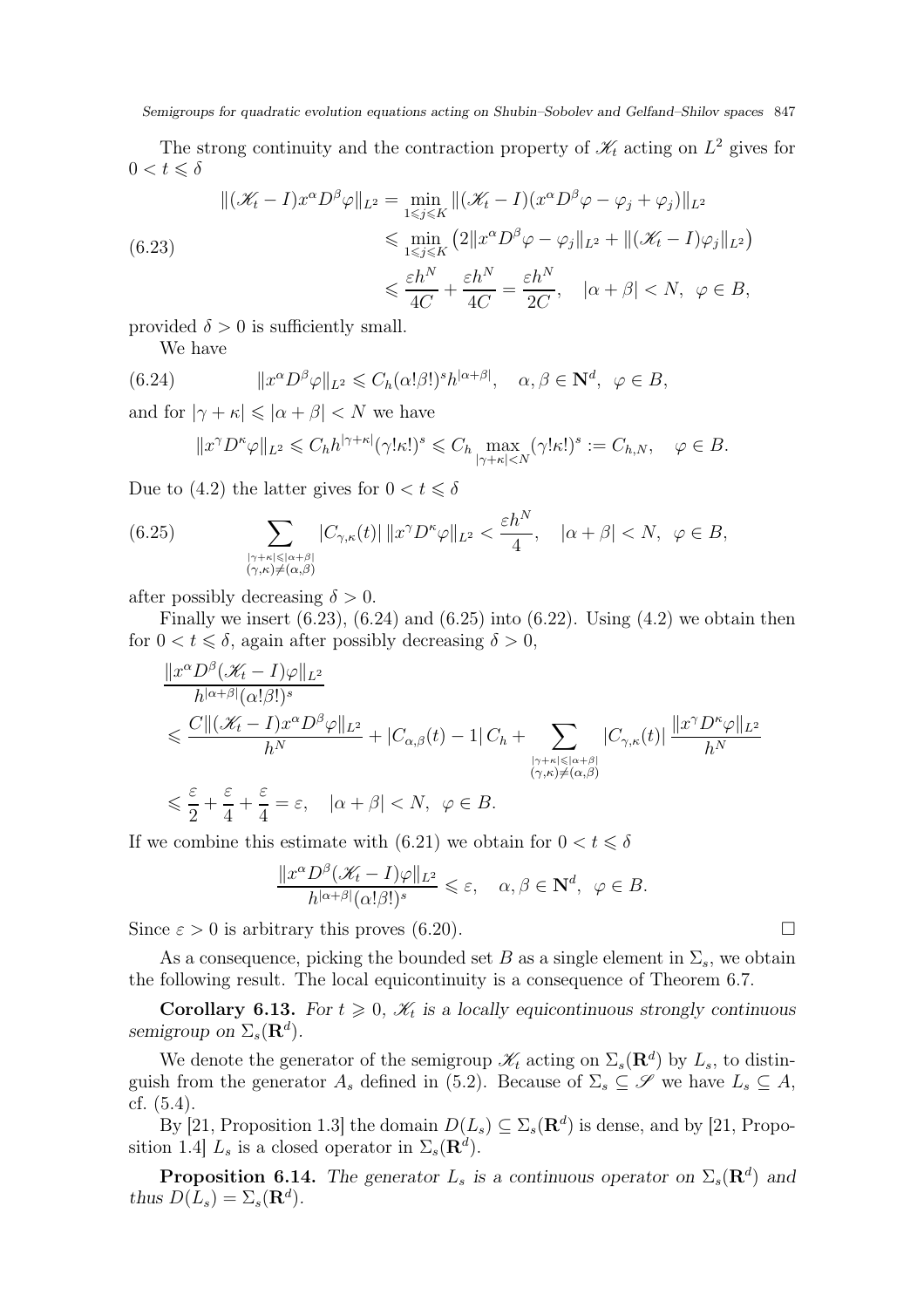The strong continuity and the contraction property of $\mathscr{K}_t$ acting on $L^2$ gives for $0 < t \leqslant \delta$

$$
\begin{aligned}
\|(\mathscr{K}_t - I)x^\alpha D^\beta \varphi\|_{L^2} &= \min_{1\leqslant j\leqslant K} \|(\mathscr{K}_t - I)(x^\alpha D^\beta \varphi - \varphi_j + \varphi_j)\|_{L^2} \\
&\leqslant \min_{1\leqslant j\leqslant K} \big(2\|x^\alpha D^\beta \varphi - \varphi_j\|_{L^2} + \|(\mathscr{K}_t - I)\varphi_j\|_{L^2}\big) \\
&\leqslant \frac{\varepsilon h^N}{4C} + \frac{\varepsilon h^N}{4C} = \frac{\varepsilon h^N}{2C}, \quad |\alpha+\beta| < N, \ \varphi \in B,
\end{aligned}
\tag{6.23}
$$

provided $\delta > 0$ is sufficiently small.

We have

$$
\|x^\alpha D^\beta \varphi\|_{L^2} \leqslant C_h (\alpha!\beta!)^s h^{|\alpha+\beta|}, \quad \alpha,\beta \in \mathbf{N}^d, \ \varphi \in B,
\tag{6.24}
$$

and for $|\gamma+\kappa| \leqslant |\alpha+\beta| < N$ we have

$$
\|x^\gamma D^\kappa \varphi\|_{L^2} \leqslant C_h h^{|\gamma+\kappa|} (\gamma!\kappa!)^s \leqslant C_h \max_{|\gamma+\kappa|<N} (\gamma!\kappa!)^s := C_{h,N}, \quad \varphi \in B.
$$

Due to (4.2) the latter gives for $0 < t \leqslant \delta$

$$
\sum_{\substack{|\gamma+\kappa| \leqslant |\alpha+\beta| \\ (\gamma,\kappa) \neq (\alpha,\beta)}} |C_{\gamma,\kappa}(t)| \, \|x^\gamma D^\kappa \varphi\|_{L^2} < \frac{\varepsilon h^N}{4}, \quad |\alpha+\beta| < N, \ \varphi \in B,
\tag{6.25}
$$

after possibly decreasing $\delta > 0$.

Finally we insert (6.23), (6.24) and (6.25) into (6.22). Using (4.2) we obtain then for $0 < t \leqslant \delta$, again after possibly decreasing $\delta > 0$,

$$
\begin{aligned}
&\frac{\|x^\alpha D^\beta (\mathscr{K}_t - I)\varphi\|_{L^2}}{h^{|\alpha+\beta|}(\alpha!\beta!)^s} \\
&\leqslant \frac{C\|(\mathscr{K}_t - I)x^\alpha D^\beta \varphi\|_{L^2}}{h^N} + |C_{\alpha,\beta}(t) - 1| \, C_h + \sum_{\substack{|\gamma+\kappa| \leqslant |\alpha+\beta| \\ (\gamma,\kappa) \neq (\alpha,\beta)}} |C_{\gamma,\kappa}(t)| \, \frac{\|x^\gamma D^\kappa \varphi\|_{L^2}}{h^N} \\
&\leqslant \frac{\varepsilon}{2} + \frac{\varepsilon}{4} + \frac{\varepsilon}{4} = \varepsilon, \quad |\alpha+\beta| < N, \ \varphi \in B.
\end{aligned}
$$

If we combine this estimate with (6.21) we obtain for $0 < t \leqslant \delta$

$$
\frac{\|x^\alpha D^\beta (\mathscr{K}_t - I)\varphi\|_{L^2}}{h^{|\alpha+\beta|}(\alpha!\beta!)^s} \leqslant \varepsilon, \quad \alpha,\beta \in \mathbf{N}^d, \ \varphi \in B.
$$

Since $\varepsilon > 0$ is arbitrary this proves (6.20). $\square$

As a consequence, picking the bounded set $B$ as a single element in $\Sigma_s$, we obtain the following result. The local equicontinuity is a consequence of Theorem 6.7.

**Corollary 6.13.** *For $t \geqslant 0$, $\mathscr{K}_t$ is a locally equicontinuous strongly continuous semigroup on $\Sigma_s(\mathbf{R}^d)$.*

We denote the generator of the semigroup $\mathscr{K}_t$ acting on $\Sigma_s(\mathbf{R}^d)$ by $L_s$, to distinguish from the generator $A_s$ defined in (5.2). Because of $\Sigma_s \subseteq \mathscr{S}$ we have $L_s \subseteq A$, cf. (5.4).

By [21, Proposition 1.3] the domain $D(L_s) \subseteq \Sigma_s(\mathbf{R}^d)$ is dense, and by [21, Proposition 1.4] $L_s$ is a closed operator in $\Sigma_s(\mathbf{R}^d)$.

**Proposition 6.14.** *The generator $L_s$ is a continuous operator on $\Sigma_s(\mathbf{R}^d)$ and thus $D(L_s) = \Sigma_s(\mathbf{R}^d)$.*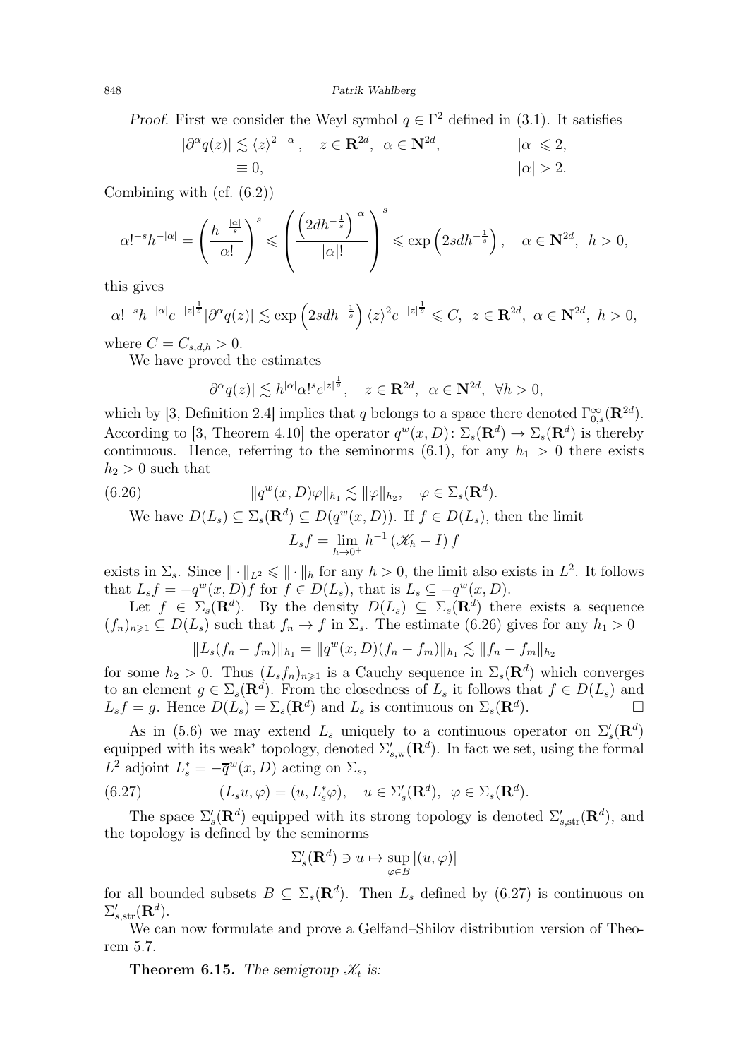*Proof.* First we consider the Weyl symbol $q \in \Gamma^2$ defined in (3.1). It satisfies

$$
\begin{aligned}
|\partial^\alpha q(z)| &\lesssim \langle z \rangle^{2-|\alpha|}, \quad z \in \mathbf{R}^{2d}, \ \alpha \in \mathbf{N}^{2d}, & |\alpha| \leqslant 2, \\
&\equiv 0, & |\alpha| > 2.
\end{aligned}
$$

Combining with (cf. (6.2))

$$
\alpha!^{-s} h^{-|\alpha|} = \left( \frac{h^{-\frac{|\alpha|}{s}}}{\alpha!} \right)^s \leqslant \left( \frac{\left(2dh^{-\frac{1}{s}}\right)^{|\alpha|}}{|\alpha|!} \right)^s \leqslant \exp\left(2sdh^{-\frac{1}{s}}\right), \quad \alpha \in \mathbf{N}^{2d}, \ h > 0,
$$

this gives

$$
\alpha!^{-s} h^{-|\alpha|} e^{-|z|^{\frac{1}{s}}} |\partial^\alpha q(z)| \lesssim \exp\left(2sdh^{-\frac{1}{s}}\right) \langle z \rangle^2 e^{-|z|^{\frac{1}{s}}} \leqslant C, \ \ z \in \mathbf{R}^{2d}, \ \alpha \in \mathbf{N}^{2d}, \ h > 0,
$$

where $C = C_{s,d,h} > 0$.

We have proved the estimates

$$
|\partial^\alpha q(z)| \lesssim h^{|\alpha|} \alpha!^s e^{|z|^{\frac{1}{s}}}, \quad z \in \mathbf{R}^{2d}, \ \alpha \in \mathbf{N}^{2d}, \ \forall h > 0,
$$

which by [3, Definition 2.4] implies that $q$ belongs to a space there denoted $\Gamma_{0,s}^\infty(\mathbf{R}^{2d})$. According to [3, Theorem 4.10] the operator $q^w(x, D) : \Sigma_s(\mathbf{R}^d) \to \Sigma_s(\mathbf{R}^d)$ is thereby continuous. Hence, referring to the seminorms (6.1), for any $h_1 > 0$ there exists $h_2 > 0$ such that

$$
\|q^w(x, D)\varphi\|_{h_1} \lesssim \|\varphi\|_{h_2}, \quad \varphi \in \Sigma_s(\mathbf{R}^d). \tag{6.26}
$$

We have $D(L_s) \subseteq \Sigma_s(\mathbf{R}^d) \subseteq D(q^w(x, D))$. If $f \in D(L_s)$, then the limit

$$
L_s f = \lim_{h \to 0^+} h^{-1} \left( \mathscr{K}_h - I \right) f
$$

exists in $\Sigma_s$. Since $\| \cdot \|_{L^2} \leqslant \| \cdot \|_h$ for any $h > 0$, the limit also exists in $L^2$. It follows that $L_s f = -q^w(x, D) f$ for $f \in D(L_s)$, that is $L_s \subseteq -q^w(x, D)$.

Let $f \in \Sigma_s(\mathbf{R}^d)$. By the density $D(L_s) \subseteq \Sigma_s(\mathbf{R}^d)$ there exists a sequence $(f_n)_{n \geqslant 1} \subseteq D(L_s)$ such that $f_n \to f$ in $\Sigma_s$. The estimate (6.26) gives for any $h_1 > 0$

$$
\|L_s(f_n - f_m)\|_{h_1} = \|q^w(x, D)(f_n - f_m)\|_{h_1} \lesssim \|f_n - f_m\|_{h_2}
$$

for some $h_2 > 0$. Thus $(L_s f_n)_{n \geqslant 1}$ is a Cauchy sequence in $\Sigma_s(\mathbf{R}^d)$ which converges to an element $g \in \Sigma_s(\mathbf{R}^d)$. From the closedness of $L_s$ it follows that $f \in D(L_s)$ and $L_s f = g$. Hence $D(L_s) = \Sigma_s(\mathbf{R}^d)$ and $L_s$ is continuous on $\Sigma_s(\mathbf{R}^d)$. □

As in (5.6) we may extend $L_s$ uniquely to a continuous operator on $\Sigma_s'(\mathbf{R}^d)$ equipped with its weak$^*$ topology, denoted $\Sigma_{s,\mathrm{w}}'(\mathbf{R}^d)$. In fact we set, using the formal $L^2$ adjoint $L_s^* = -\overline{q}^w(x, D)$ acting on $\Sigma_s$,

$$
(L_s u, \varphi) = (u, L_s^* \varphi), \quad u \in \Sigma_s'(\mathbf{R}^d), \ \varphi \in \Sigma_s(\mathbf{R}^d). \tag{6.27}
$$

The space $\Sigma_s'(\mathbf{R}^d)$ equipped with its strong topology is denoted $\Sigma_{s,\mathrm{str}}'(\mathbf{R}^d)$, and the topology is defined by the seminorms

$$
\Sigma_s'(\mathbf{R}^d) \ni u \mapsto \sup_{\varphi \in B} |(u, \varphi)|
$$

for all bounded subsets $B \subseteq \Sigma_s(\mathbf{R}^d)$. Then $L_s$ defined by (6.27) is continuous on $\Sigma_{s,\mathrm{str}}'(\mathbf{R}^d)$.

We can now formulate and prove a Gelfand–Shilov distribution version of Theorem 5.7.

**Theorem 6.15.** *The semigroup $\mathscr{K}_t$ is:*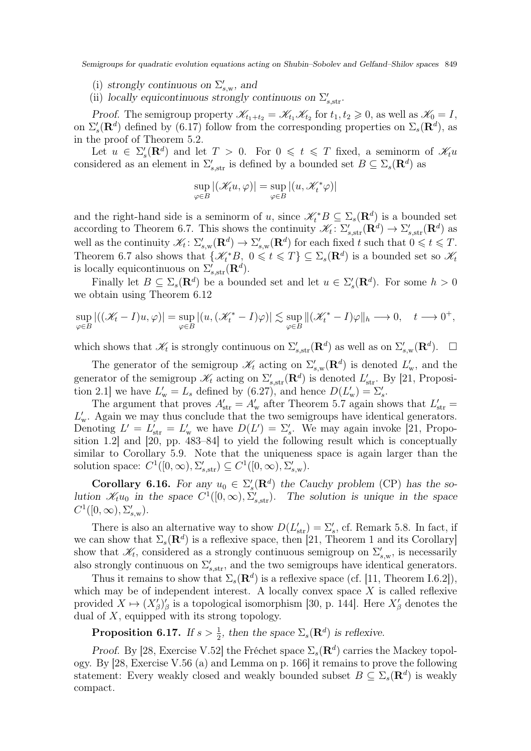(i) *strongly continuous on* $\Sigma'_{s,\mathrm{w}}$, *and*

(ii) *locally equicontinuous strongly continuous on* $\Sigma'_{s,\mathrm{str}}$.

*Proof.* The semigroup property $\mathscr{K}_{t_1+t_2} = \mathscr{K}_{t_1}\mathscr{K}_{t_2}$ for $t_1, t_2 \geqslant 0$, as well as $\mathscr{K}_0 = I$, on $\Sigma'_s(\mathbf{R}^d)$ defined by (6.17) follow from the corresponding properties on $\Sigma_s(\mathbf{R}^d)$, as in the proof of Theorem 5.2.

Let $u \in \Sigma'_s(\mathbf{R}^d)$ and let $T > 0$. For $0 \leqslant t \leqslant T$ fixed, a seminorm of $\mathscr{K}_t u$ considered as an element in $\Sigma'_{s,\mathrm{str}}$ is defined by a bounded set $B \subseteq \Sigma_s(\mathbf{R}^d)$ as

$$\sup_{\varphi\in B} |(\mathscr{K}_t u, \varphi)| = \sup_{\varphi \in B} |(u, \mathscr{K}_t{}^*\varphi)|$$

and the right-hand side is a seminorm of $u$, since $\mathscr{K}_t{}^* B \subseteq \Sigma_s(\mathbf{R}^d)$ is a bounded set according to Theorem 6.7. This shows the continuity $\mathscr{K}_t \colon \Sigma'_{s,\mathrm{str}}(\mathbf{R}^d) \to \Sigma'_{s,\mathrm{str}}(\mathbf{R}^d)$ as well as the continuity $\mathscr{K}_t \colon \Sigma'_{s,\mathrm{w}}(\mathbf{R}^d) \to \Sigma'_{s,\mathrm{w}}(\mathbf{R}^d)$ for each fixed $t$ such that $0 \leqslant t \leqslant T$. Theorem 6.7 also shows that $\{\mathscr{K}_t{}^* B,\ 0 \leqslant t \leqslant T\} \subseteq \Sigma_s(\mathbf{R}^d)$ is a bounded set so $\mathscr{K}_t$ is locally equicontinuous on $\Sigma'_{s,\mathrm{str}}(\mathbf{R}^d)$.

Finally let $B \subseteq \Sigma_s(\mathbf{R}^d)$ be a bounded set and let $u \in \Sigma'_s(\mathbf{R}^d)$. For some $h > 0$ we obtain using Theorem 6.12

$$\sup_{\varphi\in B} |((\mathscr{K}_t - I)u, \varphi)| = \sup_{\varphi\in B} |(u, (\mathscr{K}_t{}^* - I)\varphi)| \lesssim \sup_{\varphi \in B} \|(\mathscr{K}_t{}^* - I)\varphi\|_h \longrightarrow 0, \quad t \longrightarrow 0^+,$$

which shows that $\mathscr{K}_t$ is strongly continuous on $\Sigma'_{s,\mathrm{str}}(\mathbf{R}^d)$ as well as on $\Sigma'_{s,\mathrm{w}}(\mathbf{R}^d)$. $\square$

The generator of the semigroup $\mathscr{K}_t$ acting on $\Sigma'_{s,\mathrm{w}}(\mathbf{R}^d)$ is denoted $L'_{\mathrm{w}}$, and the generator of the semigroup $\mathscr{K}_t$ acting on $\Sigma'_{s,\mathrm{str}}(\mathbf{R}^d)$ is denoted $L'_{\mathrm{str}}$. By [21, Proposition 2.1] we have $L'_{\mathrm{w}} = L_s$ defined by (6.27), and hence $D(L'_{\mathrm{w}}) = \Sigma'_s$.

The argument that proves $A'_{\mathrm{str}} = A'_{\mathrm{w}}$ after Theorem 5.7 again shows that $L'_{\mathrm{str}} = L'_{\mathrm{w}}$. Again we may thus conclude that the two semigroups have identical generators. Denoting $L' = L'_{\mathrm{str}} = L'_{\mathrm{w}}$ we have $D(L') = \Sigma'_s$. We may again invoke [21, Proposition 1.2] and [20, pp. 483–84] to yield the following result which is conceptually similar to Corollary 5.9. Note that the uniqueness space is again larger than the solution space: $C^1([0,\infty), \Sigma'_{s,\mathrm{str}}) \subseteq C^1([0,\infty), \Sigma'_{s,\mathrm{w}})$.

**Corollary 6.16.** *For any* $u_0 \in \Sigma'_s(\mathbf{R}^d)$ *the Cauchy problem* (CP) *has the solution* $\mathscr{K}_t u_0$ *in the space* $C^1([0,\infty), \Sigma'_{s,\mathrm{str}})$. *The solution is unique in the space* $C^1([0,\infty), \Sigma'_{s,\mathrm{w}})$.

There is also an alternative way to show $D(L'_{\mathrm{str}}) = \Sigma'_s$, cf. Remark 5.8. In fact, if we can show that $\Sigma_s(\mathbf{R}^d)$ is a reflexive space, then [21, Theorem 1 and its Corollary] show that $\mathscr{K}_t$, considered as a strongly continuous semigroup on $\Sigma'_{s,\mathrm{w}}$, is necessarily also strongly continuous on $\Sigma'_{s,\mathrm{str}}$, and the two semigroups have identical generators.

Thus it remains to show that $\Sigma_s(\mathbf{R}^d)$ is a reflexive space (cf. [11, Theorem I.6.2]), which may be of independent interest. A locally convex space $X$ is called reflexive provided $X \mapsto (X'_\beta)'_\beta$ is a topological isomorphism [30, p. 144]. Here $X'_\beta$ denotes the dual of $X$, equipped with its strong topology.

**Proposition 6.17.** *If* $s > \frac{1}{2}$, *then the space* $\Sigma_s(\mathbf{R}^d)$ *is reflexive.*

*Proof.* By [28, Exercise V.52] the Fréchet space $\Sigma_s(\mathbf{R}^d)$ carries the Mackey topology. By [28, Exercise V.56 (a) and Lemma on p. 166] it remains to prove the following statement: Every weakly closed and weakly bounded subset $B \subseteq \Sigma_s(\mathbf{R}^d)$ is weakly compact.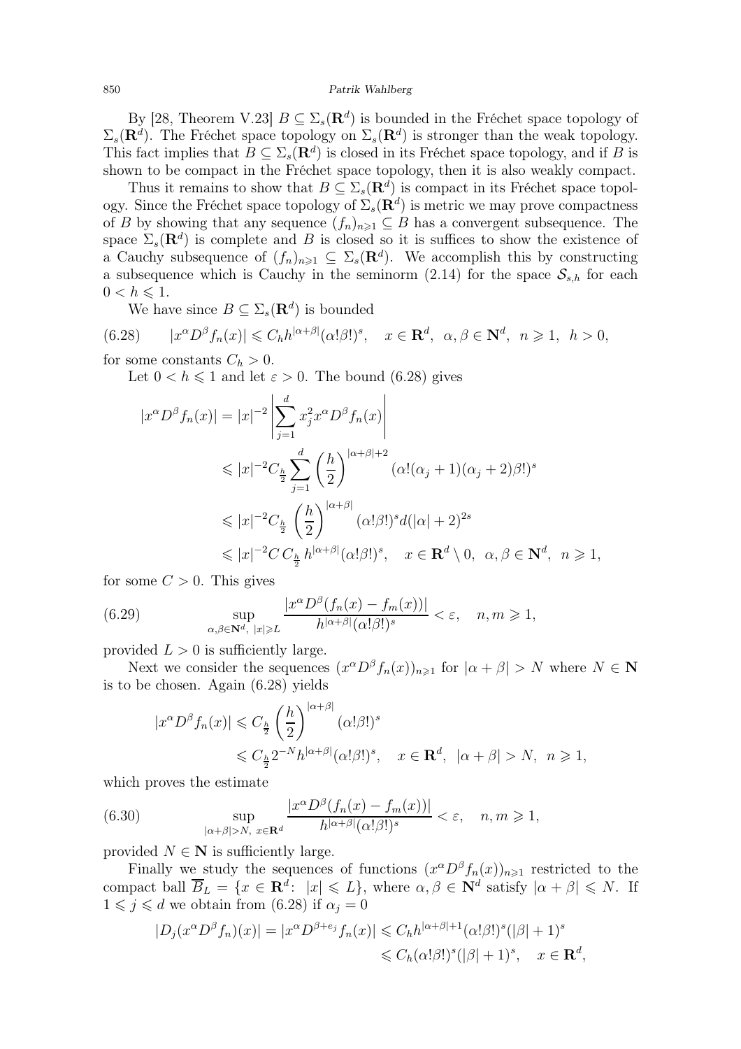By [28, Theorem V.23] $B \subseteq \Sigma_s(\mathbf{R}^d)$ is bounded in the Fréchet space topology of $\Sigma_s(\mathbf{R}^d)$. The Fréchet space topology on $\Sigma_s(\mathbf{R}^d)$ is stronger than the weak topology. This fact implies that $B \subseteq \Sigma_s(\mathbf{R}^d)$ is closed in its Fréchet space topology, and if $B$ is shown to be compact in the Fréchet space topology, then it is also weakly compact.

Thus it remains to show that $B \subseteq \Sigma_s(\mathbf{R}^d)$ is compact in its Fréchet space topology. Since the Fréchet space topology of $\Sigma_s(\mathbf{R}^d)$ is metric we may prove compactness of $B$ by showing that any sequence $(f_n)_{n \geqslant 1} \subseteq B$ has a convergent subsequence. The space $\Sigma_s(\mathbf{R}^d)$ is complete and $B$ is closed so it is suffices to show the existence of a Cauchy subsequence of $(f_n)_{n \geqslant 1} \subseteq \Sigma_s(\mathbf{R}^d)$. We accomplish this by constructing a subsequence which is Cauchy in the seminorm (2.14) for the space $\mathcal{S}_{s,h}$ for each $0 < h \leqslant 1$.

We have since $B \subseteq \Sigma_s(\mathbf{R}^d)$ is bounded

$$
(6.28) \qquad |x^\alpha D^\beta f_n(x)| \leqslant C_h h^{|\alpha+\beta|} (\alpha!\beta!)^s, \quad x \in \mathbf{R}^d, \ \alpha, \beta \in \mathbf{N}^d, \ n \geqslant 1, \ h > 0,
$$

for some constants $C_h > 0$.

Let $0 < h \leqslant 1$ and let $\varepsilon > 0$. The bound (6.28) gives

$$
\begin{aligned}
|x^\alpha D^\beta f_n(x)| &= |x|^{-2} \left| \sum_{j=1}^d x_j^2 x^\alpha D^\beta f_n(x) \right| \\
&\leqslant |x|^{-2} C_{\frac{h}{2}} \sum_{j=1}^d \left( \frac{h}{2} \right)^{|\alpha+\beta|+2} (\alpha!(\alpha_j+1)(\alpha_j+2)\beta!)^s \\
&\leqslant |x|^{-2} C_{\frac{h}{2}} \left( \frac{h}{2} \right)^{|\alpha+\beta|} (\alpha!\beta!)^s d(|\alpha|+2)^{2s} \\
&\leqslant |x|^{-2} C\, C_{\frac{h}{2}}\, h^{|\alpha+\beta|} (\alpha!\beta!)^s, \quad x \in \mathbf{R}^d \setminus 0, \ \alpha, \beta \in \mathbf{N}^d, \ n \geqslant 1,
\end{aligned}
$$

for some $C > 0$. This gives

$$
(6.29) \qquad \sup_{\alpha, \beta \in \mathbf{N}^d, \ |x| \geqslant L} \frac{|x^\alpha D^\beta (f_n(x) - f_m(x))|}{h^{|\alpha+\beta|} (\alpha!\beta!)^s} < \varepsilon, \quad n, m \geqslant 1,
$$

provided $L > 0$ is sufficiently large.

Next we consider the sequences $(x^\alpha D^\beta f_n(x))_{n \geqslant 1}$ for $|\alpha + \beta| > N$ where $N \in \mathbf{N}$ is to be chosen. Again (6.28) yields

$$
\begin{aligned}
|x^\alpha D^\beta f_n(x)| &\leqslant C_{\frac{h}{2}} \left( \frac{h}{2} \right)^{|\alpha+\beta|} (\alpha!\beta!)^s \\
&\leqslant C_{\frac{h}{2}} 2^{-N} h^{|\alpha+\beta|} (\alpha!\beta!)^s, \quad x \in \mathbf{R}^d, \ |\alpha+\beta| > N, \ n \geqslant 1,
\end{aligned}
$$

which proves the estimate

$$
(6.30) \qquad \sup_{|\alpha+\beta| > N, \ x \in \mathbf{R}^d} \frac{|x^\alpha D^\beta (f_n(x) - f_m(x))|}{h^{|\alpha+\beta|} (\alpha!\beta!)^s} < \varepsilon, \quad n, m \geqslant 1,
$$

provided $N \in \mathbf{N}$ is sufficiently large.

Finally we study the sequences of functions $(x^\alpha D^\beta f_n(x))_{n \geqslant 1}$ restricted to the compact ball $\overline{B}_L = \{x \in \mathbf{R}^d : \ |x| \leqslant L\}$, where $\alpha, \beta \in \mathbf{N}^d$ satisfy $|\alpha + \beta| \leqslant N$. If $1 \leqslant j \leqslant d$ we obtain from (6.28) if $\alpha_j = 0$

$$
\begin{aligned}
|D_j(x^\alpha D^\beta f_n)(x)| = |x^\alpha D^{\beta+e_j} f_n(x)| &\leqslant C_h h^{|\alpha+\beta|+1} (\alpha!\beta!)^s (|\beta|+1)^s \\
&\leqslant C_h (\alpha!\beta!)^s (|\beta|+1)^s, \quad x \in \mathbf{R}^d,
\end{aligned}
$$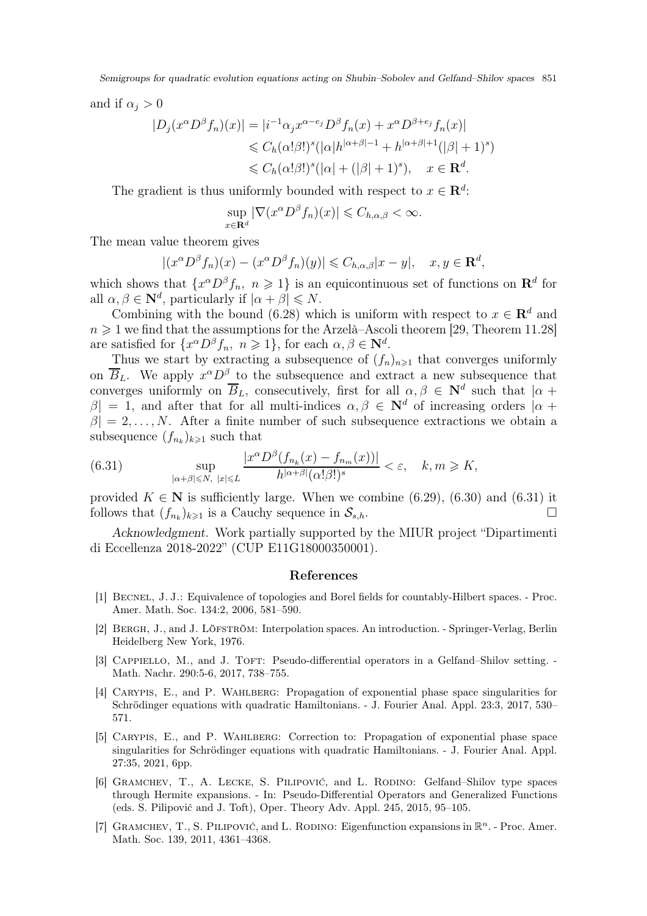and if $\alpha_j > 0$

$$
\begin{aligned}
|D_j(x^\alpha D^\beta f_n)(x)| &= |i^{-1}\alpha_j x^{\alpha-e_j} D^\beta f_n(x) + x^\alpha D^{\beta+e_j} f_n(x)| \\
&\leqslant C_h(\alpha!\beta!)^s(|\alpha| h^{|\alpha+\beta|-1} + h^{|\alpha+\beta|+1}(|\beta|+1)^s) \\
&\leqslant C_h(\alpha!\beta!)^s(|\alpha| + (|\beta|+1)^s), \quad x \in \mathbf{R}^d.
\end{aligned}
$$

The gradient is thus uniformly bounded with respect to $x \in \mathbf{R}^d$:

$$
\sup_{x \in \mathbf{R}^d} |\nabla(x^\alpha D^\beta f_n)(x)| \leqslant C_{h,\alpha,\beta} < \infty.
$$

The mean value theorem gives

$$
|(x^\alpha D^\beta f_n)(x) - (x^\alpha D^\beta f_n)(y)| \leqslant C_{h,\alpha,\beta}|x-y|, \quad x, y \in \mathbf{R}^d,
$$

which shows that $\{x^\alpha D^\beta f_n,\ n \geqslant 1\}$ is an equicontinuous set of functions on $\mathbf{R}^d$ for all $\alpha, \beta \in \mathbf{N}^d$, particularly if $|\alpha+\beta| \leqslant N$.

Combining with the bound (6.28) which is uniform with respect to $x \in \mathbf{R}^d$ and $n \geqslant 1$ we find that the assumptions for the Arzelà–Ascoli theorem [29, Theorem 11.28] are satisfied for $\{x^\alpha D^\beta f_n,\ n \geqslant 1\}$, for each $\alpha, \beta \in \mathbf{N}^d$.

Thus we start by extracting a subsequence of $(f_n)_{n \geqslant 1}$ that converges uniformly on $\overline{B}_L$. We apply $x^\alpha D^\beta$ to the subsequence and extract a new subsequence that converges uniformly on $\overline{B}_L$, consecutively, first for all $\alpha, \beta \in \mathbf{N}^d$ such that $|\alpha + \beta| = 1$, and after that for all multi-indices $\alpha, \beta \in \mathbf{N}^d$ of increasing orders $|\alpha + \beta| = 2, \ldots, N$. After a finite number of such subsequence extractions we obtain a subsequence $(f_{n_k})_{k \geqslant 1}$ such that

$$
\sup_{|\alpha+\beta| \leqslant N,\ |x| \leqslant L} \frac{|x^\alpha D^\beta (f_{n_k}(x) - f_{n_m}(x))|}{h^{|\alpha+\beta|}(\alpha!\beta!)^s} < \varepsilon, \quad k, m \geqslant K, \tag{6.31}
$$

provided $K \in \mathbf{N}$ is sufficiently large. When we combine (6.29), (6.30) and (6.31) it follows that $(f_{n_k})_{k \geqslant 1}$ is a Cauchy sequence in $\mathcal{S}_{s,h}$. □

*Acknowledgment.* Work partially supported by the MIUR project "Dipartimenti di Eccellenza 2018-2022" (CUP E11G18000350001).

## References

[1] Becnel, J. J.: Equivalence of topologies and Borel fields for countably-Hilbert spaces. - Proc. Amer. Math. Soc. 134:2, 2006, 581–590.

[2] Bergh, J., and J. Löfström: Interpolation spaces. An introduction. - Springer-Verlag, Berlin Heidelberg New York, 1976.

[3] Cappiello, M., and J. Toft: Pseudo-differential operators in a Gelfand–Shilov setting. - Math. Nachr. 290:5-6, 2017, 738–755.

[4] Carypis, E., and P. Wahlberg: Propagation of exponential phase space singularities for Schrödinger equations with quadratic Hamiltonians. - J. Fourier Anal. Appl. 23:3, 2017, 530–571.

[5] Carypis, E., and P. Wahlberg: Correction to: Propagation of exponential phase space singularities for Schrödinger equations with quadratic Hamiltonians. - J. Fourier Anal. Appl. 27:35, 2021, 6pp.

[6] Gramchev, T., A. Lecke, S. Pilipović, and L. Rodino: Gelfand–Shilov type spaces through Hermite expansions. - In: Pseudo-Differential Operators and Generalized Functions (eds. S. Pilipović and J. Toft), Oper. Theory Adv. Appl. 245, 2015, 95–105.

[7] Gramchev, T., S. Pilipović, and L. Rodino: Eigenfunction expansions in $\mathbb{R}^n$. - Proc. Amer. Math. Soc. 139, 2011, 4361–4368.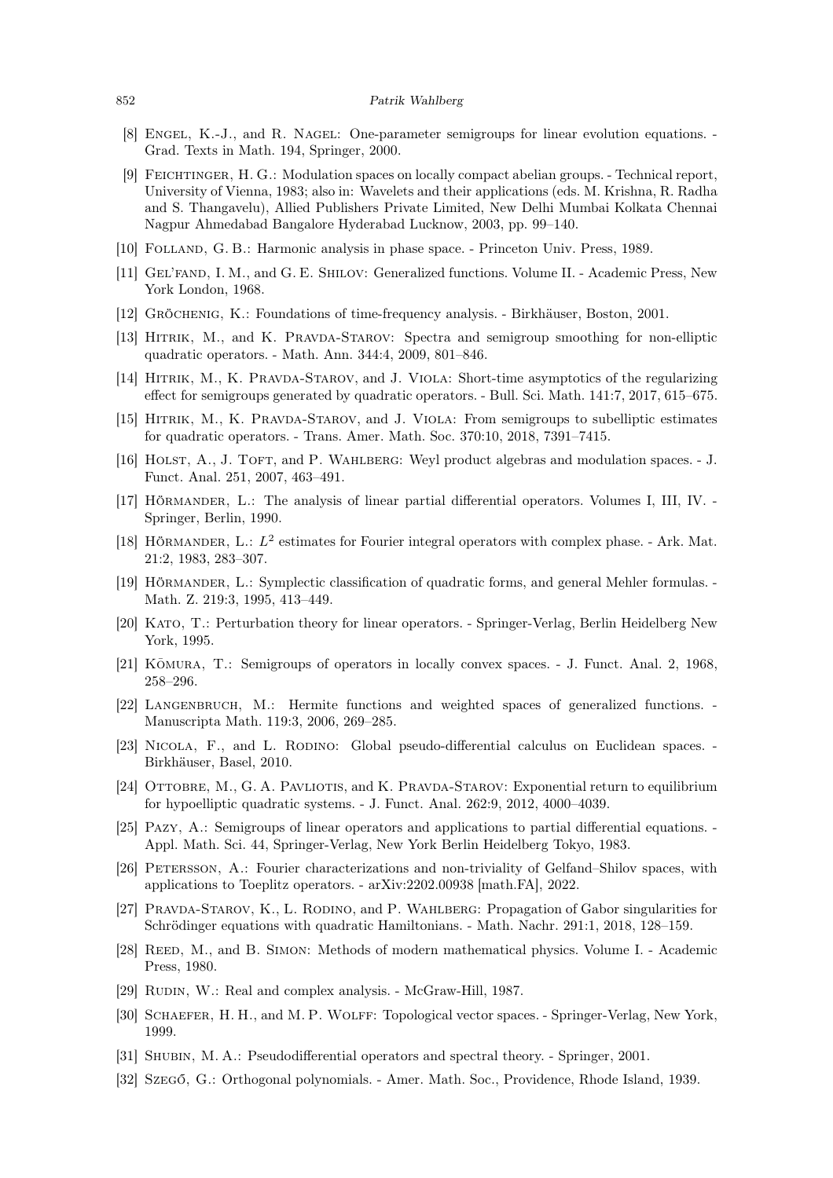[8] Engel, K.-J., and R. Nagel: One-parameter semigroups for linear evolution equations. - Grad. Texts in Math. 194, Springer, 2000.

[9] Feichtinger, H. G.: Modulation spaces on locally compact abelian groups. - Technical report, University of Vienna, 1983; also in: Wavelets and their applications (eds. M. Krishna, R. Radha and S. Thangavelu), Allied Publishers Private Limited, New Delhi Mumbai Kolkata Chennai Nagpur Ahmedabad Bangalore Hyderabad Lucknow, 2003, pp. 99–140.

[10] Folland, G. B.: Harmonic analysis in phase space. - Princeton Univ. Press, 1989.

[11] Gel'fand, I. M., and G. E. Shilov: Generalized functions. Volume II. - Academic Press, New York London, 1968.

[12] Gröchenig, K.: Foundations of time-frequency analysis. - Birkhäuser, Boston, 2001.

[13] Hitrik, M., and K. Pravda-Starov: Spectra and semigroup smoothing for non-elliptic quadratic operators. - Math. Ann. 344:4, 2009, 801–846.

[14] Hitrik, M., K. Pravda-Starov, and J. Viola: Short-time asymptotics of the regularizing effect for semigroups generated by quadratic operators. - Bull. Sci. Math. 141:7, 2017, 615–675.

[15] Hitrik, M., K. Pravda-Starov, and J. Viola: From semigroups to subelliptic estimates for quadratic operators. - Trans. Amer. Math. Soc. 370:10, 2018, 7391–7415.

[16] Holst, A., J. Toft, and P. Wahlberg: Weyl product algebras and modulation spaces. - J. Funct. Anal. 251, 2007, 463–491.

[17] Hörmander, L.: The analysis of linear partial differential operators. Volumes I, III, IV. - Springer, Berlin, 1990.

[18] Hörmander, L.: $L^2$ estimates for Fourier integral operators with complex phase. - Ark. Mat. 21:2, 1983, 283–307.

[19] Hörmander, L.: Symplectic classification of quadratic forms, and general Mehler formulas. - Math. Z. 219:3, 1995, 413–449.

[20] Kato, T.: Perturbation theory for linear operators. - Springer-Verlag, Berlin Heidelberg New York, 1995.

[21] Kōmura, T.: Semigroups of operators in locally convex spaces. - J. Funct. Anal. 2, 1968, 258–296.

[22] Langenbruch, M.: Hermite functions and weighted spaces of generalized functions. - Manuscripta Math. 119:3, 2006, 269–285.

[23] Nicola, F., and L. Rodino: Global pseudo-differential calculus on Euclidean spaces. - Birkhäuser, Basel, 2010.

[24] Ottobre, M., G. A. Pavliotis, and K. Pravda-Starov: Exponential return to equilibrium for hypoelliptic quadratic systems. - J. Funct. Anal. 262:9, 2012, 4000–4039.

[25] Pazy, A.: Semigroups of linear operators and applications to partial differential equations. - Appl. Math. Sci. 44, Springer-Verlag, New York Berlin Heidelberg Tokyo, 1983.

[26] Petersson, A.: Fourier characterizations and non-triviality of Gelfand–Shilov spaces, with applications to Toeplitz operators. - arXiv:2202.00938 [math.FA], 2022.

[27] Pravda-Starov, K., L. Rodino, and P. Wahlberg: Propagation of Gabor singularities for Schrödinger equations with quadratic Hamiltonians. - Math. Nachr. 291:1, 2018, 128–159.

[28] Reed, M., and B. Simon: Methods of modern mathematical physics. Volume I. - Academic Press, 1980.

[29] Rudin, W.: Real and complex analysis. - McGraw-Hill, 1987.

[30] Schaefer, H. H., and M. P. Wolff: Topological vector spaces. - Springer-Verlag, New York, 1999.

[31] Shubin, M. A.: Pseudodifferential operators and spectral theory. - Springer, 2001.

[32] Szegő, G.: Orthogonal polynomials. - Amer. Math. Soc., Providence, Rhode Island, 1939.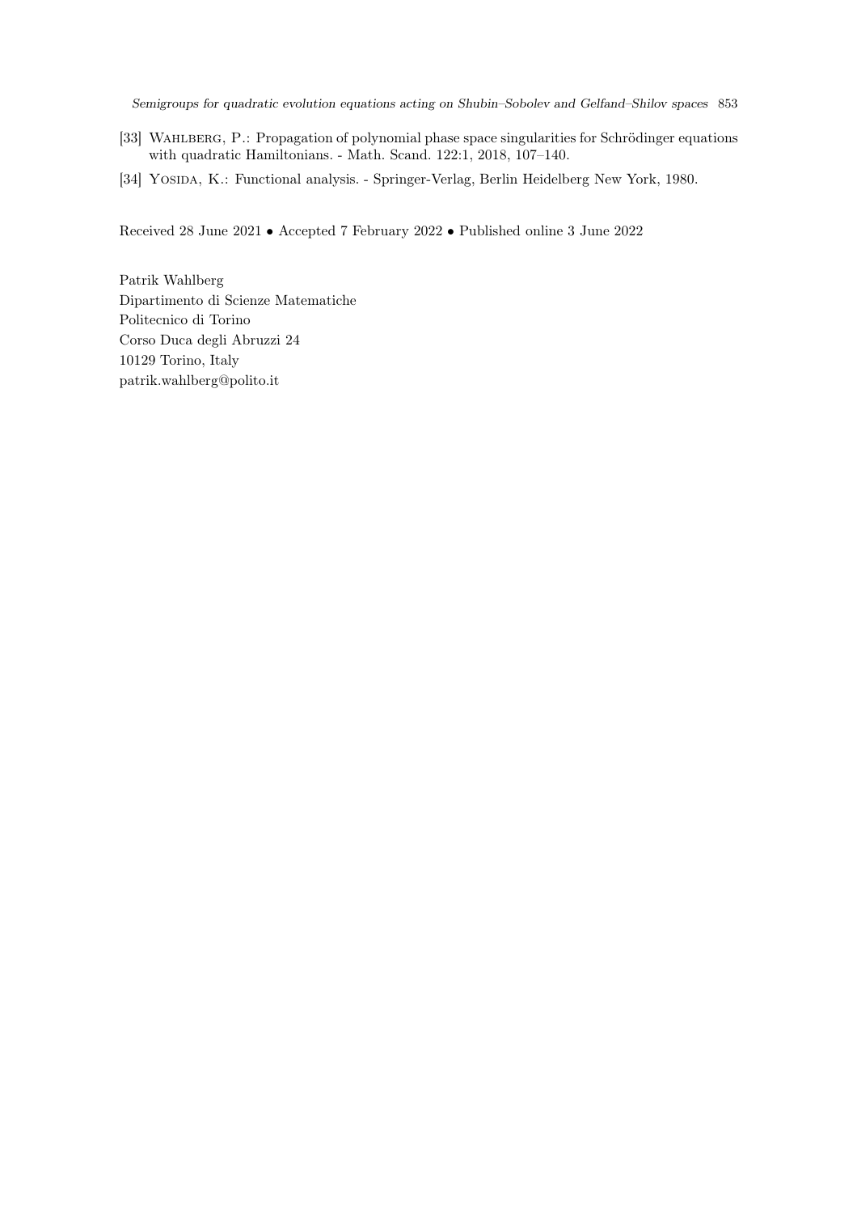[33] Wahlberg, P.: Propagation of polynomial phase space singularities for Schrödinger equations with quadratic Hamiltonians. - Math. Scand. 122:1, 2018, 107–140.

[34] Yosida, K.: Functional analysis. - Springer-Verlag, Berlin Heidelberg New York, 1980.

Received 28 June 2021 • Accepted 7 February 2022 • Published online 3 June 2022

Patrik Wahlberg  
Dipartimento di Scienze Matematiche  
Politecnico di Torino  
Corso Duca degli Abruzzi 24  
10129 Torino, Italy  
patrik.wahlberg@polito.it